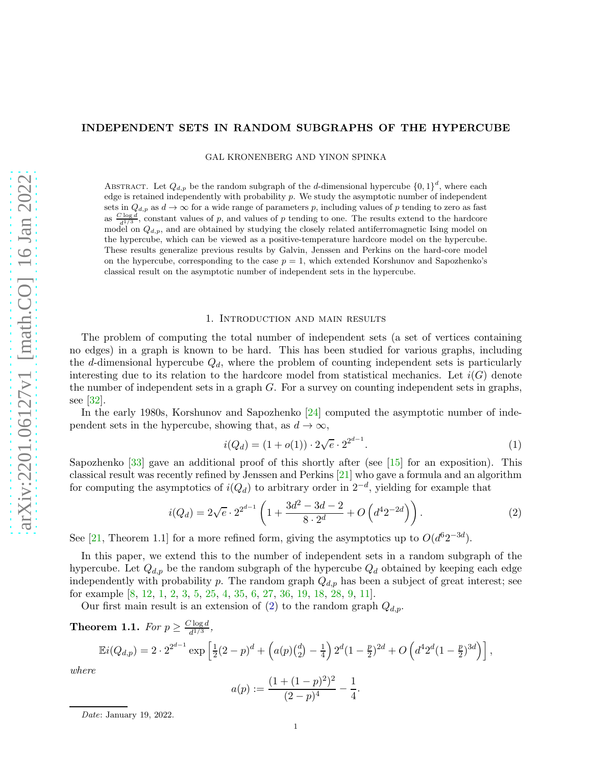# INDEPENDENT SETS IN RANDOM SUBGRAPHS OF THE HYPERCUBE

GAL KRONENBERG AND YINON SPINKA

Abstract. Let $Q_{d,p}$ be the random subgraph of the $d$-dimensional hypercube $\{0,1\}^d$, where each edge is retained independently with probability $p$. We study the asymptotic number of independent sets in $Q_{d,p}$ as $d \to \infty$ for a wide range of parameters $p$, including values of $p$ tending to zero as fast as $\frac{C \log d}{d^{1/3}}$, constant values of $p$, and values of $p$ tending to one. The results extend to the hardcore model on $Q_{d,p}$, and are obtained by studying the closely related antiferromagnetic Ising model on the hypercube, which can be viewed as a positive-temperature hardcore model on the hypercube. These results generalize previous results by Galvin, Jenssen and Perkins on the hard-core model on the hypercube, corresponding to the case $p = 1$, which extended Korshunov and Sapozhenko's classical result on the asymptotic number of independent sets in the hypercube.

## 1. Introduction and main results

The problem of computing the total number of independent sets (a set of vertices containing no edges) in a graph is known to be hard. This has been studied for various graphs, including the $d$-dimensional hypercube $Q_d$, where the problem of counting independent sets is particularly interesting due to its relation to the hardcore model from statistical mechanics. Let $i(G)$ denote the number of independent sets in a graph $G$. For a survey on counting independent sets in graphs, see [32].

In the early 1980s, Korshunov and Sapozhenko [24] computed the asymptotic number of independent sets in the hypercube, showing that, as $d \to \infty$,

$$i(Q_d) = (1 + o(1)) \cdot 2\sqrt{e} \cdot 2^{2^{d-1}}. \tag{1}$$

Sapozhenko [33] gave an additional proof of this shortly after (see [15] for an exposition). This classical result was recently refined by Jenssen and Perkins [21] who gave a formula and an algorithm for computing the asymptotics of $i(Q_d)$ to arbitrary order in $2^{-d}$, yielding for example that

$$i(Q_d) = 2\sqrt{e} \cdot 2^{2^{d-1}} \left(1 + \frac{3d^2 - 3d - 2}{8 \cdot 2^d} + O\left(d^4 2^{-2d}\right)\right). \tag{2}$$

See [21, Theorem 1.1] for a more refined form, giving the asymptotics up to $O(d^6 2^{-3d})$.

In this paper, we extend this to the number of independent sets in a random subgraph of the hypercube. Let $Q_{d,p}$ be the random subgraph of the hypercube $Q_d$ obtained by keeping each edge independently with probability $p$. The random graph $Q_{d,p}$ has been a subject of great interest; see for example [8, 12, 1, 2, 3, 5, 25, 4, 35, 6, 27, 36, 19, 18, 28, 9, 11].

Our first main result is an extension of (2) to the random graph $Q_{d,p}$.

**Theorem 1.1.** *For $p \geq \frac{C \log d}{d^{1/3}}$,*

$$\mathbb{E} i(Q_{d,p}) = 2 \cdot 2^{2^{d-1}} \exp\left[\tfrac{1}{2}(2-p)^d + \left(a(p)\tbinom{d}{2} - \tfrac{1}{4}\right) 2^d (1 - \tfrac{p}{2})^{2d} + O\left(d^4 2^d (1 - \tfrac{p}{2})^{3d}\right)\right],$$

*where*

$$a(p) := \frac{(1 + (1-p)^2)^2}{(2-p)^4} - \frac{1}{4}.$$

Date: January 19, 2022.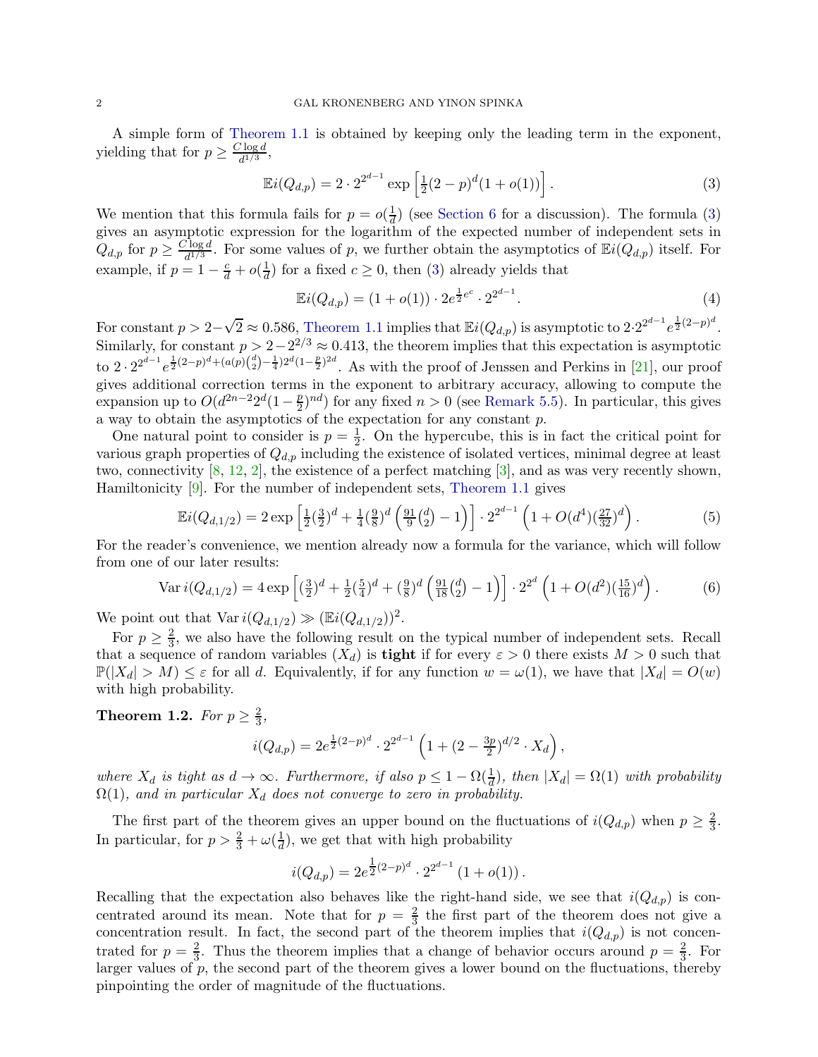A simple form of Theorem 1.1 is obtained by keeping only the leading term in the exponent, yielding that for $p \geq \frac{C \log d}{d^{1/3}}$,

$$\mathbb{E} i(Q_{d,p}) = 2 \cdot 2^{2^{d-1}} \exp\left[\tfrac{1}{2}(2-p)^d(1+o(1))\right]. \tag{3}$$

We mention that this formula fails for $p = o(\frac{1}{d})$ (see Section 6 for a discussion). The formula (3) gives an asymptotic expression for the logarithm of the expected number of independent sets in $Q_{d,p}$ for $p \geq \frac{C \log d}{d^{1/3}}$. For some values of $p$, we further obtain the asymptotics of $\mathbb{E} i(Q_{d,p})$ itself. For example, if $p = 1 - \frac{c}{d} + o(\frac{1}{d})$ for a fixed $c \geq 0$, then (3) already yields that

$$\mathbb{E} i(Q_{d,p}) = (1+o(1)) \cdot 2e^{\frac{1}{2}e^c} \cdot 2^{2^{d-1}}. \tag{4}$$

For constant $p > 2 - \sqrt{2} \approx 0.586$, Theorem 1.1 implies that $\mathbb{E} i(Q_{d,p})$ is asymptotic to $2 \cdot 2^{2^{d-1}} e^{\frac{1}{2}(2-p)^d}$. Similarly, for constant $p > 2 - 2^{2/3} \approx 0.413$, the theorem implies that this expectation is asymptotic to $2 \cdot 2^{2^{d-1}} e^{\frac{1}{2}(2-p)^d + (a(p)\binom{d}{2} - \frac{1}{4})2^d(1-\frac{p}{2})^{2d}}$. As with the proof of Jenssen and Perkins in [21], our proof gives additional correction terms in the exponent to arbitrary accuracy, allowing to compute the expansion up to $O(d^{2n-2}2^d(1-\frac{p}{2})^{nd})$ for any fixed $n > 0$ (see Remark 5.5). In particular, this gives a way to obtain the asymptotics of the expectation for any constant $p$.

One natural point to consider is $p = \frac{1}{2}$. On the hypercube, this is in fact the critical point for various graph properties of $Q_{d,p}$ including the existence of isolated vertices, minimal degree at least two, connectivity [8, 12, 2], the existence of a perfect matching [3], and as was very recently shown, Hamiltonicity [9]. For the number of independent sets, Theorem 1.1 gives

$$\mathbb{E} i(Q_{d,1/2}) = 2 \exp\left[\tfrac{1}{2}(\tfrac{3}{2})^d + \tfrac{1}{4}(\tfrac{9}{8})^d\left(\tfrac{91}{9}\tbinom{d}{2} - 1\right)\right] \cdot 2^{2^{d-1}}\left(1 + O(d^4)(\tfrac{27}{32})^d\right). \tag{5}$$

For the reader's convenience, we mention already now a formula for the variance, which will follow from one of our later results:

$$\operatorname{Var} i(Q_{d,1/2}) = 4 \exp\left[(\tfrac{3}{2})^d + \tfrac{1}{2}(\tfrac{5}{4})^d + (\tfrac{9}{8})^d\left(\tfrac{91}{18}\tbinom{d}{2} - 1\right)\right] \cdot 2^{2^d}\left(1 + O(d^2)(\tfrac{15}{16})^d\right). \tag{6}$$

We point out that $\operatorname{Var} i(Q_{d,1/2}) \gg (\mathbb{E} i(Q_{d,1/2}))^2$.

For $p \geq \frac{2}{3}$, we also have the following result on the typical number of independent sets. Recall that a sequence of random variables $(X_d)$ is **tight** if for every $\varepsilon > 0$ there exists $M > 0$ such that $\mathbb{P}(|X_d| > M) \leq \varepsilon$ for all $d$. Equivalently, if for any function $w = \omega(1)$, we have that $|X_d| = O(w)$ with high probability.

**Theorem 1.2.** *For $p \geq \frac{2}{3}$,*

$$i(Q_{d,p}) = 2e^{\frac{1}{2}(2-p)^d} \cdot 2^{2^{d-1}}\left(1 + (2 - \tfrac{3p}{2})^{d/2} \cdot X_d\right),$$

*where $X_d$ is tight as $d \to \infty$. Furthermore, if also $p \leq 1 - \Omega(\frac{1}{d})$, then $|X_d| = \Omega(1)$ with probability $\Omega(1)$, and in particular $X_d$ does not converge to zero in probability.*

The first part of the theorem gives an upper bound on the fluctuations of $i(Q_{d,p})$ when $p \geq \frac{2}{3}$. In particular, for $p > \frac{2}{3} + \omega(\frac{1}{d})$, we get that with high probability

$$i(Q_{d,p}) = 2e^{\frac{1}{2}(2-p)^d} \cdot 2^{2^{d-1}}(1 + o(1)).$$

Recalling that the expectation also behaves like the right-hand side, we see that $i(Q_{d,p})$ is concentrated around its mean. Note that for $p = \frac{2}{3}$ the first part of the theorem does not give a concentration result. In fact, the second part of the theorem implies that $i(Q_{d,p})$ is not concentrated for $p = \frac{2}{3}$. Thus the theorem implies that a change of behavior occurs around $p = \frac{2}{3}$. For larger values of $p$, the second part of the theorem gives a lower bound on the fluctuations, thereby pinpointing the order of magnitude of the fluctuations.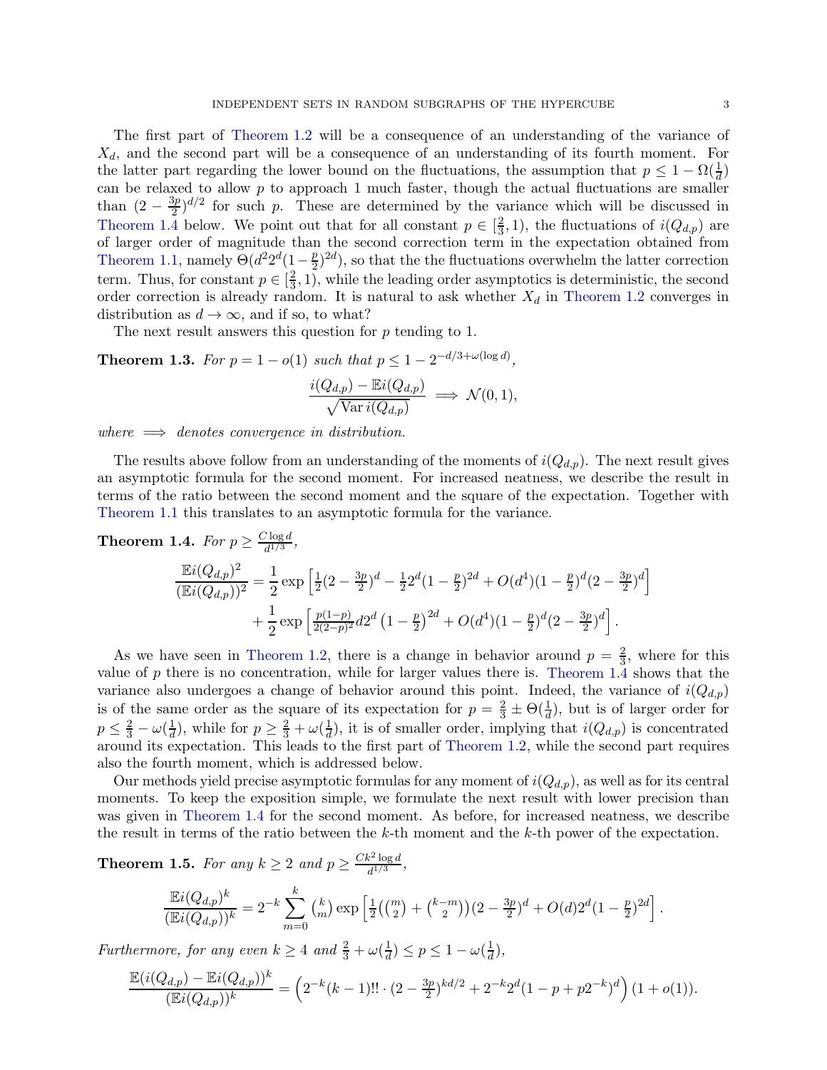The first part of Theorem 1.2 will be a consequence of an understanding of the variance of $X_d$, and the second part will be a consequence of an understanding of its fourth moment. For the latter part regarding the lower bound on the fluctuations, the assumption that $p \le 1 - \Omega(\frac{1}{d})$ can be relaxed to allow $p$ to approach 1 much faster, though the actual fluctuations are smaller than $(2 - \frac{3p}{2})^{d/2}$ for such $p$. These are determined by the variance which will be discussed in Theorem 1.4 below. We point out that for all constant $p \in [\frac{2}{3}, 1)$, the fluctuations of $i(Q_{d,p})$ are of larger order of magnitude than the second correction term in the expectation obtained from Theorem 1.1, namely $\Theta(d^2 2^d (1 - \frac{p}{2})^{2d})$, so that the the fluctuations overwhelm the latter correction term. Thus, for constant $p \in [\frac{2}{3}, 1)$, while the leading order asymptotics is deterministic, the second order correction is already random. It is natural to ask whether $X_d$ in Theorem 1.2 converges in distribution as $d \to \infty$, and if so, to what?

The next result answers this question for $p$ tending to 1.

**Theorem 1.3.** *For $p = 1 - o(1)$ such that $p \le 1 - 2^{-d/3 + \omega(\log d)}$,*

$$\frac{i(Q_{d,p}) - \mathbb{E}i(Q_{d,p})}{\sqrt{\operatorname{Var} i(Q_{d,p})}} \implies \mathcal{N}(0,1),$$

*where $\implies$ denotes convergence in distribution.*

The results above follow from an understanding of the moments of $i(Q_{d,p})$. The next result gives an asymptotic formula for the second moment. For increased neatness, we describe the result in terms of the ratio between the second moment and the square of the expectation. Together with Theorem 1.1 this translates to an asymptotic formula for the variance.

**Theorem 1.4.** *For $p \ge \frac{C \log d}{d^{1/3}}$,*

$$\frac{\mathbb{E}i(Q_{d,p})^2}{(\mathbb{E}i(Q_{d,p}))^2} = \frac{1}{2} \exp\left[\tfrac{1}{2}(2 - \tfrac{3p}{2})^d - \tfrac{1}{2} 2^d (1 - \tfrac{p}{2})^{2d} + O(d^4)(1 - \tfrac{p}{2})^d (2 - \tfrac{3p}{2})^d\right]$$
$$+ \frac{1}{2} \exp\left[\tfrac{p(1-p)}{2(2-p)^2} d 2^d \left(1 - \tfrac{p}{2}\right)^{2d} + O(d^4)(1 - \tfrac{p}{2})^d (2 - \tfrac{3p}{2})^d\right].$$

As we have seen in Theorem 1.2, there is a change in behavior around $p = \frac{2}{3}$, where for this value of $p$ there is no concentration, while for larger values there is. Theorem 1.4 shows that the variance also undergoes a change of behavior around this point. Indeed, the variance of $i(Q_{d,p})$ is of the same order as the square of its expectation for $p = \frac{2}{3} \pm \Theta(\frac{1}{d})$, but is of larger order for $p \le \frac{2}{3} - \omega(\frac{1}{d})$, while for $p \ge \frac{2}{3} + \omega(\frac{1}{d})$, it is of smaller order, implying that $i(Q_{d,p})$ is concentrated around its expectation. This leads to the first part of Theorem 1.2, while the second part requires also the fourth moment, which is addressed below.

Our methods yield precise asymptotic formulas for any moment of $i(Q_{d,p})$, as well as for its central moments. To keep the exposition simple, we formulate the next result with lower precision than was given in Theorem 1.4 for the second moment. As before, for increased neatness, we describe the result in terms of the ratio between the $k$-th moment and the $k$-th power of the expectation.

**Theorem 1.5.** *For any $k \ge 2$ and $p \ge \frac{Ck^2 \log d}{d^{1/3}}$,*

$$\frac{\mathbb{E}i(Q_{d,p})^k}{(\mathbb{E}i(Q_{d,p}))^k} = 2^{-k} \sum_{m=0}^{k} \binom{k}{m} \exp\left[\tfrac{1}{2}\left(\tbinom{m}{2} + \tbinom{k-m}{2}\right)(2 - \tfrac{3p}{2})^d + O(d) 2^d (1 - \tfrac{p}{2})^{2d}\right].$$

*Furthermore, for any even $k \ge 4$ and $\frac{2}{3} + \omega(\frac{1}{d}) \le p \le 1 - \omega(\frac{1}{d})$,*

$$\frac{\mathbb{E}(i(Q_{d,p}) - \mathbb{E}i(Q_{d,p}))^k}{(\mathbb{E}i(Q_{d,p}))^k} = \left(2^{-k}(k-1)!! \cdot (2 - \tfrac{3p}{2})^{kd/2} + 2^{-k} 2^d (1 - p + p 2^{-k})^d\right)(1 + o(1)).$$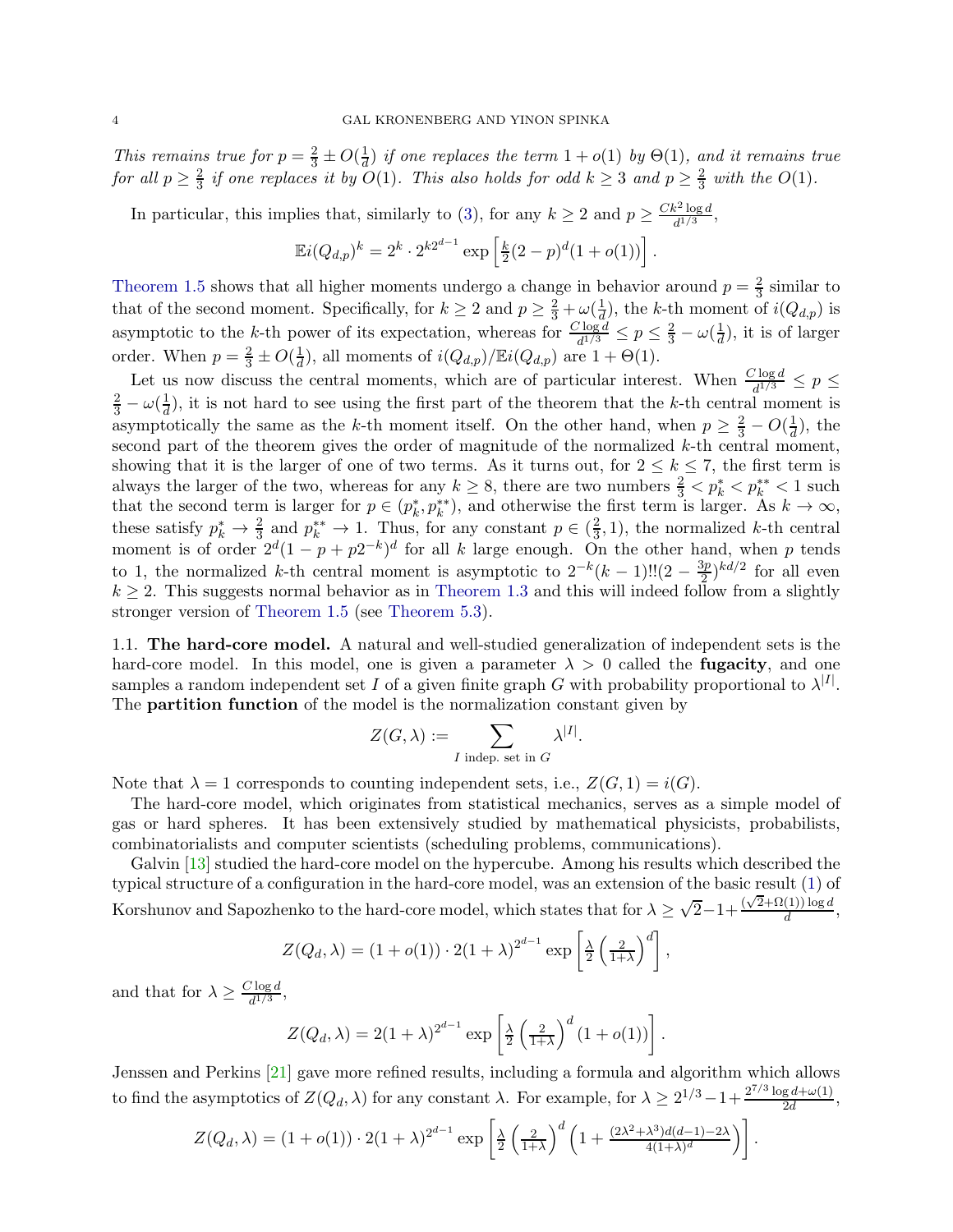*This remains true for $p = \frac{2}{3} \pm O(\frac{1}{d})$ if one replaces the term $1+o(1)$ by $\Theta(1)$, and it remains true for all $p \geq \frac{2}{3}$ if one replaces it by $O(1)$. This also holds for odd $k \geq 3$ and $p \geq \frac{2}{3}$ with the $O(1)$.*

In particular, this implies that, similarly to (3), for any $k \geq 2$ and $p \geq \frac{Ck^2 \log d}{d^{1/3}}$,

$$\mathbb{E} i(Q_{d,p})^k = 2^k \cdot 2^{k2^{d-1}} \exp\left[\tfrac{k}{2}(2-p)^d(1+o(1))\right].$$

Theorem 1.5 shows that all higher moments undergo a change in behavior around $p = \frac{2}{3}$ similar to that of the second moment. Specifically, for $k \geq 2$ and $p \geq \frac{2}{3} + \omega(\frac{1}{d})$, the $k$-th moment of $i(Q_{d,p})$ is asymptotic to the $k$-th power of its expectation, whereas for $\frac{C \log d}{d^{1/3}} \leq p \leq \frac{2}{3} - \omega(\frac{1}{d})$, it is of larger order. When $p = \frac{2}{3} \pm O(\frac{1}{d})$, all moments of $i(Q_{d,p})/\mathbb{E} i(Q_{d,p})$ are $1 + \Theta(1)$.

Let us now discuss the central moments, which are of particular interest. When $\frac{C \log d}{d^{1/3}} \leq p \leq \frac{2}{3} - \omega(\frac{1}{d})$, it is not hard to see using the first part of the theorem that the $k$-th central moment is asymptotically the same as the $k$-th moment itself. On the other hand, when $p \geq \frac{2}{3} - O(\frac{1}{d})$, the second part of the theorem gives the order of magnitude of the normalized $k$-th central moment, showing that it is the larger of one of two terms. As it turns out, for $2 \leq k \leq 7$, the first term is always the larger of the two, whereas for any $k \geq 8$, there are two numbers $\frac{2}{3} < p_k^* < p_k^{**} < 1$ such that the second term is larger for $p \in (p_k^*, p_k^{**})$, and otherwise the first term is larger. As $k \to \infty$, these satisfy $p_k^* \to \frac{2}{3}$ and $p_k^{**} \to 1$. Thus, for any constant $p \in (\frac{2}{3}, 1)$, the normalized $k$-th central moment is of order $2^d(1 - p + p2^{-k})^d$ for all $k$ large enough. On the other hand, when $p$ tends to 1, the normalized $k$-th central moment is asymptotic to $2^{-k}(k-1)!!(2 - \frac{3p}{2})^{kd/2}$ for all even $k \geq 2$. This suggests normal behavior as in Theorem 1.3 and this will indeed follow from a slightly stronger version of Theorem 1.5 (see Theorem 5.3).

### 1.1. The hard-core model.

A natural and well-studied generalization of independent sets is the hard-core model. In this model, one is given a parameter $\lambda > 0$ called the **fugacity**, and one samples a random independent set $I$ of a given finite graph $G$ with probability proportional to $\lambda^{|I|}$. The **partition function** of the model is the normalization constant given by

$$Z(G, \lambda) := \sum_{I \text{ indep. set in } G} \lambda^{|I|}.$$

Note that $\lambda = 1$ corresponds to counting independent sets, i.e., $Z(G, 1) = i(G)$.

The hard-core model, which originates from statistical mechanics, serves as a simple model of gas or hard spheres. It has been extensively studied by mathematical physicists, probabilists, combinatorialists and computer scientists (scheduling problems, communications).

Galvin [13] studied the hard-core model on the hypercube. Among his results which described the typical structure of a configuration in the hard-core model, was an extension of the basic result (1) of Korshunov and Sapozhenko to the hard-core model, which states that for $\lambda \geq \sqrt{2} - 1 + \frac{(\sqrt{2} + \Omega(1)) \log d}{d}$,

$$Z(Q_d, \lambda) = (1 + o(1)) \cdot 2(1+\lambda)^{2^{d-1}} \exp\left[\tfrac{\lambda}{2}\left(\tfrac{2}{1+\lambda}\right)^d\right],$$

and that for $\lambda \geq \frac{C \log d}{d^{1/3}}$,

$$Z(Q_d, \lambda) = 2(1+\lambda)^{2^{d-1}} \exp\left[\tfrac{\lambda}{2}\left(\tfrac{2}{1+\lambda}\right)^d (1 + o(1))\right].$$

Jenssen and Perkins [21] gave more refined results, including a formula and algorithm which allows to find the asymptotics of $Z(Q_d, \lambda)$ for any constant $\lambda$. For example, for $\lambda \geq 2^{1/3} - 1 + \frac{2^{7/3} \log d + \omega(1)}{2d}$,

$$Z(Q_d, \lambda) = (1 + o(1)) \cdot 2(1+\lambda)^{2^{d-1}} \exp\left[\tfrac{\lambda}{2}\left(\tfrac{2}{1+\lambda}\right)^d \left(1 + \tfrac{(2\lambda^2 + \lambda^3)d(d-1) - 2\lambda}{4(1+\lambda)^d}\right)\right].$$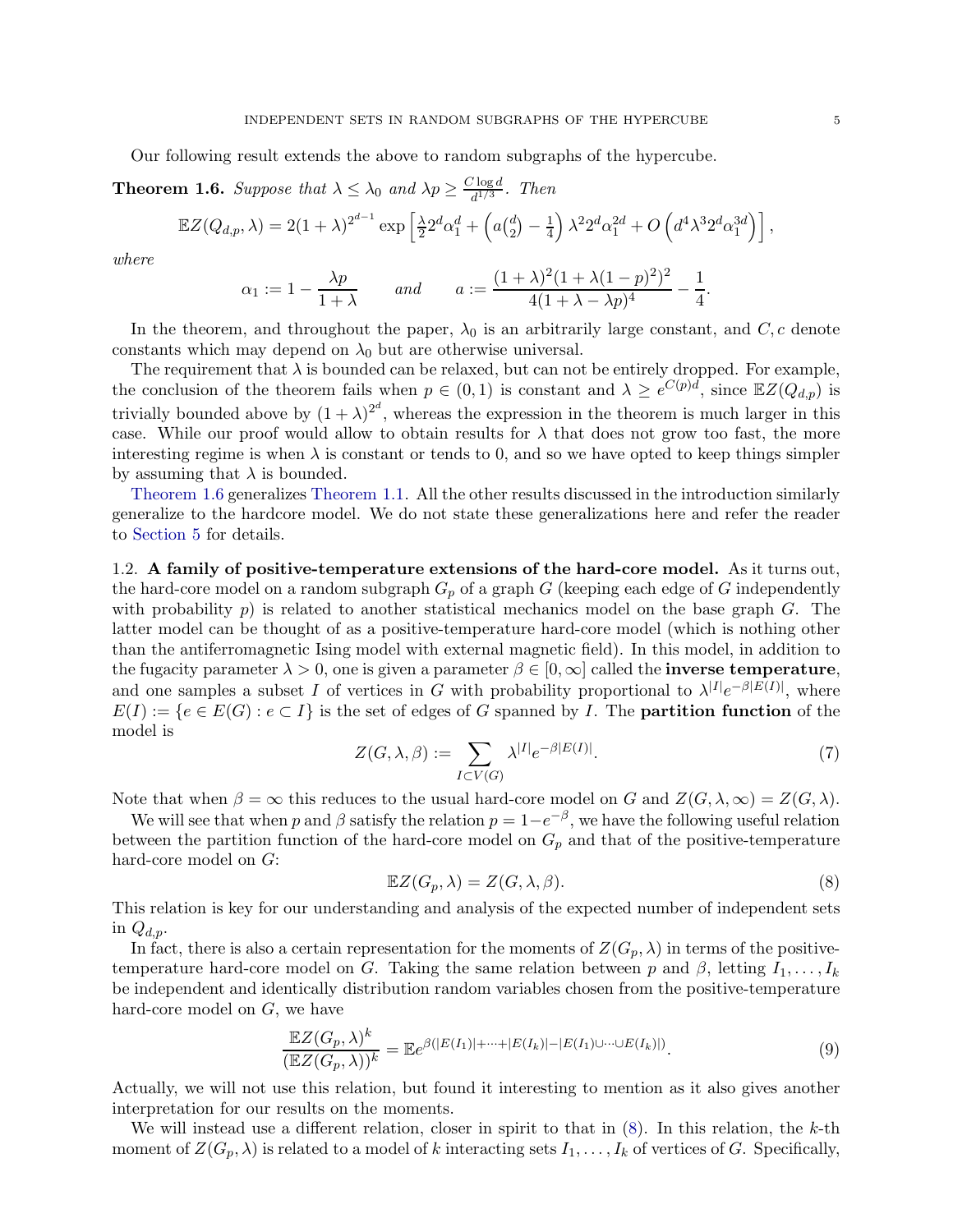Our following result extends the above to random subgraphs of the hypercube.

**Theorem 1.6.** *Suppose that $\lambda \le \lambda_0$ and $\lambda p \ge \frac{C \log d}{d^{1/3}}$. Then*

$$\mathbb{E}Z(Q_{d,p}, \lambda) = 2(1+\lambda)^{2^{d-1}} \exp\left[ \tfrac{\lambda}{2} 2^d \alpha_1^d + \left( a\binom{d}{2} - \tfrac{1}{4} \right) \lambda^2 2^d \alpha_1^{2d} + O\left( d^4 \lambda^3 2^d \alpha_1^{3d} \right) \right],$$

*where*

$$\alpha_1 := 1 - \frac{\lambda p}{1+\lambda} \qquad \textit{and} \qquad a := \frac{(1+\lambda)^2(1+\lambda(1-p)^2)^2}{4(1+\lambda-\lambda p)^4} - \frac{1}{4}.$$

In the theorem, and throughout the paper, $\lambda_0$ is an arbitrarily large constant, and $C, c$ denote constants which may depend on $\lambda_0$ but are otherwise universal.

The requirement that $\lambda$ is bounded can be relaxed, but can not be entirely dropped. For example, the conclusion of the theorem fails when $p \in (0,1)$ is constant and $\lambda \ge e^{C(p)d}$, since $\mathbb{E}Z(Q_{d,p})$ is trivially bounded above by $(1+\lambda)^{2^d}$, whereas the expression in the theorem is much larger in this case. While our proof would allow to obtain results for $\lambda$ that does not grow too fast, the more interesting regime is when $\lambda$ is constant or tends to 0, and so we have opted to keep things simpler by assuming that $\lambda$ is bounded.

Theorem 1.6 generalizes Theorem 1.1. All the other results discussed in the introduction similarly generalize to the hardcore model. We do not state these generalizations here and refer the reader to Section 5 for details.

## 1.2. A family of positive-temperature extensions of the hard-core model.

As it turns out, the hard-core model on a random subgraph $G_p$ of a graph $G$ (keeping each edge of $G$ independently with probability $p$) is related to another statistical mechanics model on the base graph $G$. The latter model can be thought of as a positive-temperature hard-core model (which is nothing other than the antiferromagnetic Ising model with external magnetic field). In this model, in addition to the fugacity parameter $\lambda > 0$, one is given a parameter $\beta \in [0, \infty]$ called the **inverse temperature**, and one samples a subset $I$ of vertices in $G$ with probability proportional to $\lambda^{|I|} e^{-\beta |E(I)|}$, where $E(I) := \{e \in E(G) : e \subset I\}$ is the set of edges of $G$ spanned by $I$. The **partition function** of the model is

$$Z(G, \lambda, \beta) := \sum_{I \subset V(G)} \lambda^{|I|} e^{-\beta |E(I)|}. \tag{7}$$

Note that when $\beta = \infty$ this reduces to the usual hard-core model on $G$ and $Z(G, \lambda, \infty) = Z(G, \lambda)$.

We will see that when $p$ and $\beta$ satisfy the relation $p = 1 - e^{-\beta}$, we have the following useful relation between the partition function of the hard-core model on $G_p$ and that of the positive-temperature hard-core model on $G$:

$$\mathbb{E}Z(G_p, \lambda) = Z(G, \lambda, \beta). \tag{8}$$

This relation is key for our understanding and analysis of the expected number of independent sets in $Q_{d,p}$.

In fact, there is also a certain representation for the moments of $Z(G_p, \lambda)$ in terms of the positive-temperature hard-core model on $G$. Taking the same relation between $p$ and $\beta$, letting $I_1, \dots, I_k$ be independent and identically distribution random variables chosen from the positive-temperature hard-core model on $G$, we have

$$\frac{\mathbb{E}Z(G_p, \lambda)^k}{(\mathbb{E}Z(G_p, \lambda))^k} = \mathbb{E}e^{\beta(|E(I_1)| + \cdots + |E(I_k)| - |E(I_1) \cup \cdots \cup E(I_k)|)}. \tag{9}$$

Actually, we will not use this relation, but found it interesting to mention as it also gives another interpretation for our results on the moments.

We will instead use a different relation, closer in spirit to that in (8). In this relation, the $k$-th moment of $Z(G_p, \lambda)$ is related to a model of $k$ interacting sets $I_1, \dots, I_k$ of vertices of $G$. Specifically,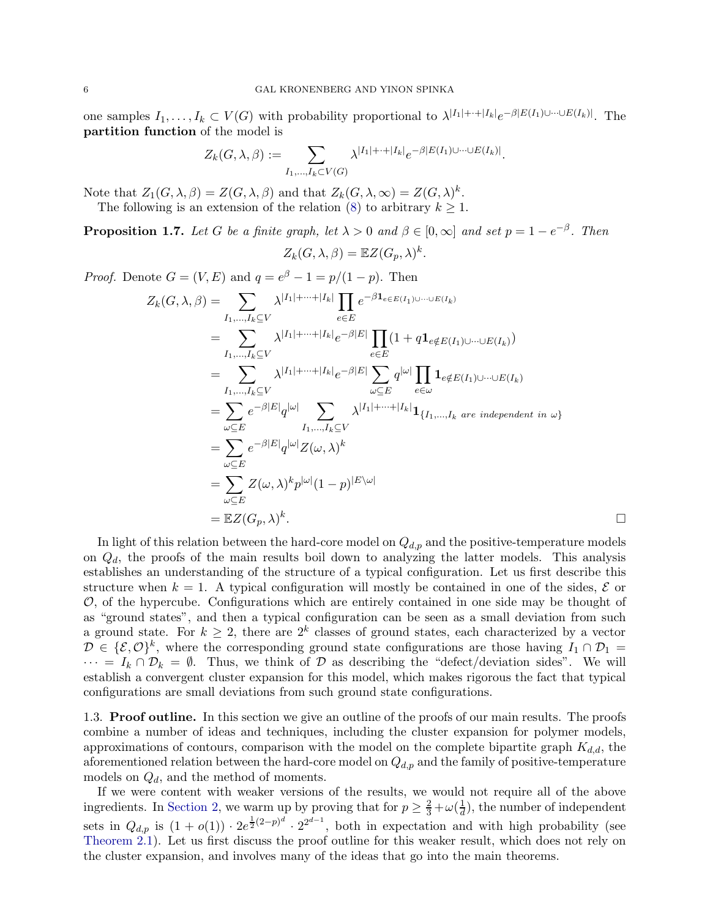one samples $I_1, \dots, I_k \subset V(G)$ with probability proportional to $\lambda^{|I_1|+\cdot+|I_k|} e^{-\beta|E(I_1)\cup\dots\cup E(I_k)|}$. The **partition function** of the model is

$$Z_k(G,\lambda,\beta) := \sum_{I_1,\dots,I_k \subset V(G)} \lambda^{|I_1|+\cdot+|I_k|} e^{-\beta|E(I_1)\cup\dots\cup E(I_k)|}.$$

Note that $Z_1(G,\lambda,\beta) = Z(G,\lambda,\beta)$ and that $Z_k(G,\lambda,\infty) = Z(G,\lambda)^k$.

The following is an extension of the relation (8) to arbitrary $k \geq 1$.

**Proposition 1.7.** *Let $G$ be a finite graph, let $\lambda > 0$ and $\beta \in [0,\infty]$ and set $p = 1 - e^{-\beta}$. Then*

$$Z_k(G,\lambda,\beta) = \mathbb{E} Z(G_p,\lambda)^k.$$

*Proof.* Denote $G = (V,E)$ and $q = e^\beta - 1 = p/(1-p)$. Then

$$\begin{aligned}
Z_k(G,\lambda,\beta) &= \sum_{I_1,\dots,I_k \subseteq V} \lambda^{|I_1|+\dots+|I_k|} \prod_{e\in E} e^{-\beta \mathbf{1}_{e\in E(I_1)\cup\dots\cup E(I_k)}} \\
&= \sum_{I_1,\dots,I_k \subseteq V} \lambda^{|I_1|+\dots+|I_k|} e^{-\beta|E|} \prod_{e\in E} (1 + q\mathbf{1}_{e\notin E(I_1)\cup\dots\cup E(I_k)}) \\
&= \sum_{I_1,\dots,I_k \subseteq V} \lambda^{|I_1|+\dots+|I_k|} e^{-\beta|E|} \sum_{\omega\subseteq E} q^{|\omega|} \prod_{e\in\omega} \mathbf{1}_{e\notin E(I_1)\cup\dots\cup E(I_k)} \\
&= \sum_{\omega\subseteq E} e^{-\beta|E|} q^{|\omega|} \sum_{I_1,\dots,I_k \subseteq V} \lambda^{|I_1|+\dots+|I_k|} \mathbf{1}_{\{I_1,\dots,I_k \text{ are independent in } \omega\}} \\
&= \sum_{\omega\subseteq E} e^{-\beta|E|} q^{|\omega|} Z(\omega,\lambda)^k \\
&= \sum_{\omega\subseteq E} Z(\omega,\lambda)^k p^{|\omega|} (1-p)^{|E\setminus\omega|} \\
&= \mathbb{E} Z(G_p,\lambda)^k.
\end{aligned}$$

□

In light of this relation between the hard-core model on $Q_{d,p}$ and the positive-temperature models on $Q_d$, the proofs of the main results boil down to analyzing the latter models. This analysis establishes an understanding of the structure of a typical configuration. Let us first describe this structure when $k = 1$. A typical configuration will mostly be contained in one of the sides, $\mathcal{E}$ or $\mathcal{O}$, of the hypercube. Configurations which are entirely contained in one side may be thought of as "ground states", and then a typical configuration can be seen as a small deviation from such a ground state. For $k \geq 2$, there are $2^k$ classes of ground states, each characterized by a vector $\mathcal{D} \in \{\mathcal{E},\mathcal{O}\}^k$, where the corresponding ground state configurations are those having $I_1 \cap \mathcal{D}_1 = \dots = I_k \cap \mathcal{D}_k = \emptyset$. Thus, we think of $\mathcal{D}$ as describing the "defect/deviation sides". We will establish a convergent cluster expansion for this model, which makes rigorous the fact that typical configurations are small deviations from such ground state configurations.

### 1.3. Proof outline.

In this section we give an outline of the proofs of our main results. The proofs combine a number of ideas and techniques, including the cluster expansion for polymer models, approximations of contours, comparison with the model on the complete bipartite graph $K_{d,d}$, the aforementioned relation between the hard-core model on $Q_{d,p}$ and the family of positive-temperature models on $Q_d$, and the method of moments.

If we were content with weaker versions of the results, we would not require all of the above ingredients. In Section 2, we warm up by proving that for $p \geq \frac{2}{3} + \omega(\frac{1}{d})$, the number of independent sets in $Q_{d,p}$ is $(1+o(1)) \cdot 2e^{\frac{1}{2}(2-p)^d} \cdot 2^{2^{d-1}}$, both in expectation and with high probability (see Theorem 2.1). Let us first discuss the proof outline for this weaker result, which does not rely on the cluster expansion, and involves many of the ideas that go into the main theorems.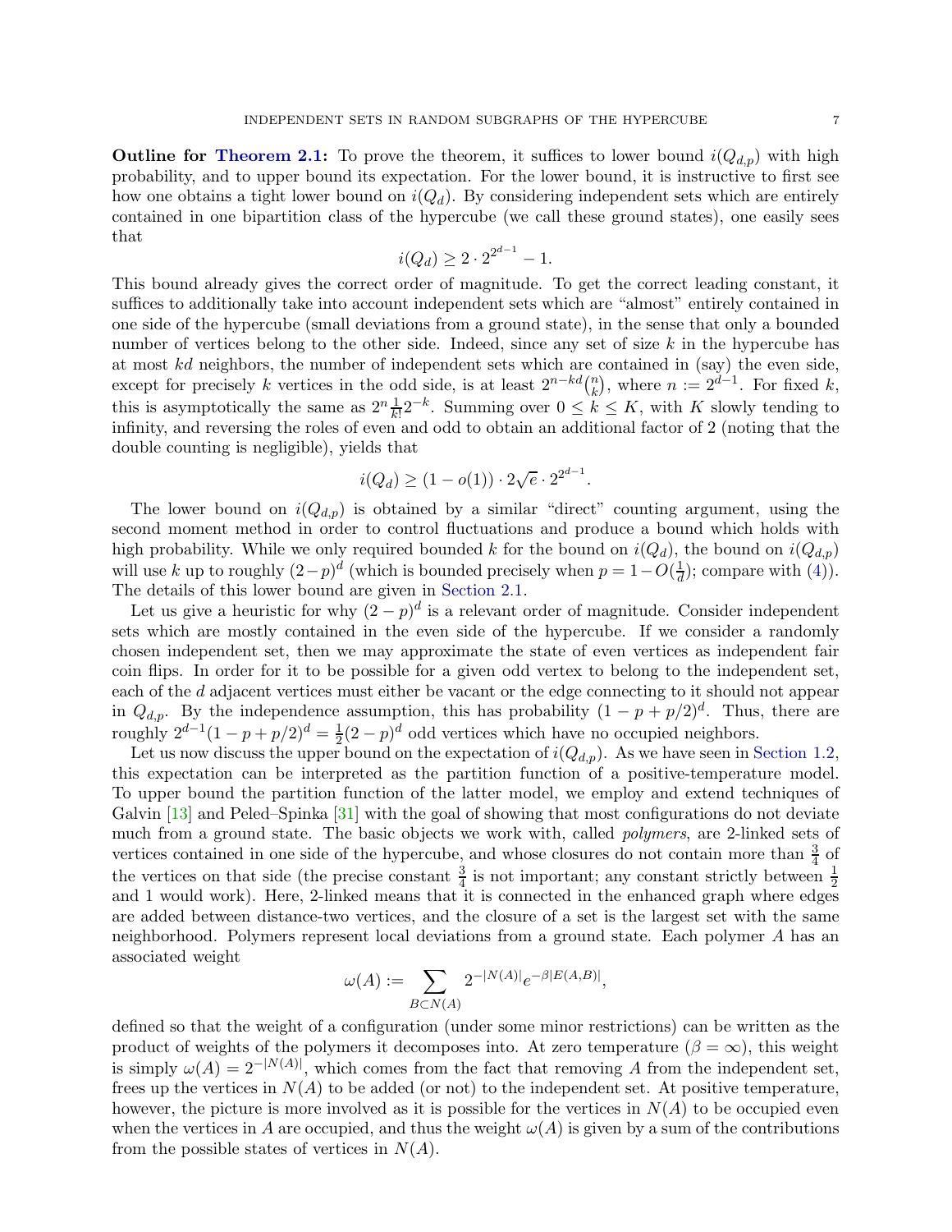**Outline for Theorem 2.1:** To prove the theorem, it suffices to lower bound $i(Q_{d,p})$ with high probability, and to upper bound its expectation. For the lower bound, it is instructive to first see how one obtains a tight lower bound on $i(Q_d)$. By considering independent sets which are entirely contained in one bipartition class of the hypercube (we call these ground states), one easily sees that

$$i(Q_d) \geq 2 \cdot 2^{2^{d-1}} - 1.$$

This bound already gives the correct order of magnitude. To get the correct leading constant, it suffices to additionally take into account independent sets which are "almost" entirely contained in one side of the hypercube (small deviations from a ground state), in the sense that only a bounded number of vertices belong to the other side. Indeed, since any set of size $k$ in the hypercube has at most $kd$ neighbors, the number of independent sets which are contained in (say) the even side, except for precisely $k$ vertices in the odd side, is at least $2^{n-kd}\binom{n}{k}$, where $n := 2^{d-1}$. For fixed $k$, this is asymptotically the same as $2^n \frac{1}{k!} 2^{-k}$. Summing over $0 \leq k \leq K$, with $K$ slowly tending to infinity, and reversing the roles of even and odd to obtain an additional factor of 2 (noting that the double counting is negligible), yields that

$$i(Q_d) \geq (1 - o(1)) \cdot 2\sqrt{e} \cdot 2^{2^{d-1}}.$$

The lower bound on $i(Q_{d,p})$ is obtained by a similar "direct" counting argument, using the second moment method in order to control fluctuations and produce a bound which holds with high probability. While we only required bounded $k$ for the bound on $i(Q_d)$, the bound on $i(Q_{d,p})$ will use $k$ up to roughly $(2-p)^d$ (which is bounded precisely when $p = 1 - O(\frac{1}{d})$; compare with (4)). The details of this lower bound are given in Section 2.1.

Let us give a heuristic for why $(2-p)^d$ is a relevant order of magnitude. Consider independent sets which are mostly contained in the even side of the hypercube. If we consider a randomly chosen independent set, then we may approximate the state of even vertices as independent fair coin flips. In order for it to be possible for a given odd vertex to belong to the independent set, each of the $d$ adjacent vertices must either be vacant or the edge connecting to it should not appear in $Q_{d,p}$. By the independence assumption, this has probability $(1 - p + p/2)^d$. Thus, there are roughly $2^{d-1}(1 - p + p/2)^d = \frac{1}{2}(2-p)^d$ odd vertices which have no occupied neighbors.

Let us now discuss the upper bound on the expectation of $i(Q_{d,p})$. As we have seen in Section 1.2, this expectation can be interpreted as the partition function of a positive-temperature model. To upper bound the partition function of the latter model, we employ and extend techniques of Galvin [13] and Peled–Spinka [31] with the goal of showing that most configurations do not deviate much from a ground state. The basic objects we work with, called *polymers*, are 2-linked sets of vertices contained in one side of the hypercube, and whose closures do not contain more than $\frac{3}{4}$ of the vertices on that side (the precise constant $\frac{3}{4}$ is not important; any constant strictly between $\frac{1}{2}$ and 1 would work). Here, 2-linked means that it is connected in the enhanced graph where edges are added between distance-two vertices, and the closure of a set is the largest set with the same neighborhood. Polymers represent local deviations from a ground state. Each polymer $A$ has an associated weight

$$\omega(A) := \sum_{B \subset N(A)} 2^{-|N(A)|} e^{-\beta |E(A,B)|},$$

defined so that the weight of a configuration (under some minor restrictions) can be written as the product of weights of the polymers it decomposes into. At zero temperature ($\beta = \infty$), this weight is simply $\omega(A) = 2^{-|N(A)|}$, which comes from the fact that removing $A$ from the independent set, frees up the vertices in $N(A)$ to be added (or not) to the independent set. At positive temperature, however, the picture is more involved as it is possible for the vertices in $N(A)$ to be occupied even when the vertices in $A$ are occupied, and thus the weight $\omega(A)$ is given by a sum of the contributions from the possible states of vertices in $N(A)$.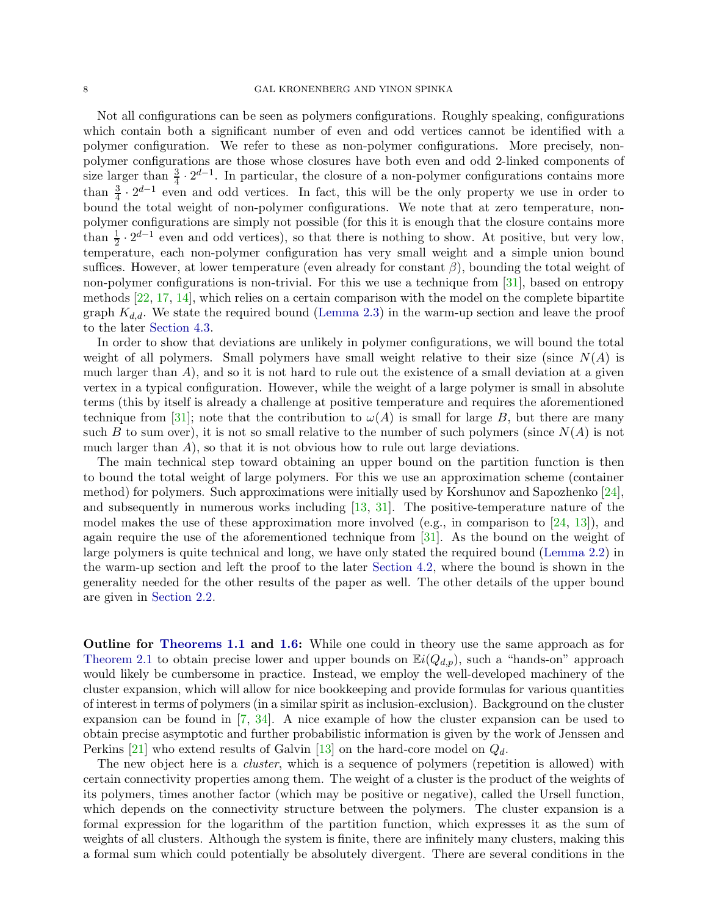Not all configurations can be seen as polymers configurations. Roughly speaking, configurations which contain both a significant number of even and odd vertices cannot be identified with a polymer configuration. We refer to these as non-polymer configurations. More precisely, non-polymer configurations are those whose closures have both even and odd 2-linked components of size larger than $\frac{3}{4} \cdot 2^{d-1}$. In particular, the closure of a non-polymer configurations contains more than $\frac{3}{4} \cdot 2^{d-1}$ even and odd vertices. In fact, this will be the only property we use in order to bound the total weight of non-polymer configurations. We note that at zero temperature, non-polymer configurations are simply not possible (for this it is enough that the closure contains more than $\frac{1}{2} \cdot 2^{d-1}$ even and odd vertices), so that there is nothing to show. At positive, but very low, temperature, each non-polymer configuration has very small weight and a simple union bound suffices. However, at lower temperature (even already for constant $\beta$), bounding the total weight of non-polymer configurations is non-trivial. For this we use a technique from [31], based on entropy methods [22, 17, 14], which relies on a certain comparison with the model on the complete bipartite graph $K_{d,d}$. We state the required bound (Lemma 2.3) in the warm-up section and leave the proof to the later Section 4.3.

In order to show that deviations are unlikely in polymer configurations, we will bound the total weight of all polymers. Small polymers have small weight relative to their size (since $N(A)$ is much larger than $A$), and so it is not hard to rule out the existence of a small deviation at a given vertex in a typical configuration. However, while the weight of a large polymer is small in absolute terms (this by itself is already a challenge at positive temperature and requires the aforementioned technique from [31]; note that the contribution to $\omega(A)$ is small for large $B$, but there are many such $B$ to sum over), it is not so small relative to the number of such polymers (since $N(A)$ is not much larger than $A$), so that it is not obvious how to rule out large deviations.

The main technical step toward obtaining an upper bound on the partition function is then to bound the total weight of large polymers. For this we use an approximation scheme (container method) for polymers. Such approximations were initially used by Korshunov and Sapozhenko [24], and subsequently in numerous works including [13, 31]. The positive-temperature nature of the model makes the use of these approximation more involved (e.g., in comparison to [24, 13]), and again require the use of the aforementioned technique from [31]. As the bound on the weight of large polymers is quite technical and long, we have only stated the required bound (Lemma 2.2) in the warm-up section and left the proof to the later Section 4.2, where the bound is shown in the generality needed for the other results of the paper as well. The other details of the upper bound are given in Section 2.2.

**Outline for Theorems 1.1 and 1.6:** While one could in theory use the same approach as for Theorem 2.1 to obtain precise lower and upper bounds on $\mathbb{E}i(Q_{d,p})$, such a "hands-on" approach would likely be cumbersome in practice. Instead, we employ the well-developed machinery of the cluster expansion, which will allow for nice bookkeeping and provide formulas for various quantities of interest in terms of polymers (in a similar spirit as inclusion-exclusion). Background on the cluster expansion can be found in [7, 34]. A nice example of how the cluster expansion can be used to obtain precise asymptotic and further probabilistic information is given by the work of Jenssen and Perkins [21] who extend results of Galvin [13] on the hard-core model on $Q_d$.

The new object here is a *cluster*, which is a sequence of polymers (repetition is allowed) with certain connectivity properties among them. The weight of a cluster is the product of the weights of its polymers, times another factor (which may be positive or negative), called the Ursell function, which depends on the connectivity structure between the polymers. The cluster expansion is a formal expression for the logarithm of the partition function, which expresses it as the sum of weights of all clusters. Although the system is finite, there are infinitely many clusters, making this a formal sum which could potentially be absolutely divergent. There are several conditions in the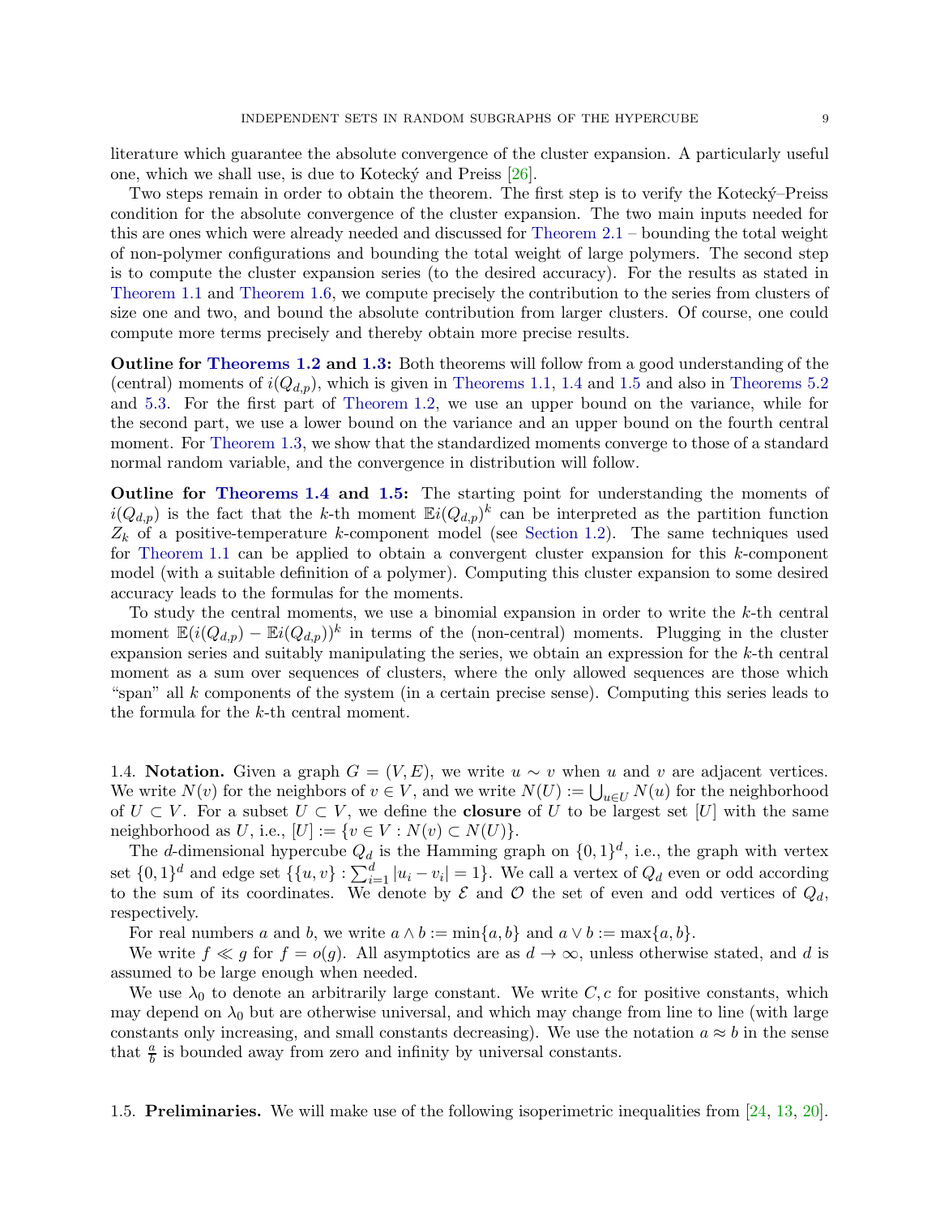literature which guarantee the absolute convergence of the cluster expansion. A particularly useful one, which we shall use, is due to Kotecký and Preiss [26].

Two steps remain in order to obtain the theorem. The first step is to verify the Kotecký–Preiss condition for the absolute convergence of the cluster expansion. The two main inputs needed for this are ones which were already needed and discussed for Theorem 2.1 – bounding the total weight of non-polymer configurations and bounding the total weight of large polymers. The second step is to compute the cluster expansion series (to the desired accuracy). For the results as stated in Theorem 1.1 and Theorem 1.6, we compute precisely the contribution to the series from clusters of size one and two, and bound the absolute contribution from larger clusters. Of course, one could compute more terms precisely and thereby obtain more precise results.

**Outline for Theorems 1.2 and 1.3:** Both theorems will follow from a good understanding of the (central) moments of $i(Q_{d,p})$, which is given in Theorems 1.1, 1.4 and 1.5 and also in Theorems 5.2 and 5.3. For the first part of Theorem 1.2, we use an upper bound on the variance, while for the second part, we use a lower bound on the variance and an upper bound on the fourth central moment. For Theorem 1.3, we show that the standardized moments converge to those of a standard normal random variable, and the convergence in distribution will follow.

**Outline for Theorems 1.4 and 1.5:** The starting point for understanding the moments of $i(Q_{d,p})$ is the fact that the $k$-th moment $\mathbb{E}i(Q_{d,p})^k$ can be interpreted as the partition function $Z_k$ of a positive-temperature $k$-component model (see Section 1.2). The same techniques used for Theorem 1.1 can be applied to obtain a convergent cluster expansion for this $k$-component model (with a suitable definition of a polymer). Computing this cluster expansion to some desired accuracy leads to the formulas for the moments.

To study the central moments, we use a binomial expansion in order to write the $k$-th central moment $\mathbb{E}(i(Q_{d,p}) - \mathbb{E}i(Q_{d,p}))^k$ in terms of the (non-central) moments. Plugging in the cluster expansion series and suitably manipulating the series, we obtain an expression for the $k$-th central moment as a sum over sequences of clusters, where the only allowed sequences are those which "span" all $k$ components of the system (in a certain precise sense). Computing this series leads to the formula for the $k$-th central moment.

## 1.4. Notation.

Given a graph $G = (V, E)$, we write $u \sim v$ when $u$ and $v$ are adjacent vertices. We write $N(v)$ for the neighbors of $v \in V$, and we write $N(U) := \bigcup_{u \in U} N(u)$ for the neighborhood of $U \subset V$. For a subset $U \subset V$, we define the **closure** of $U$ to be largest set $[U]$ with the same neighborhood as $U$, i.e., $[U] := \{v \in V : N(v) \subset N(U)\}$.

The $d$-dimensional hypercube $Q_d$ is the Hamming graph on $\{0,1\}^d$, i.e., the graph with vertex set $\{0,1\}^d$ and edge set $\{\{u,v\} : \sum_{i=1}^d |u_i - v_i| = 1\}$. We call a vertex of $Q_d$ even or odd according to the sum of its coordinates. We denote by $\mathcal{E}$ and $\mathcal{O}$ the set of even and odd vertices of $Q_d$, respectively.

For real numbers $a$ and $b$, we write $a \wedge b := \min\{a, b\}$ and $a \vee b := \max\{a, b\}$.

We write $f \ll g$ for $f = o(g)$. All asymptotics are as $d \to \infty$, unless otherwise stated, and $d$ is assumed to be large enough when needed.

We use $\lambda_0$ to denote an arbitrarily large constant. We write $C, c$ for positive constants, which may depend on $\lambda_0$ but are otherwise universal, and which may change from line to line (with large constants only increasing, and small constants decreasing). We use the notation $a \approx b$ in the sense that $\frac{a}{b}$ is bounded away from zero and infinity by universal constants.

## 1.5. Preliminaries.

We will make use of the following isoperimetric inequalities from [24, 13, 20].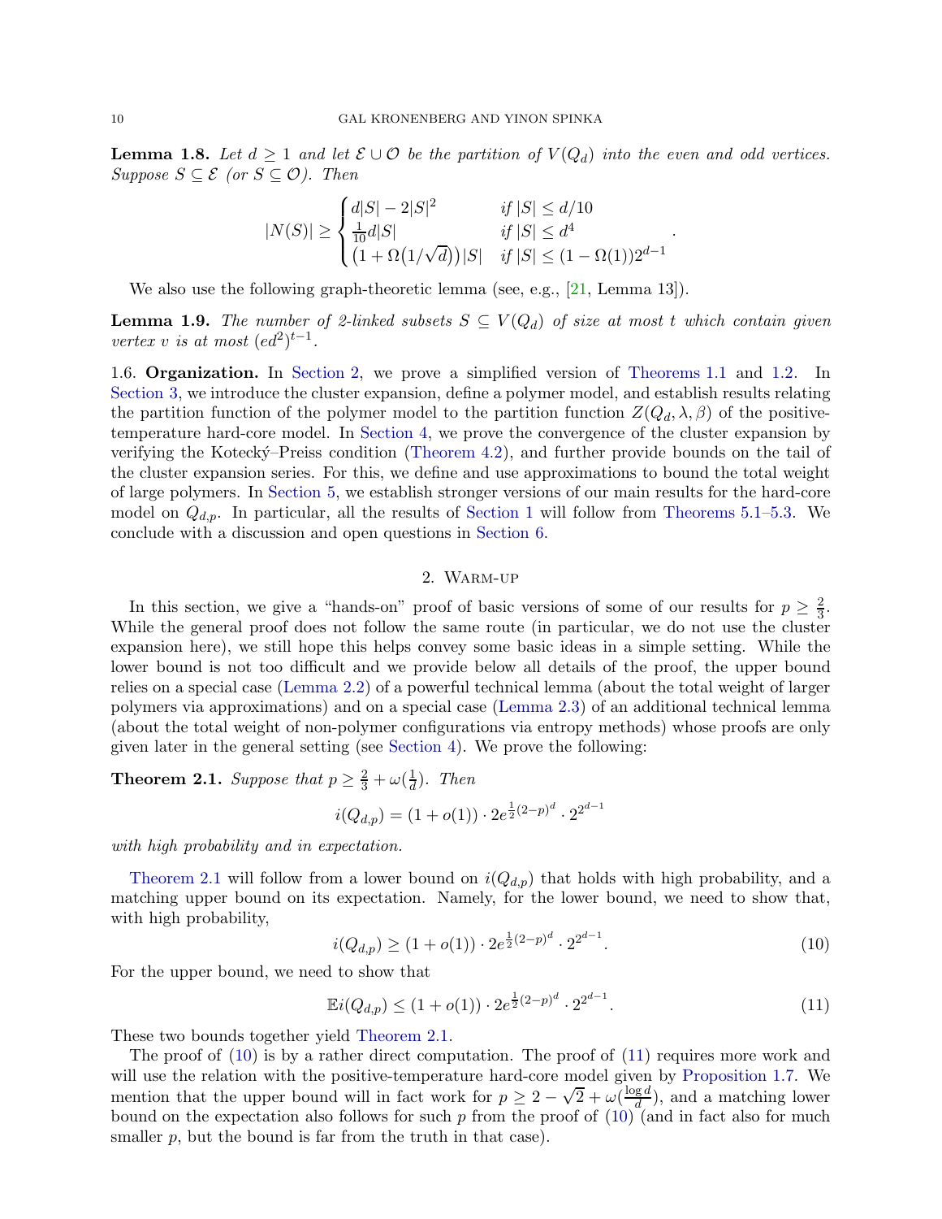**Lemma 1.8.** *Let $d \geq 1$ and let $\mathcal{E} \cup \mathcal{O}$ be the partition of $V(Q_d)$ into the even and odd vertices. Suppose $S \subseteq \mathcal{E}$ (or $S \subseteq \mathcal{O}$). Then*

$$|N(S)| \geq \begin{cases} d|S| - 2|S|^2 & \text{if } |S| \leq d/10 \\ \frac{1}{10}d|S| & \text{if } |S| \leq d^4 \\ \big(1 + \Omega\big(1/\sqrt{d}\big)\big)|S| & \text{if } |S| \leq (1-\Omega(1))2^{d-1} \end{cases}.$$

We also use the following graph-theoretic lemma (see, e.g., [21, Lemma 13]).

**Lemma 1.9.** *The number of 2-linked subsets $S \subseteq V(Q_d)$ of size at most $t$ which contain given vertex $v$ is at most $(ed^2)^{t-1}$.*

1.6. **Organization.** In Section 2, we prove a simplified version of Theorems 1.1 and 1.2. In Section 3, we introduce the cluster expansion, define a polymer model, and establish results relating the partition function of the polymer model to the partition function $Z(Q_d, \lambda, \beta)$ of the positive-temperature hard-core model. In Section 4, we prove the convergence of the cluster expansion by verifying the Kotecký–Preiss condition (Theorem 4.2), and further provide bounds on the tail of the cluster expansion series. For this, we define and use approximations to bound the total weight of large polymers. In Section 5, we establish stronger versions of our main results for the hard-core model on $Q_{d,p}$. In particular, all the results of Section 1 will follow from Theorems 5.1–5.3. We conclude with a discussion and open questions in Section 6.

## 2. Warm-up

In this section, we give a "hands-on" proof of basic versions of some of our results for $p \geq \frac{2}{3}$. While the general proof does not follow the same route (in particular, we do not use the cluster expansion here), we still hope this helps convey some basic ideas in a simple setting. While the lower bound is not too difficult and we provide below all details of the proof, the upper bound relies on a special case (Lemma 2.2) of a powerful technical lemma (about the total weight of larger polymers via approximations) and on a special case (Lemma 2.3) of an additional technical lemma (about the total weight of non-polymer configurations via entropy methods) whose proofs are only given later in the general setting (see Section 4). We prove the following:

**Theorem 2.1.** *Suppose that $p \geq \frac{2}{3} + \omega(\frac{1}{d})$. Then*

$$i(Q_{d,p}) = (1 + o(1)) \cdot 2e^{\frac{1}{2}(2-p)^d} \cdot 2^{2^{d-1}}$$

*with high probability and in expectation.*

Theorem 2.1 will follow from a lower bound on $i(Q_{d,p})$ that holds with high probability, and a matching upper bound on its expectation. Namely, for the lower bound, we need to show that, with high probability,

$$i(Q_{d,p}) \geq (1 + o(1)) \cdot 2e^{\frac{1}{2}(2-p)^d} \cdot 2^{2^{d-1}}. \tag{10}$$

For the upper bound, we need to show that

$$\mathbb{E}i(Q_{d,p}) \leq (1 + o(1)) \cdot 2e^{\frac{1}{2}(2-p)^d} \cdot 2^{2^{d-1}}. \tag{11}$$

These two bounds together yield Theorem 2.1.

The proof of (10) is by a rather direct computation. The proof of (11) requires more work and will use the relation with the positive-temperature hard-core model given by Proposition 1.7. We mention that the upper bound will in fact work for $p \geq 2 - \sqrt{2} + \omega(\frac{\log d}{d})$, and a matching lower bound on the expectation also follows for such $p$ from the proof of (10) (and in fact also for much smaller $p$, but the bound is far from the truth in that case).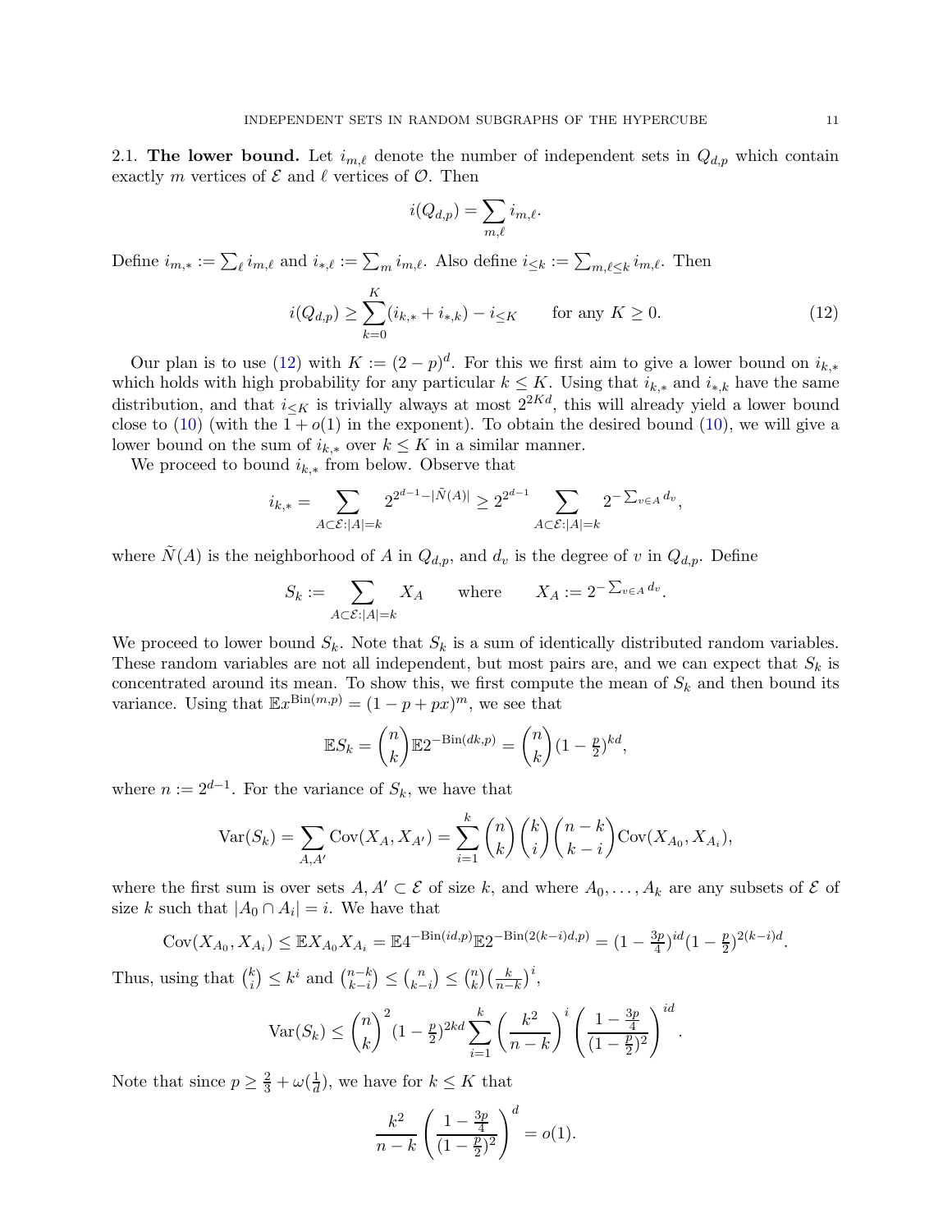2.1. **The lower bound.** Let $i_{m,\ell}$ denote the number of independent sets in $Q_{d,p}$ which contain exactly $m$ vertices of $\mathcal{E}$ and $\ell$ vertices of $\mathcal{O}$. Then

$$i(Q_{d,p}) = \sum_{m,\ell} i_{m,\ell}.$$

Define $i_{m,*} := \sum_\ell i_{m,\ell}$ and $i_{*,\ell} := \sum_m i_{m,\ell}$. Also define $i_{\le k} := \sum_{m,\ell\le k} i_{m,\ell}$. Then

$$i(Q_{d,p}) \ge \sum_{k=0}^{K} (i_{k,*} + i_{*,k}) - i_{\le K} \qquad \text{for any } K \ge 0. \tag{12}$$

Our plan is to use (12) with $K := (2-p)^d$. For this we first aim to give a lower bound on $i_{k,*}$ which holds with high probability for any particular $k \le K$. Using that $i_{k,*}$ and $i_{*,k}$ have the same distribution, and that $i_{\le K}$ is trivially always at most $2^{2Kd}$, this will already yield a lower bound close to (10) (with the $1+o(1)$ in the exponent). To obtain the desired bound (10), we will give a lower bound on the sum of $i_{k,*}$ over $k \le K$ in a similar manner.

We proceed to bound $i_{k,*}$ from below. Observe that

$$i_{k,*} = \sum_{A\subset\mathcal{E}:|A|=k} 2^{2^{d-1}-|\tilde{N}(A)|} \ge 2^{2^{d-1}} \sum_{A\subset\mathcal{E}:|A|=k} 2^{-\sum_{v\in A} d_v},$$

where $\tilde{N}(A)$ is the neighborhood of $A$ in $Q_{d,p}$, and $d_v$ is the degree of $v$ in $Q_{d,p}$. Define

$$S_k := \sum_{A\subset\mathcal{E}:|A|=k} X_A \qquad \text{where} \qquad X_A := 2^{-\sum_{v\in A} d_v}.$$

We proceed to lower bound $S_k$. Note that $S_k$ is a sum of identically distributed random variables. These random variables are not all independent, but most pairs are, and we can expect that $S_k$ is concentrated around its mean. To show this, we first compute the mean of $S_k$ and then bound its variance. Using that $\mathbb{E}x^{\mathrm{Bin}(m,p)} = (1-p+px)^m$, we see that

$$\mathbb{E}S_k = \binom{n}{k}\mathbb{E}2^{-\mathrm{Bin}(dk,p)} = \binom{n}{k}(1-\tfrac{p}{2})^{kd},$$

where $n := 2^{d-1}$. For the variance of $S_k$, we have that

$$\mathrm{Var}(S_k) = \sum_{A,A'} \mathrm{Cov}(X_A, X_{A'}) = \sum_{i=1}^{k} \binom{n}{k}\binom{k}{i}\binom{n-k}{k-i}\mathrm{Cov}(X_{A_0}, X_{A_i}),$$

where the first sum is over sets $A, A' \subset \mathcal{E}$ of size $k$, and where $A_0, \dots, A_k$ are any subsets of $\mathcal{E}$ of size $k$ such that $|A_0 \cap A_i| = i$. We have that

$$\mathrm{Cov}(X_{A_0}, X_{A_i}) \le \mathbb{E}X_{A_0}X_{A_i} = \mathbb{E}4^{-\mathrm{Bin}(id,p)}\mathbb{E}2^{-\mathrm{Bin}(2(k-i)d,p)} = (1-\tfrac{3p}{4})^{id}(1-\tfrac{p}{2})^{2(k-i)d}.$$

Thus, using that $\binom{k}{i} \le k^i$ and $\binom{n-k}{k-i} \le \binom{n}{k-i} \le \binom{n}{k}\left(\frac{k}{n-k}\right)^i$,

$$\mathrm{Var}(S_k) \le \binom{n}{k}^2 (1-\tfrac{p}{2})^{2kd} \sum_{i=1}^{k} \left(\frac{k^2}{n-k}\right)^i \left(\frac{1-\frac{3p}{4}}{(1-\frac{p}{2})^2}\right)^{id}.$$

Note that since $p \ge \frac{2}{3} + \omega(\frac{1}{d})$, we have for $k \le K$ that

$$\frac{k^2}{n-k}\left(\frac{1-\frac{3p}{4}}{(1-\frac{p}{2})^2}\right)^d = o(1).$$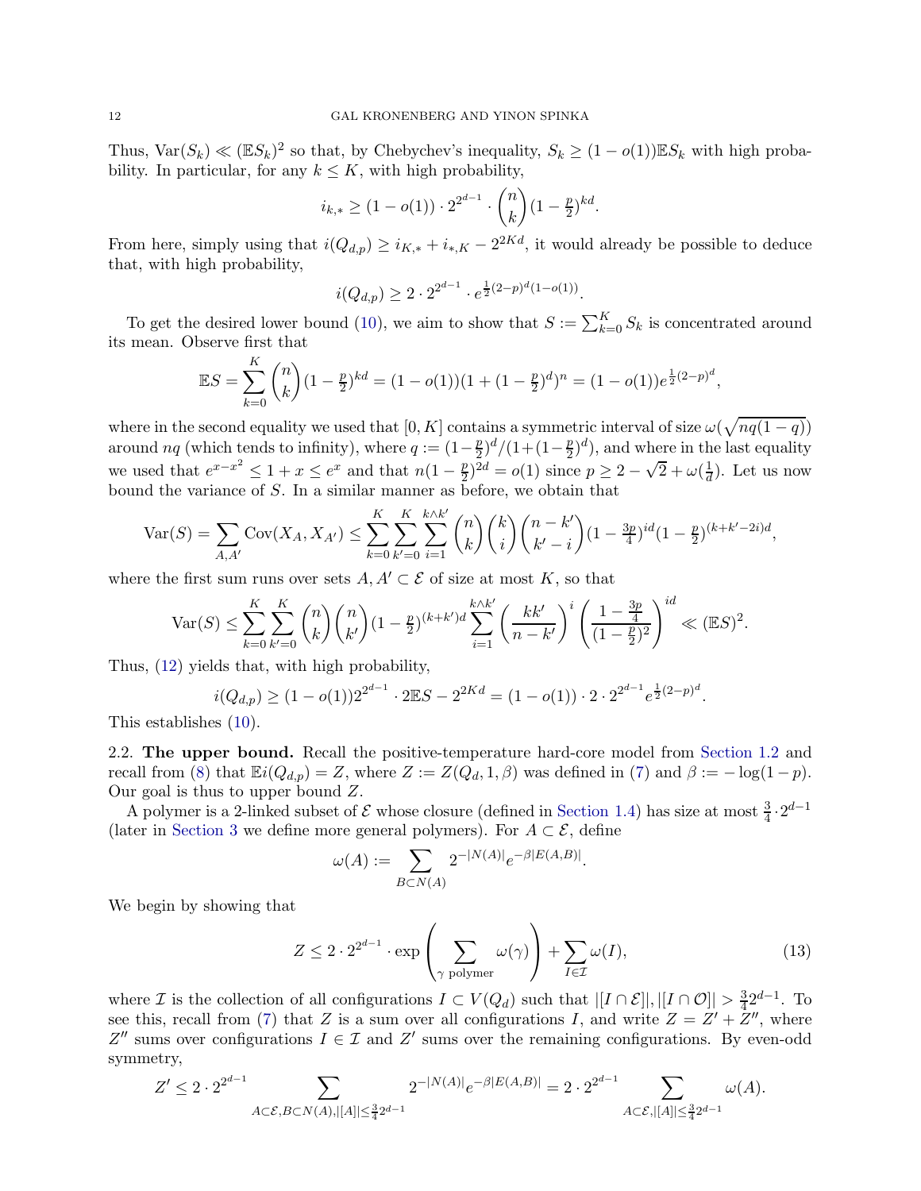Thus, $\mathrm{Var}(S_k) \ll (\mathbb{E}S_k)^2$ so that, by Chebychev's inequality, $S_k \geq (1-o(1))\mathbb{E}S_k$ with high probability. In particular, for any $k \leq K$, with high probability,

$$i_{k,*} \geq (1-o(1)) \cdot 2^{2^{d-1}} \cdot \binom{n}{k}(1-\tfrac{p}{2})^{kd}.$$

From here, simply using that $i(Q_{d,p}) \geq i_{K,*} + i_{*,K} - 2^{2Kd}$, it would already be possible to deduce that, with high probability,

$$i(Q_{d,p}) \geq 2 \cdot 2^{2^{d-1}} \cdot e^{\frac{1}{2}(2-p)^d(1-o(1))}.$$

To get the desired lower bound (10), we aim to show that $S := \sum_{k=0}^{K} S_k$ is concentrated around its mean. Observe first that

$$\mathbb{E}S = \sum_{k=0}^{K} \binom{n}{k}(1-\tfrac{p}{2})^{kd} = (1-o(1))(1+(1-\tfrac{p}{2})^d)^n = (1-o(1))e^{\frac{1}{2}(2-p)^d},$$

where in the second equality we used that $[0,K]$ contains a symmetric interval of size $\omega(\sqrt{nq(1-q)})$ around $nq$ (which tends to infinity), where $q := (1-\frac{p}{2})^d/(1+(1-\frac{p}{2})^d)$, and where in the last equality we used that $e^{x-x^2} \leq 1+x \leq e^x$ and that $n(1-\frac{p}{2})^{2d} = o(1)$ since $p \geq 2-\sqrt{2}+\omega(\frac{1}{d})$. Let us now bound the variance of $S$. In a similar manner as before, we obtain that

$$\mathrm{Var}(S) = \sum_{A,A'} \mathrm{Cov}(X_A, X_{A'}) \leq \sum_{k=0}^{K}\sum_{k'=0}^{K}\sum_{i=1}^{k\wedge k'} \binom{n}{k}\binom{k}{i}\binom{n-k'}{k'-i}(1-\tfrac{3p}{4})^{id}(1-\tfrac{p}{2})^{(k+k'-2i)d},$$

where the first sum runs over sets $A, A' \subset \mathcal{E}$ of size at most $K$, so that

$$\mathrm{Var}(S) \leq \sum_{k=0}^{K}\sum_{k'=0}^{K} \binom{n}{k}\binom{n}{k'}(1-\tfrac{p}{2})^{(k+k')d} \sum_{i=1}^{k\wedge k'} \left(\frac{kk'}{n-k'}\right)^i \left(\frac{1-\frac{3p}{4}}{(1-\frac{p}{2})^2}\right)^{id} \ll (\mathbb{E}S)^2.$$

Thus, (12) yields that, with high probability,

$$i(Q_{d,p}) \geq (1-o(1))2^{2^{d-1}} \cdot 2\mathbb{E}S - 2^{2Kd} = (1-o(1)) \cdot 2 \cdot 2^{2^{d-1}} e^{\frac{1}{2}(2-p)^d}.$$

This establishes (10).

## 2.2. The upper bound.

Recall the positive-temperature hard-core model from Section 1.2 and recall from (8) that $\mathbb{E}i(Q_{d,p}) = Z$, where $Z := Z(Q_d, 1, \beta)$ was defined in (7) and $\beta := -\log(1-p)$. Our goal is thus to upper bound $Z$.

A polymer is a 2-linked subset of $\mathcal{E}$ whose closure (defined in Section 1.4) has size at most $\frac{3}{4}\cdot 2^{d-1}$ (later in Section 3 we define more general polymers). For $A \subset \mathcal{E}$, define

$$\omega(A) := \sum_{B \subset N(A)} 2^{-|N(A)|} e^{-\beta |E(A,B)|}.$$

We begin by showing that

$$Z \leq 2 \cdot 2^{2^{d-1}} \cdot \exp\left(\sum_{\gamma \text{ polymer}} \omega(\gamma)\right) + \sum_{I \in \mathcal{I}} \omega(I), \tag{13}$$

where $\mathcal{I}$ is the collection of all configurations $I \subset V(Q_d)$ such that $|[I \cap \mathcal{E}]|, |[I \cap \mathcal{O}]| > \frac{3}{4}2^{d-1}$. To see this, recall from (7) that $Z$ is a sum over all configurations $I$, and write $Z = Z' + Z''$, where $Z''$ sums over configurations $I \in \mathcal{I}$ and $Z'$ sums over the remaining configurations. By even-odd symmetry,

$$Z' \leq 2 \cdot 2^{2^{d-1}} \sum_{A \subset \mathcal{E}, B \subset N(A), |[A]| \leq \frac{3}{4}2^{d-1}} 2^{-|N(A)|} e^{-\beta|E(A,B)|} = 2 \cdot 2^{2^{d-1}} \sum_{A \subset \mathcal{E}, |[A]| \leq \frac{3}{4}2^{d-1}} \omega(A).$$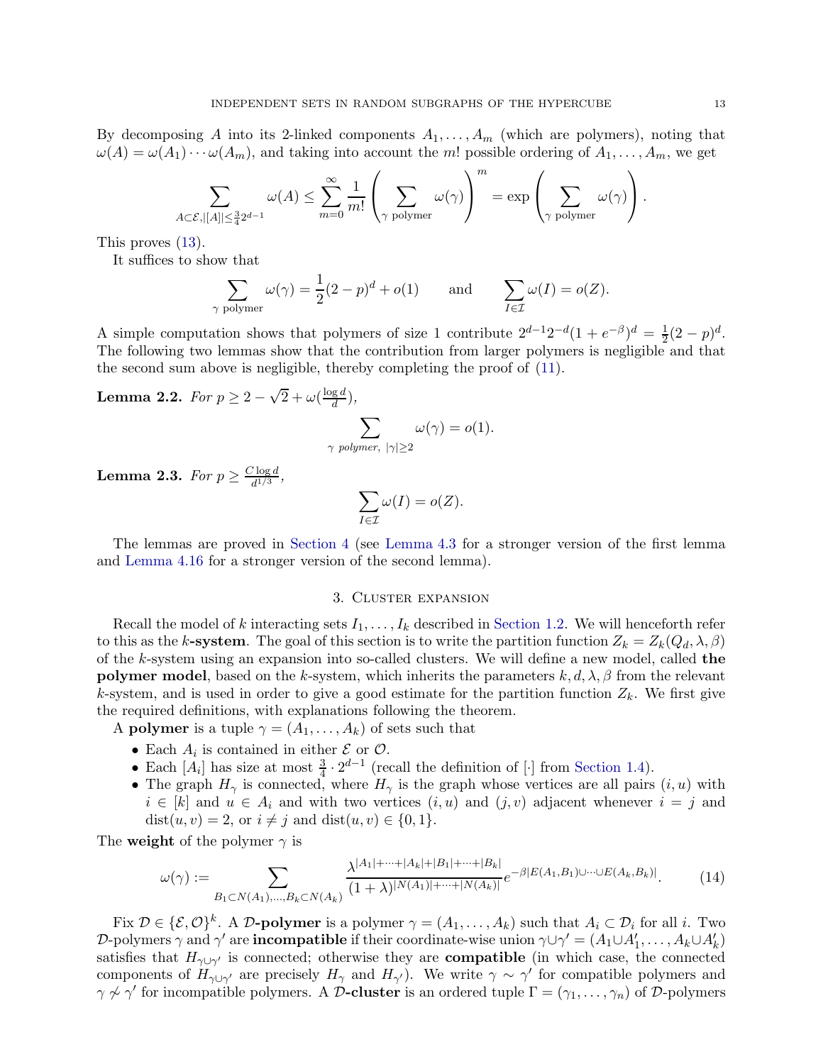By decomposing $A$ into its 2-linked components $A_1, \dots, A_m$ (which are polymers), noting that $\omega(A) = \omega(A_1) \cdots \omega(A_m)$, and taking into account the $m!$ possible ordering of $A_1, \dots, A_m$, we get

$$\sum_{A \subset \mathcal{E}, |[A]| \le \frac{3}{4} 2^{d-1}} \omega(A) \le \sum_{m=0}^{\infty} \frac{1}{m!} \left( \sum_{\gamma \text{ polymer}} \omega(\gamma) \right)^m = \exp\left( \sum_{\gamma \text{ polymer}} \omega(\gamma) \right).$$

This proves (13).

It suffices to show that

$$\sum_{\gamma \text{ polymer}} \omega(\gamma) = \frac{1}{2}(2-p)^d + o(1) \qquad \text{and} \qquad \sum_{I \in \mathcal{I}} \omega(I) = o(Z).$$

A simple computation shows that polymers of size 1 contribute $2^{d-1} 2^{-d} (1 + e^{-\beta})^d = \frac{1}{2}(2-p)^d$. The following two lemmas show that the contribution from larger polymers is negligible and that the second sum above is negligible, thereby completing the proof of (11).

**Lemma 2.2.** *For $p \ge 2 - \sqrt{2} + \omega(\frac{\log d}{d})$,*

$$\sum_{\gamma \text{ polymer},\ |\gamma| \ge 2} \omega(\gamma) = o(1).$$

**Lemma 2.3.** *For $p \ge \frac{C \log d}{d^{1/3}}$,*

$$\sum_{I \in \mathcal{I}} \omega(I) = o(Z).$$

The lemmas are proved in Section 4 (see Lemma 4.3 for a stronger version of the first lemma and Lemma 4.16 for a stronger version of the second lemma).

## 3. Cluster expansion

Recall the model of $k$ interacting sets $I_1, \dots, I_k$ described in Section 1.2. We will henceforth refer to this as the **$k$-system**. The goal of this section is to write the partition function $Z_k = Z_k(Q_d, \lambda, \beta)$ of the $k$-system using an expansion into so-called clusters. We will define a new model, called **the polymer model**, based on the $k$-system, which inherits the parameters $k, d, \lambda, \beta$ from the relevant $k$-system, and is used in order to give a good estimate for the partition function $Z_k$. We first give the required definitions, with explanations following the theorem.

A **polymer** is a tuple $\gamma = (A_1, \dots, A_k)$ of sets such that

- Each $A_i$ is contained in either $\mathcal{E}$ or $\mathcal{O}$.
- Each $[A_i]$ has size at most $\frac{3}{4} \cdot 2^{d-1}$ (recall the definition of $[\cdot]$ from Section 1.4).
- The graph $H_\gamma$ is connected, where $H_\gamma$ is the graph whose vertices are all pairs $(i, u)$ with $i \in [k]$ and $u \in A_i$ and with two vertices $(i, u)$ and $(j, v)$ adjacent whenever $i = j$ and $\operatorname{dist}(u, v) = 2$, or $i \ne j$ and $\operatorname{dist}(u, v) \in \{0, 1\}$.

The **weight** of the polymer $\gamma$ is

$$\omega(\gamma) := \sum_{B_1 \subset N(A_1), \dots, B_k \subset N(A_k)} \frac{\lambda^{|A_1| + \dots + |A_k| + |B_1| + \dots + |B_k|}}{(1+\lambda)^{|N(A_1)| + \dots + |N(A_k)|}} e^{-\beta |E(A_1, B_1) \cup \dots \cup E(A_k, B_k)|}. \tag{14}$$

Fix $\mathcal{D} \in \{\mathcal{E}, \mathcal{O}\}^k$. A **$\mathcal{D}$-polymer** is a polymer $\gamma = (A_1, \dots, A_k)$ such that $A_i \subset \mathcal{D}_i$ for all $i$. Two $\mathcal{D}$-polymers $\gamma$ and $\gamma'$ are **incompatible** if their coordinate-wise union $\gamma \cup \gamma' = (A_1 \cup A'_1, \dots, A_k \cup A'_k)$ satisfies that $H_{\gamma \cup \gamma'}$ is connected; otherwise they are **compatible** (in which case, the connected components of $H_{\gamma \cup \gamma'}$ are precisely $H_\gamma$ and $H_{\gamma'}$). We write $\gamma \sim \gamma'$ for compatible polymers and $\gamma \nsim \gamma'$ for incompatible polymers. A **$\mathcal{D}$-cluster** is an ordered tuple $\Gamma = (\gamma_1, \dots, \gamma_n)$ of $\mathcal{D}$-polymers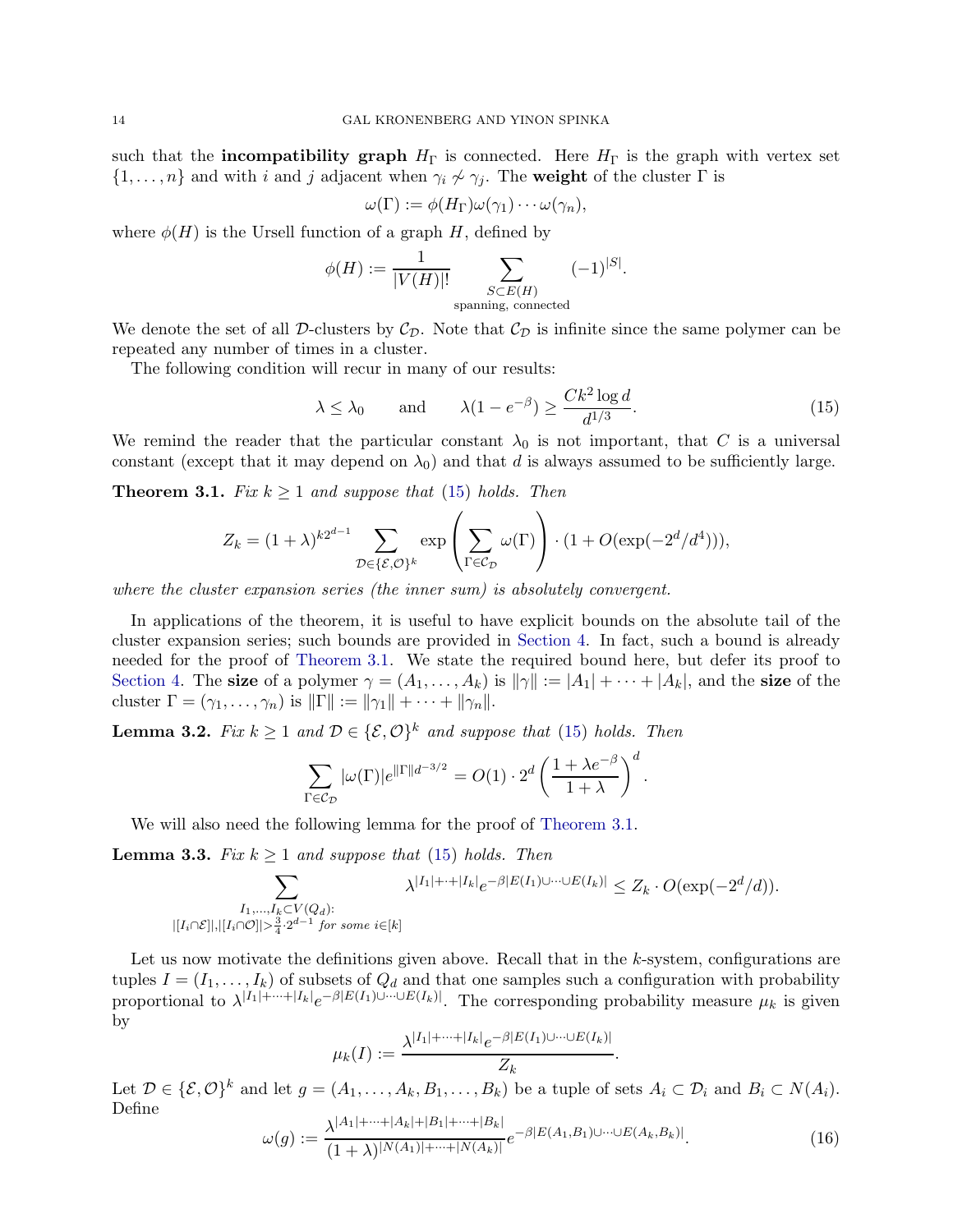such that the **incompatibility graph** $H_\Gamma$ is connected. Here $H_\Gamma$ is the graph with vertex set $\{1,\dots,n\}$ and with $i$ and $j$ adjacent when $\gamma_i \not\sim \gamma_j$. The **weight** of the cluster $\Gamma$ is

$$\omega(\Gamma) := \phi(H_\Gamma)\omega(\gamma_1)\cdots\omega(\gamma_n),$$

where $\phi(H)$ is the Ursell function of a graph $H$, defined by

$$\phi(H) := \frac{1}{|V(H)|!} \sum_{\substack{S \subset E(H) \\ \text{spanning, connected}}} (-1)^{|S|}.$$

We denote the set of all $\mathcal{D}$-clusters by $\mathcal{C}_\mathcal{D}$. Note that $\mathcal{C}_\mathcal{D}$ is infinite since the same polymer can be repeated any number of times in a cluster.

The following condition will recur in many of our results:

$$\lambda \le \lambda_0 \qquad \text{and} \qquad \lambda(1-e^{-\beta}) \ge \frac{Ck^2 \log d}{d^{1/3}}. \tag{15}$$

We remind the reader that the particular constant $\lambda_0$ is not important, that $C$ is a universal constant (except that it may depend on $\lambda_0$) and that $d$ is always assumed to be sufficiently large.

**Theorem 3.1.** *Fix $k \ge 1$ and suppose that (15) holds. Then*

$$Z_k = (1+\lambda)^{k2^{d-1}} \sum_{\mathcal{D} \in \{\mathcal{E},\mathcal{O}\}^k} \exp\left(\sum_{\Gamma \in \mathcal{C}_\mathcal{D}} \omega(\Gamma)\right) \cdot (1 + O(\exp(-2^d/d^4))),$$

*where the cluster expansion series (the inner sum) is absolutely convergent.*

In applications of the theorem, it is useful to have explicit bounds on the absolute tail of the cluster expansion series; such bounds are provided in Section 4. In fact, such a bound is already needed for the proof of Theorem 3.1. We state the required bound here, but defer its proof to Section 4. The **size** of a polymer $\gamma = (A_1,\dots,A_k)$ is $\|\gamma\| := |A_1| + \cdots + |A_k|$, and the **size** of the cluster $\Gamma = (\gamma_1,\dots,\gamma_n)$ is $\|\Gamma\| := \|\gamma_1\| + \cdots + \|\gamma_n\|$.

**Lemma 3.2.** *Fix $k \ge 1$ and $\mathcal{D} \in \{\mathcal{E},\mathcal{O}\}^k$ and suppose that (15) holds. Then*

$$\sum_{\Gamma \in \mathcal{C}_\mathcal{D}} |\omega(\Gamma)| e^{\|\Gamma\| d^{-3/2}} = O(1) \cdot 2^d \left(\frac{1+\lambda e^{-\beta}}{1+\lambda}\right)^d.$$

We will also need the following lemma for the proof of Theorem 3.1.

**Lemma 3.3.** *Fix $k \ge 1$ and suppose that (15) holds. Then*

$$\sum_{\substack{I_1,\dots,I_k \subset V(Q_d): \\ |[I_i \cap \mathcal{E}]|, |[I_i \cap \mathcal{O}]| > \frac{3}{4}\cdot 2^{d-1} \text{ for some } i \in [k]}} \lambda^{|I_1|+\cdots+|I_k|} e^{-\beta|E(I_1)\cup\cdots\cup E(I_k)|} \le Z_k \cdot O(\exp(-2^d/d)).$$

Let us now motivate the definitions given above. Recall that in the $k$-system, configurations are tuples $I = (I_1,\dots,I_k)$ of subsets of $Q_d$ and that one samples such a configuration with probability proportional to $\lambda^{|I_1|+\cdots+|I_k|} e^{-\beta|E(I_1)\cup\cdots\cup E(I_k)|}$. The corresponding probability measure $\mu_k$ is given by

$$\mu_k(I) := \frac{\lambda^{|I_1|+\cdots+|I_k|} e^{-\beta|E(I_1)\cup\cdots\cup E(I_k)|}}{Z_k}.$$

Let $\mathcal{D} \in \{\mathcal{E},\mathcal{O}\}^k$ and let $g = (A_1,\dots,A_k,B_1,\dots,B_k)$ be a tuple of sets $A_i \subset \mathcal{D}_i$ and $B_i \subset N(A_i)$. Define

$$\omega(g) := \frac{\lambda^{|A_1|+\cdots+|A_k|+|B_1|+\cdots+|B_k|}}{(1+\lambda)^{|N(A_1)|+\cdots+|N(A_k)|}} e^{-\beta|E(A_1,B_1)\cup\cdots\cup E(A_k,B_k)|}. \tag{16}$$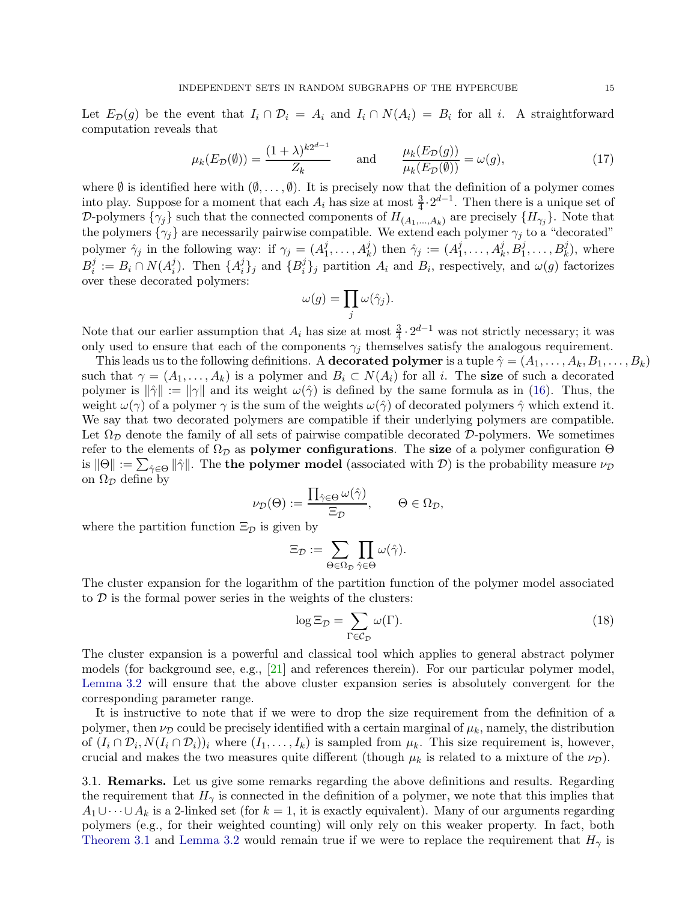Let $E_{\mathcal{D}}(g)$ be the event that $I_i \cap \mathcal{D}_i = A_i$ and $I_i \cap N(A_i) = B_i$ for all $i$. A straightforward computation reveals that

$$\mu_k(E_{\mathcal{D}}(\emptyset)) = \frac{(1+\lambda)^{k2^{d-1}}}{Z_k} \qquad \text{and} \qquad \frac{\mu_k(E_{\mathcal{D}}(g))}{\mu_k(E_{\mathcal{D}}(\emptyset))} = \omega(g), \tag{17}$$

where $\emptyset$ is identified here with $(\emptyset, \dots, \emptyset)$. It is precisely now that the definition of a polymer comes into play. Suppose for a moment that each $A_i$ has size at most $\frac{3}{4} \cdot 2^{d-1}$. Then there is a unique set of $\mathcal{D}$-polymers $\{\gamma_j\}$ such that the connected components of $H_{(A_1,\dots,A_k)}$ are precisely $\{H_{\gamma_j}\}$. Note that the polymers $\{\gamma_j\}$ are necessarily pairwise compatible. We extend each polymer $\gamma_j$ to a "decorated" polymer $\hat{\gamma}_j$ in the following way: if $\gamma_j = (A_1^j, \dots, A_k^j)$ then $\hat{\gamma}_j := (A_1^j, \dots, A_k^j, B_1^j, \dots, B_k^j)$, where $B_i^j := B_i \cap N(A_i^j)$. Then $\{A_i^j\}_j$ and $\{B_i^j\}_j$ partition $A_i$ and $B_i$, respectively, and $\omega(g)$ factorizes over these decorated polymers:

$$\omega(g) = \prod_j \omega(\hat{\gamma}_j).$$

Note that our earlier assumption that $A_i$ has size at most $\frac{3}{4} \cdot 2^{d-1}$ was not strictly necessary; it was only used to ensure that each of the components $\gamma_j$ themselves satisfy the analogous requirement.

This leads us to the following definitions. A **decorated polymer** is a tuple $\hat{\gamma} = (A_1, \dots, A_k, B_1, \dots, B_k)$ such that $\gamma = (A_1, \dots, A_k)$ is a polymer and $B_i \subset N(A_i)$ for all $i$. The **size** of such a decorated polymer is $\|\hat{\gamma}\| := \|\gamma\|$ and its weight $\omega(\hat{\gamma})$ is defined by the same formula as in (16). Thus, the weight $\omega(\gamma)$ of a polymer $\gamma$ is the sum of the weights $\omega(\hat{\gamma})$ of decorated polymers $\hat{\gamma}$ which extend it. We say that two decorated polymers are compatible if their underlying polymers are compatible. Let $\Omega_{\mathcal{D}}$ denote the family of all sets of pairwise compatible decorated $\mathcal{D}$-polymers. We sometimes refer to the elements of $\Omega_{\mathcal{D}}$ as **polymer configurations**. The **size** of a polymer configuration $\Theta$ is $\|\Theta\| := \sum_{\hat{\gamma} \in \Theta} \|\hat{\gamma}\|$. The **the polymer model** (associated with $\mathcal{D}$) is the probability measure $\nu_{\mathcal{D}}$ on $\Omega_{\mathcal{D}}$ define by

$$\nu_{\mathcal{D}}(\Theta) := \frac{\prod_{\hat{\gamma} \in \Theta} \omega(\hat{\gamma})}{\Xi_{\mathcal{D}}}, \qquad \Theta \in \Omega_{\mathcal{D}},$$

where the partition function $\Xi_{\mathcal{D}}$ is given by

$$\Xi_{\mathcal{D}} := \sum_{\Theta \in \Omega_{\mathcal{D}}} \prod_{\hat{\gamma} \in \Theta} \omega(\hat{\gamma}).$$

The cluster expansion for the logarithm of the partition function of the polymer model associated to $\mathcal{D}$ is the formal power series in the weights of the clusters:

$$\log \Xi_{\mathcal{D}} = \sum_{\Gamma \in \mathcal{C}_{\mathcal{D}}} \omega(\Gamma). \tag{18}$$

The cluster expansion is a powerful and classical tool which applies to general abstract polymer models (for background see, e.g., [21] and references therein). For our particular polymer model, Lemma 3.2 will ensure that the above cluster expansion series is absolutely convergent for the corresponding parameter range.

It is instructive to note that if we were to drop the size requirement from the definition of a polymer, then $\nu_{\mathcal{D}}$ could be precisely identified with a certain marginal of $\mu_k$, namely, the distribution of $(I_i \cap \mathcal{D}_i, N(I_i \cap \mathcal{D}_i))_i$ where $(I_1, \dots, I_k)$ is sampled from $\mu_k$. This size requirement is, however, crucial and makes the two measures quite different (though $\mu_k$ is related to a mixture of the $\nu_{\mathcal{D}}$).

3.1. **Remarks.** Let us give some remarks regarding the above definitions and results. Regarding the requirement that $H_\gamma$ is connected in the definition of a polymer, we note that this implies that $A_1 \cup \dots \cup A_k$ is a 2-linked set (for $k = 1$, it is exactly equivalent). Many of our arguments regarding polymers (e.g., for their weighted counting) will only rely on this weaker property. In fact, both Theorem 3.1 and Lemma 3.2 would remain true if we were to replace the requirement that $H_\gamma$ is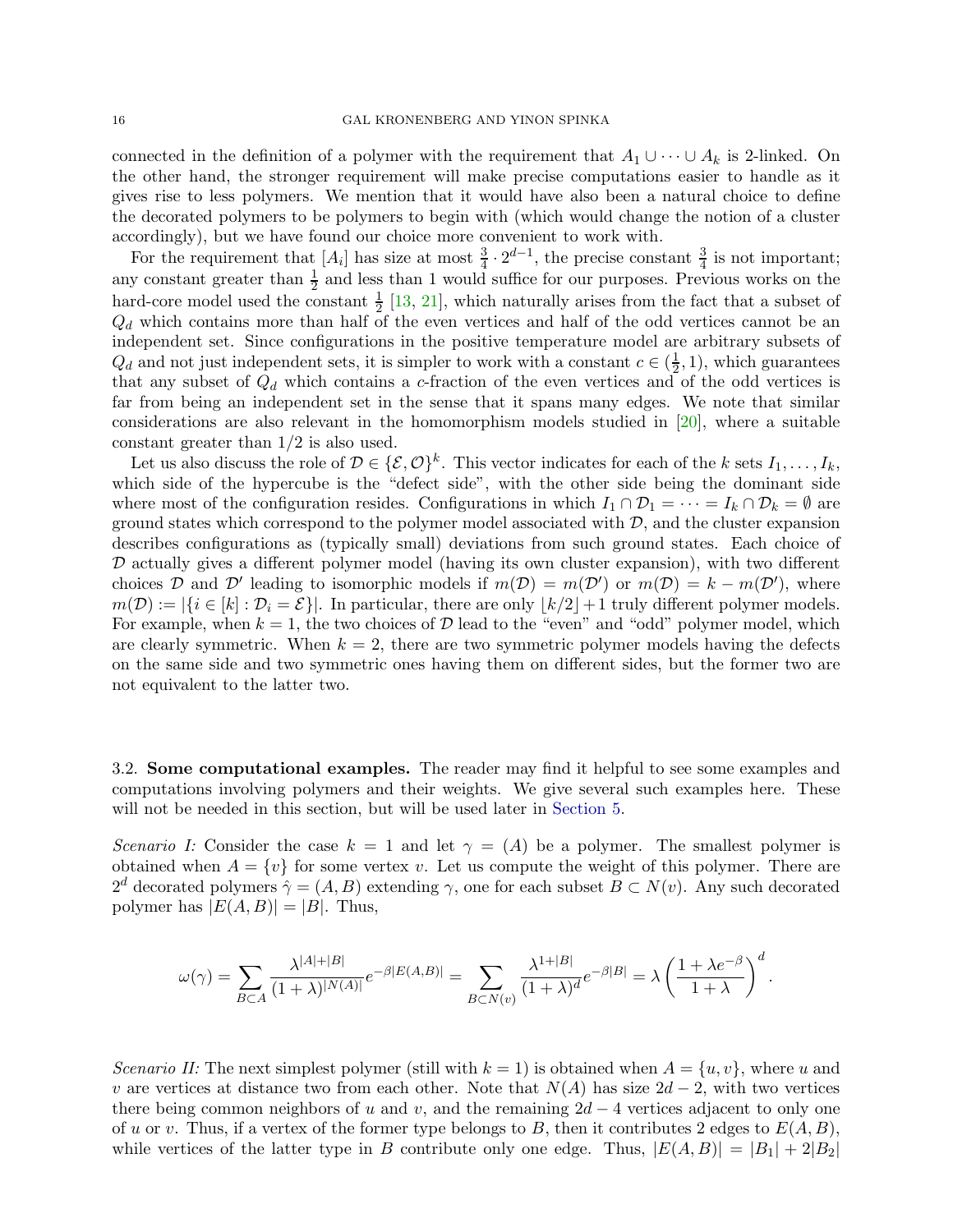connected in the definition of a polymer with the requirement that $A_1 \cup \cdots \cup A_k$ is 2-linked. On the other hand, the stronger requirement will make precise computations easier to handle as it gives rise to less polymers. We mention that it would have also been a natural choice to define the decorated polymers to be polymers to begin with (which would change the notion of a cluster accordingly), but we have found our choice more convenient to work with.

For the requirement that $[A_i]$ has size at most $\frac{3}{4} \cdot 2^{d-1}$, the precise constant $\frac{3}{4}$ is not important; any constant greater than $\frac{1}{2}$ and less than 1 would suffice for our purposes. Previous works on the hard-core model used the constant $\frac{1}{2}$ [13, 21], which naturally arises from the fact that a subset of $Q_d$ which contains more than half of the even vertices and half of the odd vertices cannot be an independent set. Since configurations in the positive temperature model are arbitrary subsets of $Q_d$ and not just independent sets, it is simpler to work with a constant $c \in (\frac{1}{2}, 1)$, which guarantees that any subset of $Q_d$ which contains a $c$-fraction of the even vertices and of the odd vertices is far from being an independent set in the sense that it spans many edges. We note that similar considerations are also relevant in the homomorphism models studied in [20], where a suitable constant greater than $1/2$ is also used.

Let us also discuss the role of $\mathcal{D} \in \{\mathcal{E}, \mathcal{O}\}^k$. This vector indicates for each of the $k$ sets $I_1, \ldots, I_k$, which side of the hypercube is the "defect side", with the other side being the dominant side where most of the configuration resides. Configurations in which $I_1 \cap \mathcal{D}_1 = \cdots = I_k \cap \mathcal{D}_k = \emptyset$ are ground states which correspond to the polymer model associated with $\mathcal{D}$, and the cluster expansion describes configurations as (typically small) deviations from such ground states. Each choice of $\mathcal{D}$ actually gives a different polymer model (having its own cluster expansion), with two different choices $\mathcal{D}$ and $\mathcal{D}'$ leading to isomorphic models if $m(\mathcal{D}) = m(\mathcal{D}')$ or $m(\mathcal{D}) = k - m(\mathcal{D}')$, where $m(\mathcal{D}) := |\{i \in [k] : \mathcal{D}_i = \mathcal{E}\}|$. In particular, there are only $\lfloor k/2 \rfloor + 1$ truly different polymer models. For example, when $k = 1$, the two choices of $\mathcal{D}$ lead to the "even" and "odd" polymer model, which are clearly symmetric. When $k = 2$, there are two symmetric polymer models having the defects on the same side and two symmetric ones having them on different sides, but the former two are not equivalent to the latter two.

### 3.2. **Some computational examples.**

The reader may find it helpful to see some examples and computations involving polymers and their weights. We give several such examples here. These will not be needed in this section, but will be used later in Section 5.

*Scenario I:* Consider the case $k = 1$ and let $\gamma = (A)$ be a polymer. The smallest polymer is obtained when $A = \{v\}$ for some vertex $v$. Let us compute the weight of this polymer. There are $2^d$ decorated polymers $\hat{\gamma} = (A, B)$ extending $\gamma$, one for each subset $B \subset N(v)$. Any such decorated polymer has $|E(A, B)| = |B|$. Thus,

$$\omega(\gamma) = \sum_{B \subset A} \frac{\lambda^{|A|+|B|}}{(1+\lambda)^{|N(A)|}} e^{-\beta|E(A,B)|} = \sum_{B \subset N(v)} \frac{\lambda^{1+|B|}}{(1+\lambda)^d} e^{-\beta|B|} = \lambda \left( \frac{1 + \lambda e^{-\beta}}{1+\lambda} \right)^d.$$

*Scenario II:* The next simplest polymer (still with $k = 1$) is obtained when $A = \{u, v\}$, where $u$ and $v$ are vertices at distance two from each other. Note that $N(A)$ has size $2d - 2$, with two vertices there being common neighbors of $u$ and $v$, and the remaining $2d - 4$ vertices adjacent to only one of $u$ or $v$. Thus, if a vertex of the former type belongs to $B$, then it contributes 2 edges to $E(A, B)$, while vertices of the latter type in $B$ contribute only one edge. Thus, $|E(A, B)| = |B_1| + 2|B_2|$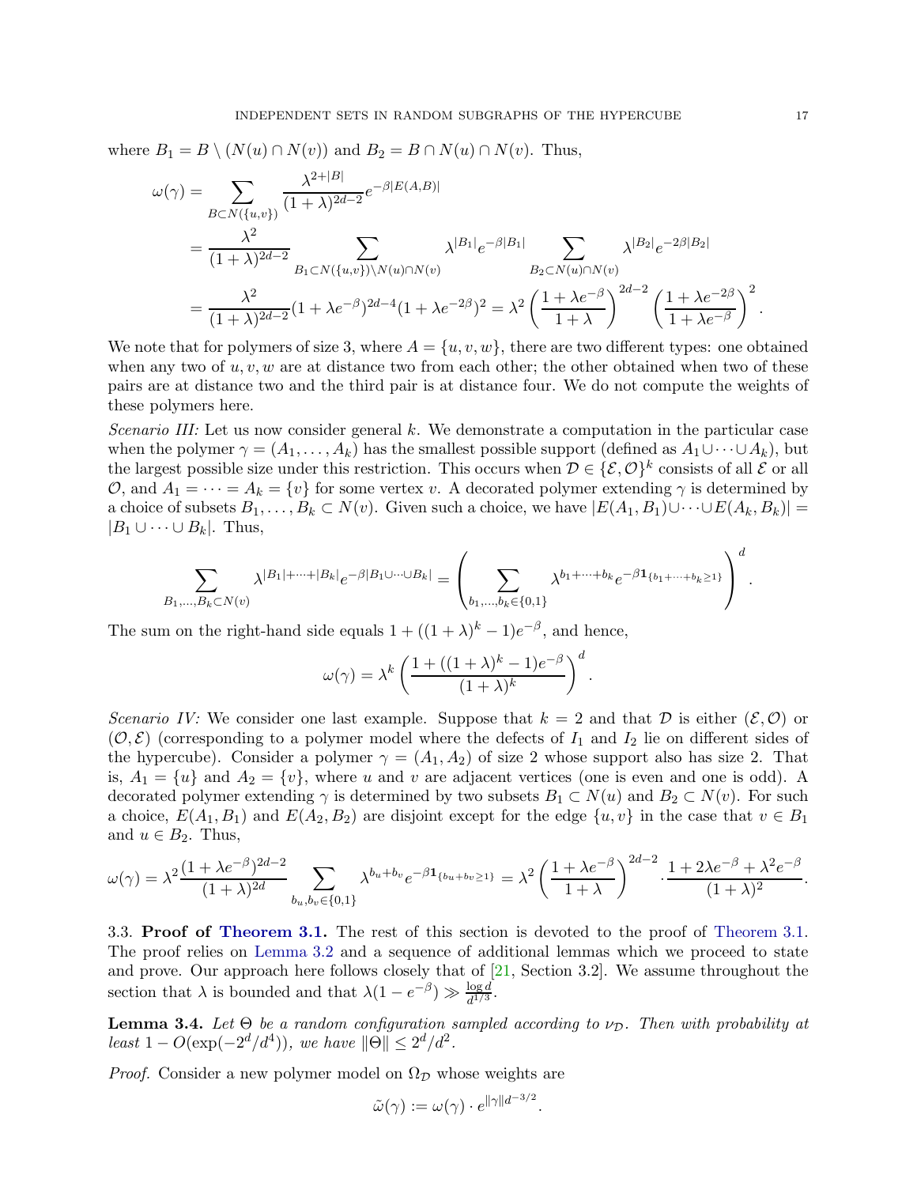where $B_1 = B \setminus (N(u) \cap N(v))$ and $B_2 = B \cap N(u) \cap N(v)$. Thus,

$$
\begin{aligned}
\omega(\gamma) &= \sum_{B \subset N(\{u,v\})} \frac{\lambda^{2+|B|}}{(1+\lambda)^{2d-2}} e^{-\beta|E(A,B)|} \\
&= \frac{\lambda^2}{(1+\lambda)^{2d-2}} \sum_{B_1 \subset N(\{u,v\}) \setminus N(u) \cap N(v)} \lambda^{|B_1|} e^{-\beta|B_1|} \sum_{B_2 \subset N(u) \cap N(v)} \lambda^{|B_2|} e^{-2\beta|B_2|} \\
&= \frac{\lambda^2}{(1+\lambda)^{2d-2}} (1+\lambda e^{-\beta})^{2d-4} (1+\lambda e^{-2\beta})^2 = \lambda^2 \left(\frac{1+\lambda e^{-\beta}}{1+\lambda}\right)^{2d-2} \left(\frac{1+\lambda e^{-2\beta}}{1+\lambda e^{-\beta}}\right)^2.
\end{aligned}
$$

We note that for polymers of size 3, where $A = \{u, v, w\}$, there are two different types: one obtained when any two of $u, v, w$ are at distance two from each other; the other obtained when two of these pairs are at distance two and the third pair is at distance four. We do not compute the weights of these polymers here.

*Scenario III:* Let us now consider general $k$. We demonstrate a computation in the particular case when the polymer $\gamma = (A_1, \dots, A_k)$ has the smallest possible support (defined as $A_1 \cup \cdots \cup A_k$), but the largest possible size under this restriction. This occurs when $\mathcal{D} \in \{\mathcal{E}, \mathcal{O}\}^k$ consists of all $\mathcal{E}$ or all $\mathcal{O}$, and $A_1 = \cdots = A_k = \{v\}$ for some vertex $v$. A decorated polymer extending $\gamma$ is determined by a choice of subsets $B_1, \dots, B_k \subset N(v)$. Given such a choice, we have $|E(A_1, B_1) \cup \cdots \cup E(A_k, B_k)| = |B_1 \cup \cdots \cup B_k|$. Thus,

$$
\sum_{B_1, \dots, B_k \subset N(v)} \lambda^{|B_1| + \cdots + |B_k|} e^{-\beta|B_1 \cup \cdots \cup B_k|} = \left( \sum_{b_1, \dots, b_k \in \{0,1\}} \lambda^{b_1 + \cdots + b_k} e^{-\beta \mathbf{1}_{\{b_1 + \cdots + b_k \geq 1\}}} \right)^d.
$$

The sum on the right-hand side equals $1 + ((1+\lambda)^k - 1)e^{-\beta}$, and hence,

$$
\omega(\gamma) = \lambda^k \left( \frac{1 + ((1+\lambda)^k - 1)e^{-\beta}}{(1+\lambda)^k} \right)^d.
$$

*Scenario IV:* We consider one last example. Suppose that $k = 2$ and that $\mathcal{D}$ is either $(\mathcal{E}, \mathcal{O})$ or $(\mathcal{O}, \mathcal{E})$ (corresponding to a polymer model where the defects of $I_1$ and $I_2$ lie on different sides of the hypercube). Consider a polymer $\gamma = (A_1, A_2)$ of size 2 whose support also has size 2. That is, $A_1 = \{u\}$ and $A_2 = \{v\}$, where $u$ and $v$ are adjacent vertices (one is even and one is odd). A decorated polymer extending $\gamma$ is determined by two subsets $B_1 \subset N(u)$ and $B_2 \subset N(v)$. For such a choice, $E(A_1, B_1)$ and $E(A_2, B_2)$ are disjoint except for the edge $\{u, v\}$ in the case that $v \in B_1$ and $u \in B_2$. Thus,

$$
\omega(\gamma) = \lambda^2 \frac{(1+\lambda e^{-\beta})^{2d-2}}{(1+\lambda)^{2d}} \sum_{b_u, b_v \in \{0,1\}} \lambda^{b_u + b_v} e^{-\beta \mathbf{1}_{\{b_u + b_v \geq 1\}}} = \lambda^2 \left( \frac{1+\lambda e^{-\beta}}{1+\lambda} \right)^{2d-2} \cdot \frac{1 + 2\lambda e^{-\beta} + \lambda^2 e^{-\beta}}{(1+\lambda)^2}.
$$

### 3.3. Proof of Theorem 3.1.

The rest of this section is devoted to the proof of Theorem 3.1. The proof relies on Lemma 3.2 and a sequence of additional lemmas which we proceed to state and prove. Our approach here follows closely that of [21, Section 3.2]. We assume throughout the section that $\lambda$ is bounded and that $\lambda(1 - e^{-\beta}) \gg \frac{\log d}{d^{1/3}}$.

**Lemma 3.4.** *Let $\Theta$ be a random configuration sampled according to $\nu_{\mathcal{D}}$. Then with probability at least $1 - O(\exp(-2^d/d^4))$, we have $\|\Theta\| \leq 2^d/d^2$.*

*Proof.* Consider a new polymer model on $\Omega_{\mathcal{D}}$ whose weights are

$$
\tilde{\omega}(\gamma) := \omega(\gamma) \cdot e^{\|\gamma\| d^{-3/2}}.
$$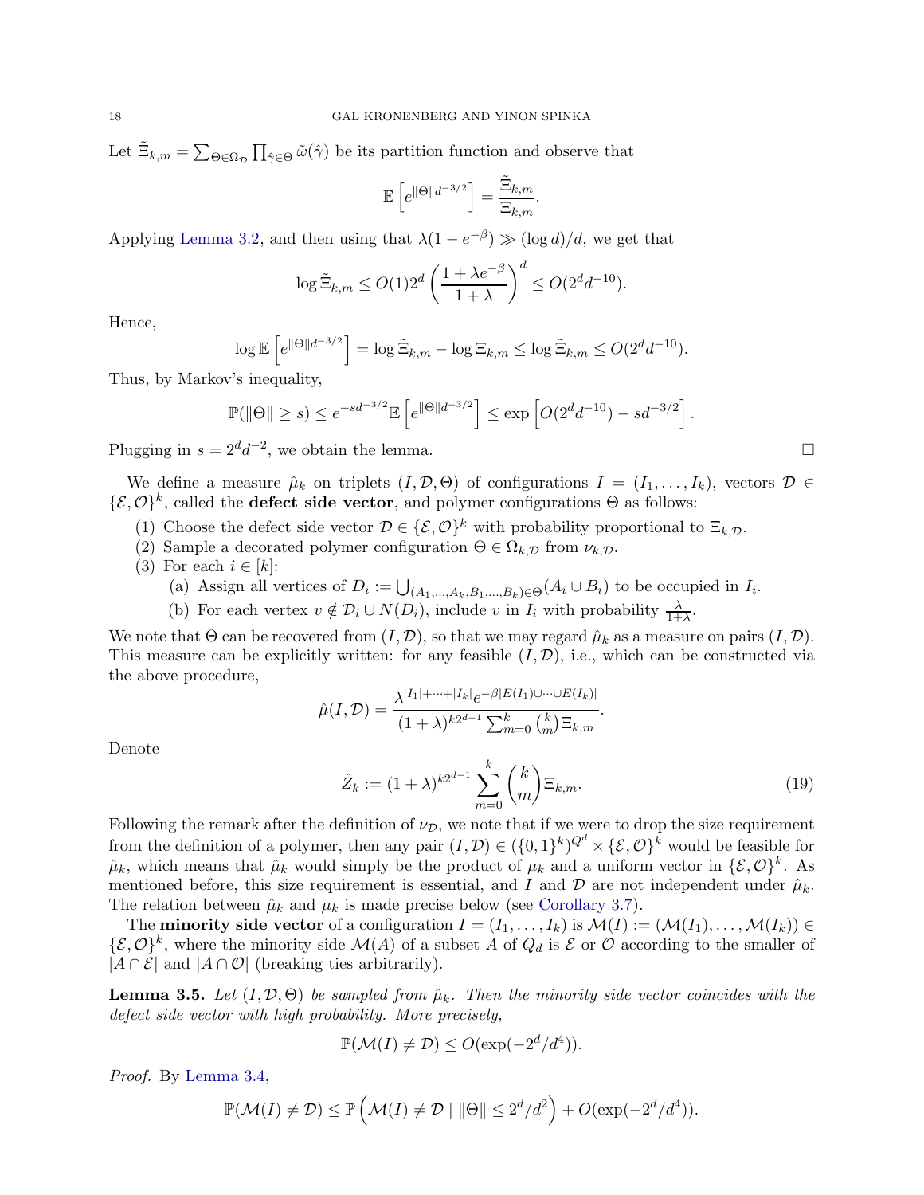Let $\tilde{\Xi}_{k,m} = \sum_{\Theta \in \Omega_{\mathcal{D}}} \prod_{\hat{\gamma} \in \Theta} \tilde{\omega}(\hat{\gamma})$ be its partition function and observe that

$$\mathbb{E}\left[e^{\|\Theta\| d^{-3/2}}\right] = \frac{\tilde{\Xi}_{k,m}}{\Xi_{k,m}}.$$

Applying Lemma 3.2, and then using that $\lambda(1-e^{-\beta}) \gg (\log d)/d$, we get that

$$\log \tilde{\Xi}_{k,m} \leq O(1) 2^d \left(\frac{1+\lambda e^{-\beta}}{1+\lambda}\right)^d \leq O(2^d d^{-10}).$$

Hence,

$$\log \mathbb{E}\left[e^{\|\Theta\| d^{-3/2}}\right] = \log \tilde{\Xi}_{k,m} - \log \Xi_{k,m} \leq \log \tilde{\Xi}_{k,m} \leq O(2^d d^{-10}).$$

Thus, by Markov's inequality,

$$\mathbb{P}(\|\Theta\| \geq s) \leq e^{-sd^{-3/2}} \mathbb{E}\left[e^{\|\Theta\| d^{-3/2}}\right] \leq \exp\left[O(2^d d^{-10}) - sd^{-3/2}\right].$$

Plugging in $s = 2^d d^{-2}$, we obtain the lemma. $\square$

We define a measure $\hat{\mu}_k$ on triplets $(I, \mathcal{D}, \Theta)$ of configurations $I = (I_1, \dots, I_k)$, vectors $\mathcal{D} \in \{\mathcal{E}, \mathcal{O}\}^k$, called the **defect side vector**, and polymer configurations $\Theta$ as follows:

1. Choose the defect side vector $\mathcal{D} \in \{\mathcal{E}, \mathcal{O}\}^k$ with probability proportional to $\Xi_{k,\mathcal{D}}$.
2. Sample a decorated polymer configuration $\Theta \in \Omega_{k,\mathcal{D}}$ from $\nu_{k,\mathcal{D}}$.
3. For each $i \in [k]$:
   (a) Assign all vertices of $D_i := \bigcup_{(A_1,\dots,A_k,B_1,\dots,B_k) \in \Theta} (A_i \cup B_i)$ to be occupied in $I_i$.
   (b) For each vertex $v \notin \mathcal{D}_i \cup N(D_i)$, include $v$ in $I_i$ with probability $\frac{\lambda}{1+\lambda}$.

We note that $\Theta$ can be recovered from $(I, \mathcal{D})$, so that we may regard $\hat{\mu}_k$ as a measure on pairs $(I, \mathcal{D})$. This measure can be explicitly written: for any feasible $(I, \mathcal{D})$, i.e., which can be constructed via the above procedure,

$$\hat{\mu}(I, \mathcal{D}) = \frac{\lambda^{|I_1| + \dots + |I_k|} e^{-\beta |E(I_1) \cup \dots \cup E(I_k)|}}{(1+\lambda)^{k 2^{d-1}} \sum_{m=0}^{k} \binom{k}{m} \Xi_{k,m}}.$$

Denote

$$\hat{Z}_k := (1+\lambda)^{k 2^{d-1}} \sum_{m=0}^{k} \binom{k}{m} \Xi_{k,m}. \tag{19}$$

Following the remark after the definition of $\nu_{\mathcal{D}}$, we note that if we were to drop the size requirement from the definition of a polymer, then any pair $(I, \mathcal{D}) \in (\{0,1\}^k)^{Q^d} \times \{\mathcal{E}, \mathcal{O}\}^k$ would be feasible for $\hat{\mu}_k$, which means that $\hat{\mu}_k$ would simply be the product of $\mu_k$ and a uniform vector in $\{\mathcal{E}, \mathcal{O}\}^k$. As mentioned before, this size requirement is essential, and $I$ and $\mathcal{D}$ are not independent under $\hat{\mu}_k$. The relation between $\hat{\mu}_k$ and $\mu_k$ is made precise below (see Corollary 3.7).

The **minority side vector** of a configuration $I = (I_1, \dots, I_k)$ is $\mathcal{M}(I) := (\mathcal{M}(I_1), \dots, \mathcal{M}(I_k)) \in \{\mathcal{E}, \mathcal{O}\}^k$, where the minority side $\mathcal{M}(A)$ of a subset $A$ of $Q_d$ is $\mathcal{E}$ or $\mathcal{O}$ according to the smaller of $|A \cap \mathcal{E}|$ and $|A \cap \mathcal{O}|$ (breaking ties arbitrarily).

**Lemma 3.5.** *Let $(I, \mathcal{D}, \Theta)$ be sampled from $\hat{\mu}_k$. Then the minority side vector coincides with the defect side vector with high probability. More precisely,*

$$\mathbb{P}(\mathcal{M}(I) \neq \mathcal{D}) \leq O(\exp(-2^d/d^4)).$$

*Proof.* By Lemma 3.4,

$$\mathbb{P}(\mathcal{M}(I) \neq \mathcal{D}) \leq \mathbb{P}\left(\mathcal{M}(I) \neq \mathcal{D} \mid \|\Theta\| \leq 2^d/d^2\right) + O(\exp(-2^d/d^4)).$$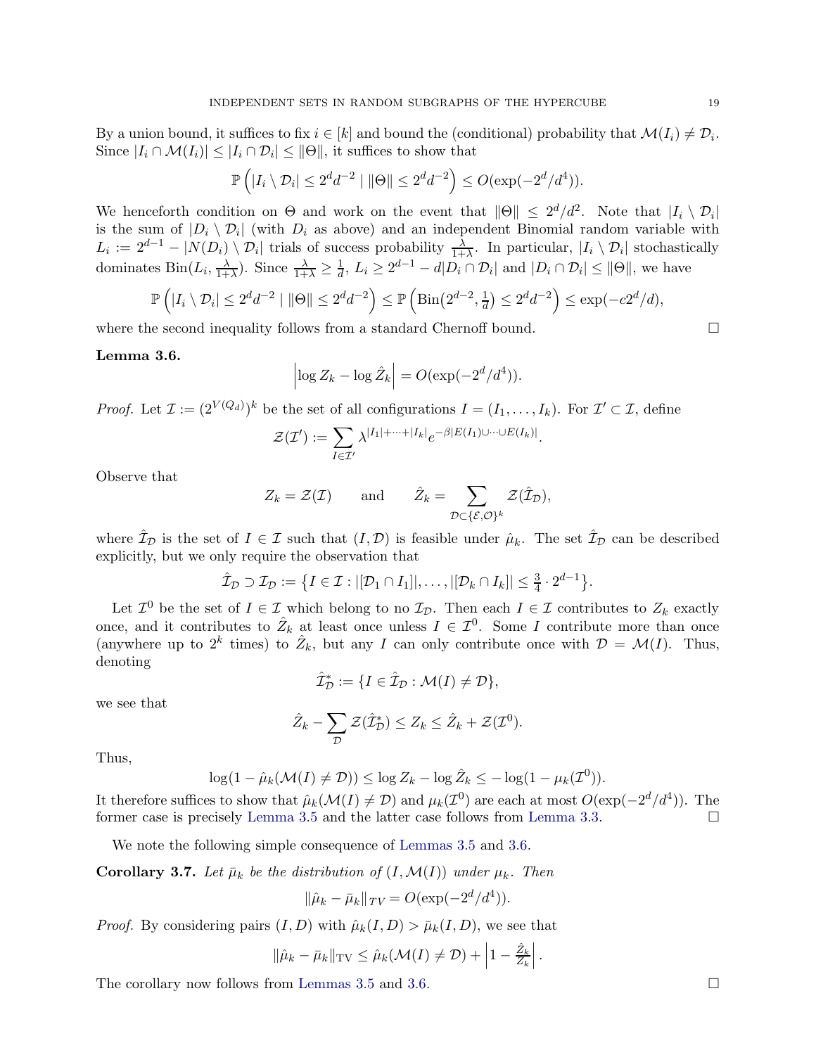By a union bound, it suffices to fix $i \in [k]$ and bound the (conditional) probability that $\mathcal{M}(I_i) \neq \mathcal{D}_i$. Since $|I_i \cap \mathcal{M}(I_i)| \leq |I_i \cap \mathcal{D}_i| \leq \|\Theta\|$, it suffices to show that

$$\mathbb{P}\left(|I_i \setminus \mathcal{D}_i| \leq 2^d d^{-2} \mid \|\Theta\| \leq 2^d d^{-2}\right) \leq O(\exp(-2^d/d^4)).$$

We henceforth condition on $\Theta$ and work on the event that $\|\Theta\| \leq 2^d/d^2$. Note that $|I_i \setminus \mathcal{D}_i|$ is the sum of $|D_i \setminus \mathcal{D}_i|$ (with $D_i$ as above) and an independent Binomial random variable with $L_i := 2^{d-1} - |N(D_i) \setminus \mathcal{D}_i|$ trials of success probability $\frac{\lambda}{1+\lambda}$. In particular, $|I_i \setminus \mathcal{D}_i|$ stochastically dominates $\mathrm{Bin}(L_i, \frac{\lambda}{1+\lambda})$. Since $\frac{\lambda}{1+\lambda} \geq \frac{1}{d}$, $L_i \geq 2^{d-1} - d|D_i \cap \mathcal{D}_i|$ and $|D_i \cap \mathcal{D}_i| \leq \|\Theta\|$, we have

$$\mathbb{P}\left(|I_i \setminus \mathcal{D}_i| \leq 2^d d^{-2} \mid \|\Theta\| \leq 2^d d^{-2}\right) \leq \mathbb{P}\left(\mathrm{Bin}\big(2^{d-2}, \tfrac{1}{d}\big) \leq 2^d d^{-2}\right) \leq \exp(-c2^d/d),$$

where the second inequality follows from a standard Chernoff bound. ∎

**Lemma 3.6.**

$$\left|\log Z_k - \log \hat{Z}_k\right| = O(\exp(-2^d/d^4)).$$

*Proof.* Let $\mathcal{I} := (2^{V(Q_d)})^k$ be the set of all configurations $I = (I_1, \dots, I_k)$. For $\mathcal{I}' \subset \mathcal{I}$, define

$$\mathcal{Z}(\mathcal{I}') := \sum_{I \in \mathcal{I}'} \lambda^{|I_1|+\cdots+|I_k|} e^{-\beta|E(I_1)\cup\cdots\cup E(I_k)|}.$$

Observe that

$$Z_k = \mathcal{Z}(\mathcal{I}) \qquad \text{and} \qquad \hat{Z}_k = \sum_{\mathcal{D} \subset \{\mathcal{E},\mathcal{O}\}^k} \mathcal{Z}(\hat{\mathcal{I}}_{\mathcal{D}}),$$

where $\hat{\mathcal{I}}_{\mathcal{D}}$ is the set of $I \in \mathcal{I}$ such that $(I, \mathcal{D})$ is feasible under $\hat{\mu}_k$. The set $\hat{\mathcal{I}}_{\mathcal{D}}$ can be described explicitly, but we only require the observation that

$$\hat{\mathcal{I}}_{\mathcal{D}} \supset \mathcal{I}_{\mathcal{D}} := \left\{I \in \mathcal{I} : |[\mathcal{D}_1 \cap I_1]|, \dots, |[\mathcal{D}_k \cap I_k]| \leq \tfrac{3}{4} \cdot 2^{d-1}\right\}.$$

Let $\mathcal{I}^0$ be the set of $I \in \mathcal{I}$ which belong to no $\mathcal{I}_{\mathcal{D}}$. Then each $I \in \mathcal{I}$ contributes to $Z_k$ exactly once, and it contributes to $\hat{Z}_k$ at least once unless $I \in \mathcal{I}^0$. Some $I$ contribute more than once (anywhere up to $2^k$ times) to $\hat{Z}_k$, but any $I$ can only contribute once with $\mathcal{D} = \mathcal{M}(I)$. Thus, denoting

$$\hat{\mathcal{I}}^*_{\mathcal{D}} := \{I \in \hat{\mathcal{I}}_{\mathcal{D}} : \mathcal{M}(I) \neq \mathcal{D}\},$$

we see that

$$\hat{Z}_k - \sum_{\mathcal{D}} \mathcal{Z}(\hat{\mathcal{I}}^*_{\mathcal{D}}) \leq Z_k \leq \hat{Z}_k + \mathcal{Z}(\mathcal{I}^0).$$

Thus,

$$\log(1 - \hat{\mu}_k(\mathcal{M}(I) \neq \mathcal{D})) \leq \log Z_k - \log \hat{Z}_k \leq -\log(1 - \mu_k(\mathcal{I}^0)).$$

It therefore suffices to show that $\hat{\mu}_k(\mathcal{M}(I) \neq \mathcal{D})$ and $\mu_k(\mathcal{I}^0)$ are each at most $O(\exp(-2^d/d^4))$. The former case is precisely Lemma 3.5 and the latter case follows from Lemma 3.3. ∎

We note the following simple consequence of Lemmas 3.5 and 3.6.

**Corollary 3.7.** *Let $\bar{\mu}_k$ be the distribution of $(I, \mathcal{M}(I))$ under $\mu_k$. Then*

$$\|\hat{\mu}_k - \bar{\mu}_k\|_{TV} = O(\exp(-2^d/d^4)).$$

*Proof.* By considering pairs $(I, D)$ with $\hat{\mu}_k(I, D) > \bar{\mu}_k(I, D)$, we see that

$$\|\hat{\mu}_k - \bar{\mu}_k\|_{\mathrm{TV}} \leq \hat{\mu}_k(\mathcal{M}(I) \neq \mathcal{D}) + \left|1 - \tfrac{\hat{Z}_k}{Z_k}\right|.$$

The corollary now follows from Lemmas 3.5 and 3.6. ∎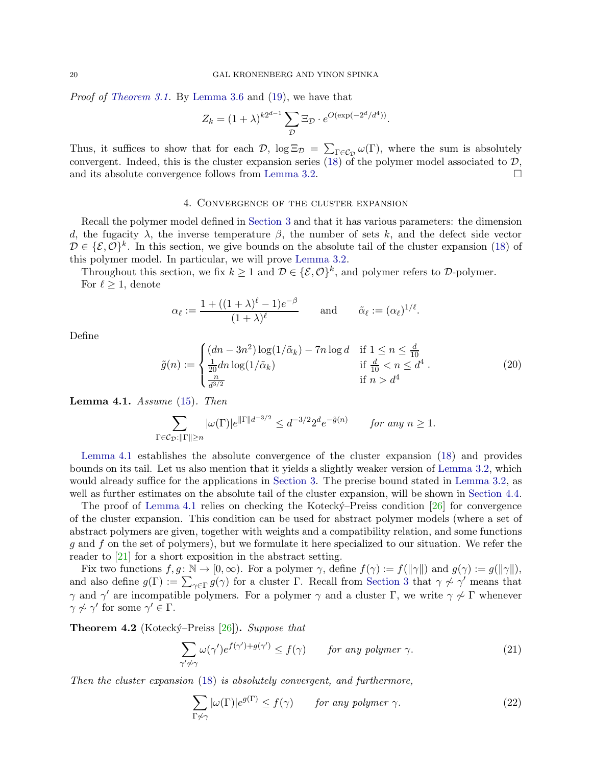*Proof of Theorem 3.1.* By Lemma 3.6 and (19), we have that

$$Z_k = (1+\lambda)^{k2^{d-1}} \sum_{\mathcal{D}} \Xi_{\mathcal{D}} \cdot e^{O(\exp(-2^d/d^4))}.$$

Thus, it suffices to show that for each $\mathcal{D}$, $\log \Xi_{\mathcal{D}} = \sum_{\Gamma \in \mathcal{C}_{\mathcal{D}}} \omega(\Gamma)$, where the sum is absolutely convergent. Indeed, this is the cluster expansion series (18) of the polymer model associated to $\mathcal{D}$, and its absolute convergence follows from Lemma 3.2. □

## 4. Convergence of the cluster expansion

Recall the polymer model defined in Section 3 and that it has various parameters: the dimension $d$, the fugacity $\lambda$, the inverse temperature $\beta$, the number of sets $k$, and the defect side vector $\mathcal{D} \in \{\mathcal{E}, \mathcal{O}\}^k$. In this section, we give bounds on the absolute tail of the cluster expansion (18) of this polymer model. In particular, we will prove Lemma 3.2.

Throughout this section, we fix $k \geq 1$ and $\mathcal{D} \in \{\mathcal{E}, \mathcal{O}\}^k$, and polymer refers to $\mathcal{D}$-polymer.

For $\ell \geq 1$, denote

$$\alpha_\ell := \frac{1 + ((1+\lambda)^\ell - 1)e^{-\beta}}{(1+\lambda)^\ell} \qquad \text{and} \qquad \tilde{\alpha}_\ell := (\alpha_\ell)^{1/\ell}.$$

Define

$$\tilde{g}(n) := \begin{cases} (dn - 3n^2)\log(1/\tilde{\alpha}_k) - 7n \log d & \text{if } 1 \leq n \leq \frac{d}{10} \\ \frac{1}{20} dn \log(1/\tilde{\alpha}_k) & \text{if } \frac{d}{10} < n \leq d^4 \\ \frac{n}{d^{3/2}} & \text{if } n > d^4 \end{cases}. \tag{20}$$

**Lemma 4.1.** *Assume (15). Then*

$$\sum_{\Gamma \in \mathcal{C}_{\mathcal{D}} : \|\Gamma\| \geq n} |\omega(\Gamma)| e^{\|\Gamma\| d^{-3/2}} \leq d^{-3/2} 2^d e^{-\tilde{g}(n)} \qquad \text{for any } n \geq 1.$$

Lemma 4.1 establishes the absolute convergence of the cluster expansion (18) and provides bounds on its tail. Let us also mention that it yields a slightly weaker version of Lemma 3.2, which would already suffice for the applications in Section 3. The precise bound stated in Lemma 3.2, as well as further estimates on the absolute tail of the cluster expansion, will be shown in Section 4.4.

The proof of Lemma 4.1 relies on checking the Kotecký–Preiss condition [26] for convergence of the cluster expansion. This condition can be used for abstract polymer models (where a set of abstract polymers are given, together with weights and a compatibility relation, and some functions $g$ and $f$ on the set of polymers), but we formulate it here specialized to our situation. We refer the reader to [21] for a short exposition in the abstract setting.

Fix two functions $f, g \colon \mathbb{N} \to [0, \infty)$. For a polymer $\gamma$, define $f(\gamma) := f(\|\gamma\|)$ and $g(\gamma) := g(\|\gamma\|)$, and also define $g(\Gamma) := \sum_{\gamma \in \Gamma} g(\gamma)$ for a cluster $\Gamma$. Recall from Section 3 that $\gamma \not\sim \gamma'$ means that $\gamma$ and $\gamma'$ are incompatible polymers. For a polymer $\gamma$ and a cluster $\Gamma$, we write $\gamma \not\sim \Gamma$ whenever $\gamma \not\sim \gamma'$ for some $\gamma' \in \Gamma$.

**Theorem 4.2** (Kotecký–Preiss [26])**.** *Suppose that*

$$\sum_{\gamma' \not\sim \gamma} \omega(\gamma') e^{f(\gamma') + g(\gamma')} \leq f(\gamma) \qquad \text{for any polymer } \gamma. \tag{21}$$

*Then the cluster expansion (18) is absolutely convergent, and furthermore,*

$$\sum_{\Gamma \not\sim \gamma} |\omega(\Gamma)| e^{g(\Gamma)} \leq f(\gamma) \qquad \text{for any polymer } \gamma. \tag{22}$$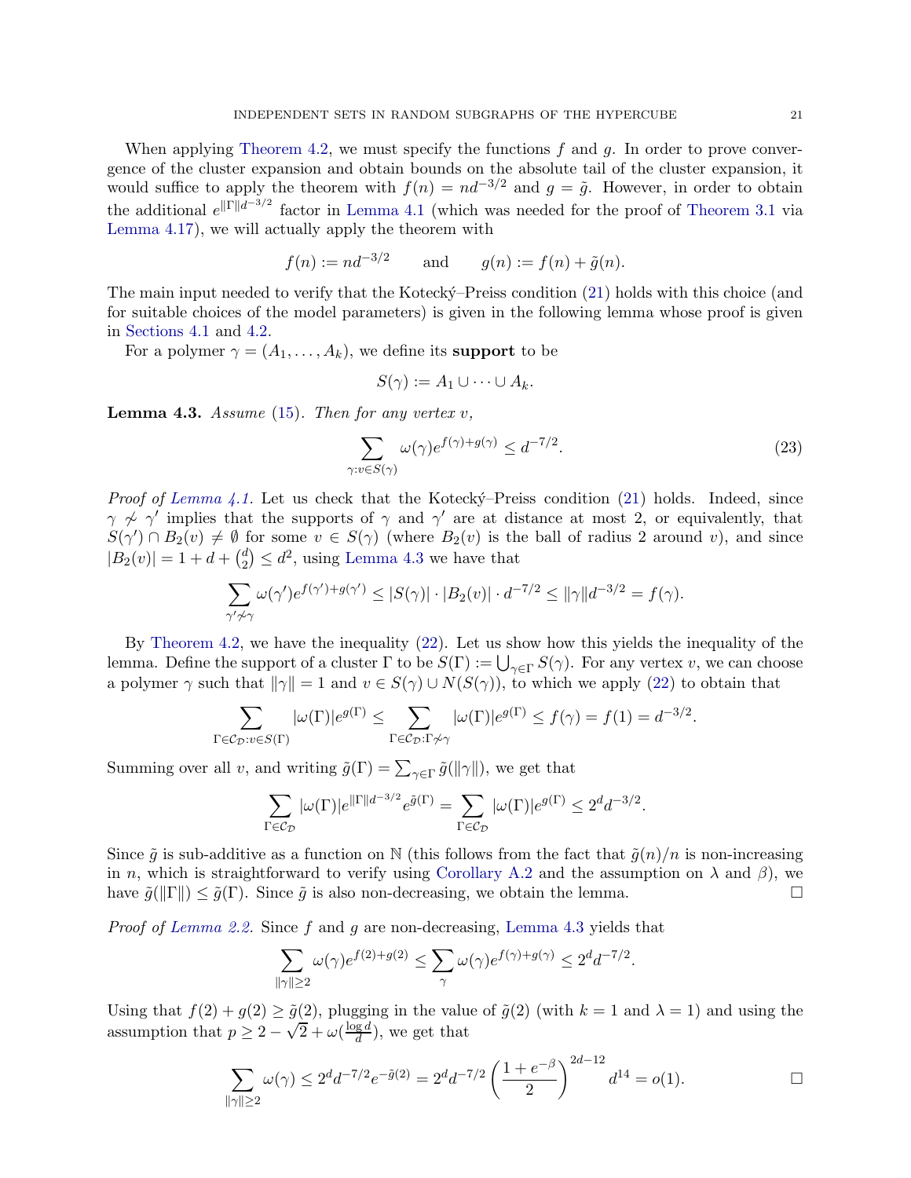When applying Theorem 4.2, we must specify the functions $f$ and $g$. In order to prove convergence of the cluster expansion and obtain bounds on the absolute tail of the cluster expansion, it would suffice to apply the theorem with $f(n) = nd^{-3/2}$ and $g = \tilde{g}$. However, in order to obtain the additional $e^{\|\Gamma\|d^{-3/2}}$ factor in Lemma 4.1 (which was needed for the proof of Theorem 3.1 via Lemma 4.17), we will actually apply the theorem with

$$f(n) := nd^{-3/2} \qquad \text{and} \qquad g(n) := f(n) + \tilde{g}(n).$$

The main input needed to verify that the Kotecký–Preiss condition (21) holds with this choice (and for suitable choices of the model parameters) is given in the following lemma whose proof is given in Sections 4.1 and 4.2.

For a polymer $\gamma = (A_1, \ldots, A_k)$, we define its **support** to be

$$S(\gamma) := A_1 \cup \cdots \cup A_k.$$

**Lemma 4.3.** *Assume* (15). *Then for any vertex* $v$,

$$\sum_{\gamma : v \in S(\gamma)} \omega(\gamma) e^{f(\gamma)+g(\gamma)} \leq d^{-7/2}. \tag{23}$$

*Proof of Lemma 4.1.* Let us check that the Kotecký–Preiss condition (21) holds. Indeed, since $\gamma \not\sim \gamma'$ implies that the supports of $\gamma$ and $\gamma'$ are at distance at most 2, or equivalently, that $S(\gamma') \cap B_2(v) \neq \emptyset$ for some $v \in S(\gamma)$ (where $B_2(v)$ is the ball of radius 2 around $v$), and since $|B_2(v)| = 1 + d + \binom{d}{2} \leq d^2$, using Lemma 4.3 we have that

$$\sum_{\gamma' \not\sim \gamma} \omega(\gamma') e^{f(\gamma')+g(\gamma')} \leq |S(\gamma)| \cdot |B_2(v)| \cdot d^{-7/2} \leq \|\gamma\| d^{-3/2} = f(\gamma).$$

By Theorem 4.2, we have the inequality (22). Let us show how this yields the inequality of the lemma. Define the support of a cluster $\Gamma$ to be $S(\Gamma) := \bigcup_{\gamma \in \Gamma} S(\gamma)$. For any vertex $v$, we can choose a polymer $\gamma$ such that $\|\gamma\| = 1$ and $v \in S(\gamma) \cup N(S(\gamma))$, to which we apply (22) to obtain that

$$\sum_{\Gamma \in \mathcal{C}_\mathcal{D} : v \in S(\Gamma)} |\omega(\Gamma)| e^{g(\Gamma)} \leq \sum_{\Gamma \in \mathcal{C}_\mathcal{D} : \Gamma \not\sim \gamma} |\omega(\Gamma)| e^{g(\Gamma)} \leq f(\gamma) = f(1) = d^{-3/2}.$$

Summing over all $v$, and writing $\tilde{g}(\Gamma) = \sum_{\gamma \in \Gamma} \tilde{g}(\|\gamma\|)$, we get that

$$\sum_{\Gamma \in \mathcal{C}_\mathcal{D}} |\omega(\Gamma)| e^{\|\Gamma\| d^{-3/2}} e^{\tilde{g}(\Gamma)} = \sum_{\Gamma \in \mathcal{C}_\mathcal{D}} |\omega(\Gamma)| e^{g(\Gamma)} \leq 2^d d^{-3/2}.$$

Since $\tilde{g}$ is sub-additive as a function on $\mathbb{N}$ (this follows from the fact that $\tilde{g}(n)/n$ is non-increasing in $n$, which is straightforward to verify using Corollary A.2 and the assumption on $\lambda$ and $\beta$), we have $\tilde{g}(\|\Gamma\|) \leq \tilde{g}(\Gamma)$. Since $\tilde{g}$ is also non-decreasing, we obtain the lemma. $\square$

*Proof of Lemma 2.2.* Since $f$ and $g$ are non-decreasing, Lemma 4.3 yields that

$$\sum_{\|\gamma\| \geq 2} \omega(\gamma) e^{f(2)+g(2)} \leq \sum_{\gamma} \omega(\gamma) e^{f(\gamma)+g(\gamma)} \leq 2^d d^{-7/2}.$$

Using that $f(2) + g(2) \geq \tilde{g}(2)$, plugging in the value of $\tilde{g}(2)$ (with $k = 1$ and $\lambda = 1$) and using the assumption that $p \geq 2 - \sqrt{2} + \omega(\frac{\log d}{d})$, we get that

$$\sum_{\|\gamma\| \geq 2} \omega(\gamma) \leq 2^d d^{-7/2} e^{-\tilde{g}(2)} = 2^d d^{-7/2} \left( \frac{1 + e^{-\beta}}{2} \right)^{2d-12} d^{14} = o(1). \qquad \square$$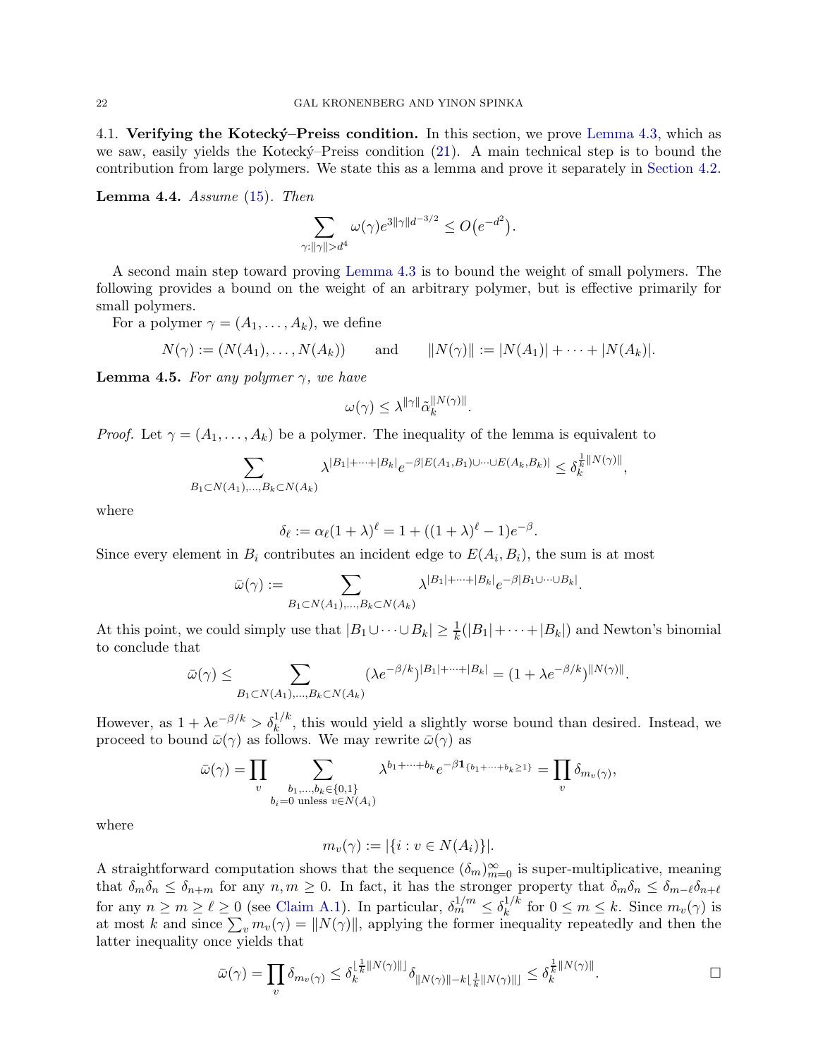### 4.1. **Verifying the Kotecký–Preiss condition.**

In this section, we prove Lemma 4.3, which as we saw, easily yields the Kotecký–Preiss condition (21). A main technical step is to bound the contribution from large polymers. We state this as a lemma and prove it separately in Section 4.2.

**Lemma 4.4.** *Assume* (15). *Then*

$$\sum_{\gamma:\|\gamma\|>d^4} \omega(\gamma)e^{3\|\gamma\|d^{-3/2}} \le O\big(e^{-d^2}\big).$$

A second main step toward proving Lemma 4.3 is to bound the weight of small polymers. The following provides a bound on the weight of an arbitrary polymer, but is effective primarily for small polymers.

For a polymer $\gamma = (A_1, \dots, A_k)$, we define

$$N(\gamma) := (N(A_1), \dots, N(A_k)) \qquad \text{and} \qquad \|N(\gamma)\| := |N(A_1)| + \cdots + |N(A_k)|.$$

**Lemma 4.5.** *For any polymer $\gamma$, we have*

$$\omega(\gamma) \le \lambda^{\|\gamma\|}\tilde{\alpha}_k^{\|N(\gamma)\|}.$$

*Proof.* Let $\gamma = (A_1, \dots, A_k)$ be a polymer. The inequality of the lemma is equivalent to

$$\sum_{B_1\subset N(A_1),\dots,B_k\subset N(A_k)} \lambda^{|B_1|+\cdots+|B_k|}e^{-\beta|E(A_1,B_1)\cup\cdots\cup E(A_k,B_k)|} \le \delta_k^{\frac{1}{k}\|N(\gamma)\|},$$

where

$$\delta_\ell := \alpha_\ell(1+\lambda)^\ell = 1 + ((1+\lambda)^\ell - 1)e^{-\beta}.$$

Since every element in $B_i$ contributes an incident edge to $E(A_i, B_i)$, the sum is at most

$$\bar{\omega}(\gamma) := \sum_{B_1\subset N(A_1),\dots,B_k\subset N(A_k)} \lambda^{|B_1|+\cdots+|B_k|}e^{-\beta|B_1\cup\cdots\cup B_k|}.$$

At this point, we could simply use that $|B_1 \cup \cdots \cup B_k| \ge \frac{1}{k}(|B_1| + \cdots + |B_k|)$ and Newton's binomial to conclude that

$$\bar{\omega}(\gamma) \le \sum_{B_1\subset N(A_1),\dots,B_k\subset N(A_k)} (\lambda e^{-\beta/k})^{|B_1|+\cdots+|B_k|} = (1+\lambda e^{-\beta/k})^{\|N(\gamma)\|}.$$

However, as $1 + \lambda e^{-\beta/k} > \delta_k^{1/k}$, this would yield a slightly worse bound than desired. Instead, we proceed to bound $\bar{\omega}(\gamma)$ as follows. We may rewrite $\bar{\omega}(\gamma)$ as

$$\bar{\omega}(\gamma) = \prod_v \sum_{\substack{b_1,\dots,b_k\in\{0,1\}\\ b_i=0 \text{ unless } v\in N(A_i)}} \lambda^{b_1+\cdots+b_k}e^{-\beta\mathbf{1}_{\{b_1+\cdots+b_k\ge 1\}}} = \prod_v \delta_{m_v(\gamma)},$$

where

$$m_v(\gamma) := |\{i : v \in N(A_i)\}|.$$

A straightforward computation shows that the sequence $(\delta_m)_{m=0}^\infty$ is super-multiplicative, meaning that $\delta_m\delta_n \le \delta_{n+m}$ for any $n, m \ge 0$. In fact, it has the stronger property that $\delta_m\delta_n \le \delta_{m-\ell}\delta_{n+\ell}$ for any $n \ge m \ge \ell \ge 0$ (see Claim A.1). In particular, $\delta_m^{1/m} \le \delta_k^{1/k}$ for $0 \le m \le k$. Since $m_v(\gamma)$ is at most $k$ and since $\sum_v m_v(\gamma) = \|N(\gamma)\|$, applying the former inequality repeatedly and then the latter inequality once yields that

$$\bar{\omega}(\gamma) = \prod_v \delta_{m_v(\gamma)} \le \delta_k^{\lfloor\frac{1}{k}\|N(\gamma)\|\rfloor}\delta_{\|N(\gamma)\|-k\lfloor\frac{1}{k}\|N(\gamma)\|\rfloor} \le \delta_k^{\frac{1}{k}\|N(\gamma)\|}.$$

$\square$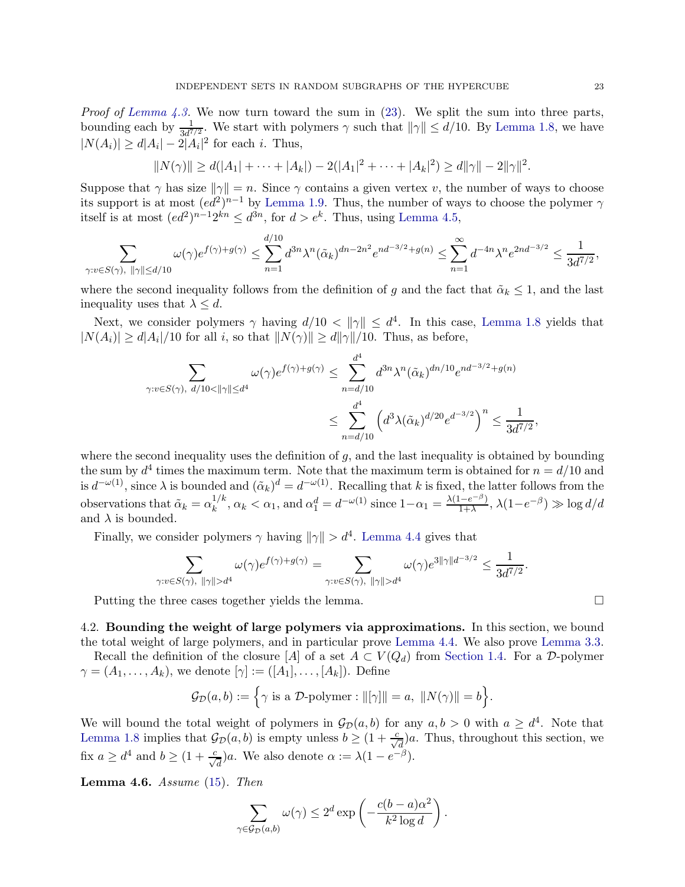*Proof of Lemma 4.3.* We now turn toward the sum in (23). We split the sum into three parts, bounding each by $\frac{1}{3d^{7/2}}$. We start with polymers $\gamma$ such that $\|\gamma\| \leq d/10$. By Lemma 1.8, we have $|N(A_i)| \geq d|A_i| - 2|A_i|^2$ for each $i$. Thus,

$$\|N(\gamma)\| \geq d(|A_1| + \cdots + |A_k|) - 2(|A_1|^2 + \cdots + |A_k|^2) \geq d\|\gamma\| - 2\|\gamma\|^2.$$

Suppose that $\gamma$ has size $\|\gamma\| = n$. Since $\gamma$ contains a given vertex $v$, the number of ways to choose its support is at most $(ed^2)^{n-1}$ by Lemma 1.9. Thus, the number of ways to choose the polymer $\gamma$ itself is at most $(ed^2)^{n-1}2^{kn} \leq d^{3n}$, for $d > e^k$. Thus, using Lemma 4.5,

$$\sum_{\gamma : v \in S(\gamma),\ \|\gamma\| \leq d/10} \omega(\gamma) e^{f(\gamma)+g(\gamma)} \leq \sum_{n=1}^{d/10} d^{3n} \lambda^n (\tilde{\alpha}_k)^{dn-2n^2} e^{nd^{-3/2}+g(n)} \leq \sum_{n=1}^{\infty} d^{-4n} \lambda^n e^{2nd^{-3/2}} \leq \frac{1}{3d^{7/2}},$$

where the second inequality follows from the definition of $g$ and the fact that $\tilde{\alpha}_k \leq 1$, and the last inequality uses that $\lambda \leq d$.

Next, we consider polymers $\gamma$ having $d/10 < \|\gamma\| \leq d^4$. In this case, Lemma 1.8 yields that $|N(A_i)| \geq d|A_i|/10$ for all $i$, so that $\|N(\gamma)\| \geq d\|\gamma\|/10$. Thus, as before,

$$\begin{aligned}
\sum_{\gamma : v \in S(\gamma),\ d/10 < \|\gamma\| \leq d^4} \omega(\gamma) e^{f(\gamma)+g(\gamma)} &\leq \sum_{n=d/10}^{d^4} d^{3n} \lambda^n (\tilde{\alpha}_k)^{dn/10} e^{nd^{-3/2}+g(n)} \\
&\leq \sum_{n=d/10}^{d^4} \left( d^3 \lambda (\tilde{\alpha}_k)^{d/20} e^{d^{-3/2}} \right)^n \leq \frac{1}{3d^{7/2}},
\end{aligned}$$

where the second inequality uses the definition of $g$, and the last inequality is obtained by bounding the sum by $d^4$ times the maximum term. Note that the maximum term is obtained for $n = d/10$ and is $d^{-\omega(1)}$, since $\lambda$ is bounded and $(\tilde{\alpha}_k)^d = d^{-\omega(1)}$. Recalling that $k$ is fixed, the latter follows from the observations that $\tilde{\alpha}_k = \alpha_k^{1/k}$, $\alpha_k < \alpha_1$, and $\alpha_1^d = d^{-\omega(1)}$ since $1-\alpha_1 = \frac{\lambda(1-e^{-\beta})}{1+\lambda}$, $\lambda(1-e^{-\beta}) \gg \log d/d$ and $\lambda$ is bounded.

Finally, we consider polymers $\gamma$ having $\|\gamma\| > d^4$. Lemma 4.4 gives that

$$\sum_{\gamma : v \in S(\gamma),\ \|\gamma\| > d^4} \omega(\gamma) e^{f(\gamma)+g(\gamma)} = \sum_{\gamma : v \in S(\gamma),\ \|\gamma\| > d^4} \omega(\gamma) e^{3\|\gamma\| d^{-3/2}} \leq \frac{1}{3d^{7/2}}.$$

Putting the three cases together yields the lemma. $\square$

## 4.2. Bounding the weight of large polymers via approximations.

In this section, we bound the total weight of large polymers, and in particular prove Lemma 4.4. We also prove Lemma 3.3.

Recall the definition of the closure $[A]$ of a set $A \subset V(Q_d)$ from Section 1.4. For a $\mathcal{D}$-polymer $\gamma = (A_1, \ldots, A_k)$, we denote $[\gamma] := ([A_1], \ldots, [A_k])$. Define

$$\mathcal{G}_{\mathcal{D}}(a,b) := \Big\{ \gamma \text{ is a } \mathcal{D}\text{-polymer} : \|[\gamma]\| = a,\ \|N(\gamma)\| = b \Big\}.$$

We will bound the total weight of polymers in $\mathcal{G}_{\mathcal{D}}(a,b)$ for any $a, b > 0$ with $a \geq d^4$. Note that Lemma 1.8 implies that $\mathcal{G}_{\mathcal{D}}(a,b)$ is empty unless $b \geq (1 + \frac{c}{\sqrt{d}})a$. Thus, throughout this section, we fix $a \geq d^4$ and $b \geq (1 + \frac{c}{\sqrt{d}})a$. We also denote $\alpha := \lambda(1 - e^{-\beta})$.

**Lemma 4.6.** *Assume* (15)*. Then*

$$\sum_{\gamma \in \mathcal{G}_{\mathcal{D}}(a,b)} \omega(\gamma) \leq 2^d \exp\left( -\frac{c(b-a)\alpha^2}{k^2 \log d} \right).$$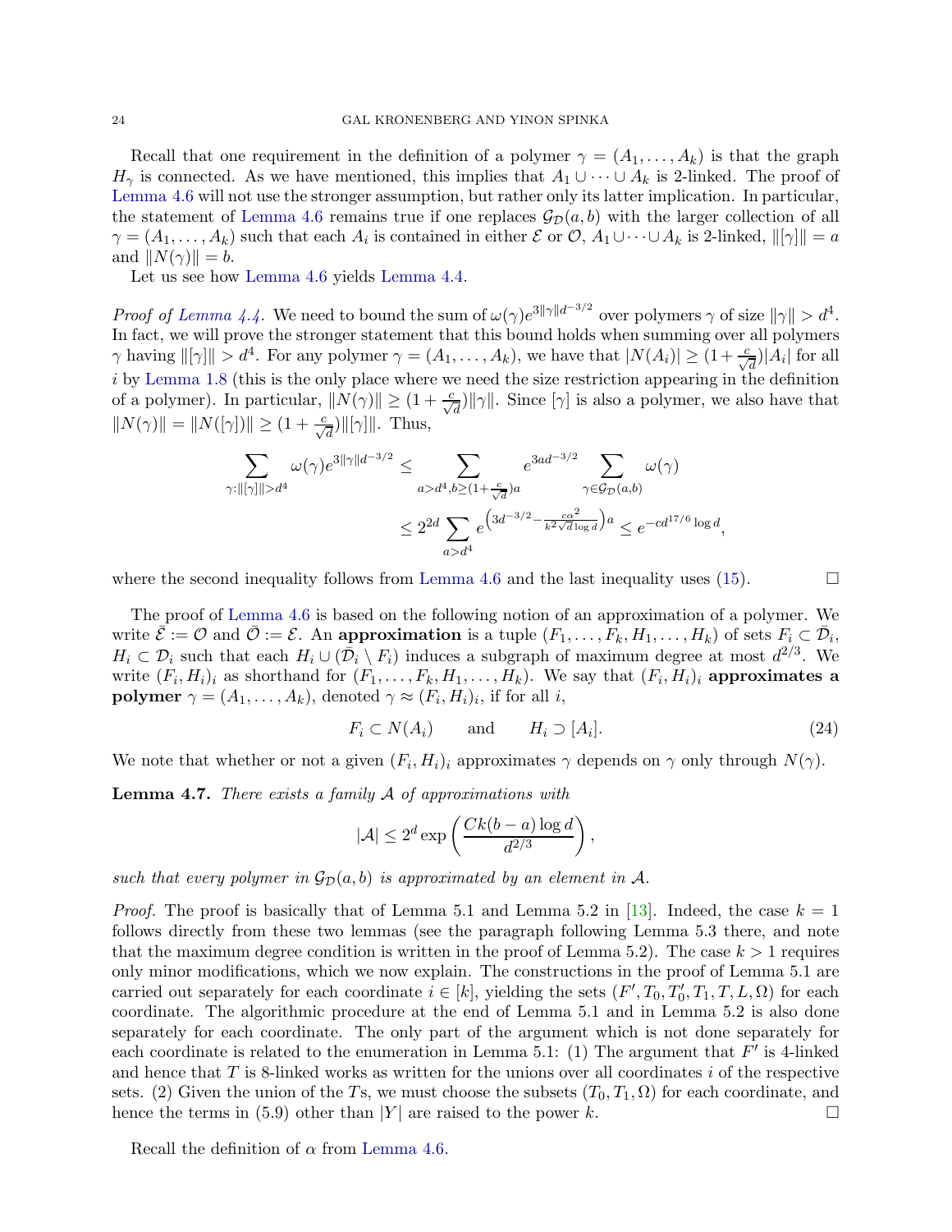Recall that one requirement in the definition of a polymer $\gamma = (A_1, \dots, A_k)$ is that the graph $H_\gamma$ is connected. As we have mentioned, this implies that $A_1 \cup \dots \cup A_k$ is 2-linked. The proof of Lemma 4.6 will not use the stronger assumption, but rather only its latter implication. In particular, the statement of Lemma 4.6 remains true if one replaces $\mathcal{G}_{\mathcal{D}}(a,b)$ with the larger collection of all $\gamma = (A_1, \dots, A_k)$ such that each $A_i$ is contained in either $\mathcal{E}$ or $\mathcal{O}$, $A_1 \cup \dots \cup A_k$ is 2-linked, $\|[\gamma]\| = a$ and $\|N(\gamma)\| = b$.

Let us see how Lemma 4.6 yields Lemma 4.4.

*Proof of Lemma 4.4.* We need to bound the sum of $\omega(\gamma) e^{3\|\gamma\| d^{-3/2}}$ over polymers $\gamma$ of size $\|\gamma\| > d^4$. In fact, we will prove the stronger statement that this bound holds when summing over all polymers $\gamma$ having $\|[\gamma]\| > d^4$. For any polymer $\gamma = (A_1, \dots, A_k)$, we have that $|N(A_i)| \geq (1 + \frac{c}{\sqrt{d}})|A_i|$ for all $i$ by Lemma 1.8 (this is the only place where we need the size restriction appearing in the definition of a polymer). In particular, $\|N(\gamma)\| \geq (1 + \frac{c}{\sqrt{d}})\|\gamma\|$. Since $[\gamma]$ is also a polymer, we also have that $\|N(\gamma)\| = \|N([\gamma])\| \geq (1 + \frac{c}{\sqrt{d}})\|[\gamma]\|$. Thus,

$$
\begin{aligned}
\sum_{\gamma : \|[\gamma]\| > d^4} \omega(\gamma) e^{3\|\gamma\| d^{-3/2}} &\leq \sum_{a > d^4, b \geq (1 + \frac{c}{\sqrt{d}})a} e^{3ad^{-3/2}} \sum_{\gamma \in \mathcal{G}_{\mathcal{D}}(a,b)} \omega(\gamma) \\
&\leq 2^{2d} \sum_{a > d^4} e^{\left(3d^{-3/2} - \frac{c\alpha^2}{k^2 \sqrt{d} \log d}\right) a} \leq e^{-cd^{17/6} \log d},
\end{aligned}
$$

where the second inequality follows from Lemma 4.6 and the last inequality uses (15). $\square$

The proof of Lemma 4.6 is based on the following notion of an approximation of a polymer. We write $\bar{\mathcal{E}} := \mathcal{O}$ and $\bar{\mathcal{O}} := \mathcal{E}$. An **approximation** is a tuple $(F_1, \dots, F_k, H_1, \dots, H_k)$ of sets $F_i \subset \bar{\mathcal{D}}_i$, $H_i \subset \mathcal{D}_i$ such that each $H_i \cup (\bar{\mathcal{D}}_i \setminus F_i)$ induces a subgraph of maximum degree at most $d^{2/3}$. We write $(F_i, H_i)_i$ as shorthand for $(F_1, \dots, F_k, H_1, \dots, H_k)$. We say that $(F_i, H_i)_i$ **approximates a polymer** $\gamma = (A_1, \dots, A_k)$, denoted $\gamma \approx (F_i, H_i)_i$, if for all $i$,

$$
F_i \subset N(A_i) \qquad \text{and} \qquad H_i \supset [A_i]. \tag{24}
$$

We note that whether or not a given $(F_i, H_i)_i$ approximates $\gamma$ depends on $\gamma$ only through $N(\gamma)$.

**Lemma 4.7.** *There exists a family $\mathcal{A}$ of approximations with*

$$
|\mathcal{A}| \leq 2^d \exp\left(\frac{Ck(b-a)\log d}{d^{2/3}}\right),
$$

*such that every polymer in $\mathcal{G}_{\mathcal{D}}(a,b)$ is approximated by an element in $\mathcal{A}$.*

*Proof.* The proof is basically that of Lemma 5.1 and Lemma 5.2 in [13]. Indeed, the case $k = 1$ follows directly from these two lemmas (see the paragraph following Lemma 5.3 there, and note that the maximum degree condition is written in the proof of Lemma 5.2). The case $k > 1$ requires only minor modifications, which we now explain. The constructions in the proof of Lemma 5.1 are carried out separately for each coordinate $i \in [k]$, yielding the sets $(F', T_0, T_0', T_1, T, L, \Omega)$ for each coordinate. The algorithmic procedure at the end of Lemma 5.1 and in Lemma 5.2 is also done separately for each coordinate. The only part of the argument which is not done separately for each coordinate is related to the enumeration in Lemma 5.1: (1) The argument that $F'$ is 4-linked and hence that $T$ is 8-linked works as written for the unions over all coordinates $i$ of the respective sets. (2) Given the union of the $T$s, we must choose the subsets $(T_0, T_1, \Omega)$ for each coordinate, and hence the terms in (5.9) other than $|Y|$ are raised to the power $k$. $\square$

Recall the definition of $\alpha$ from Lemma 4.6.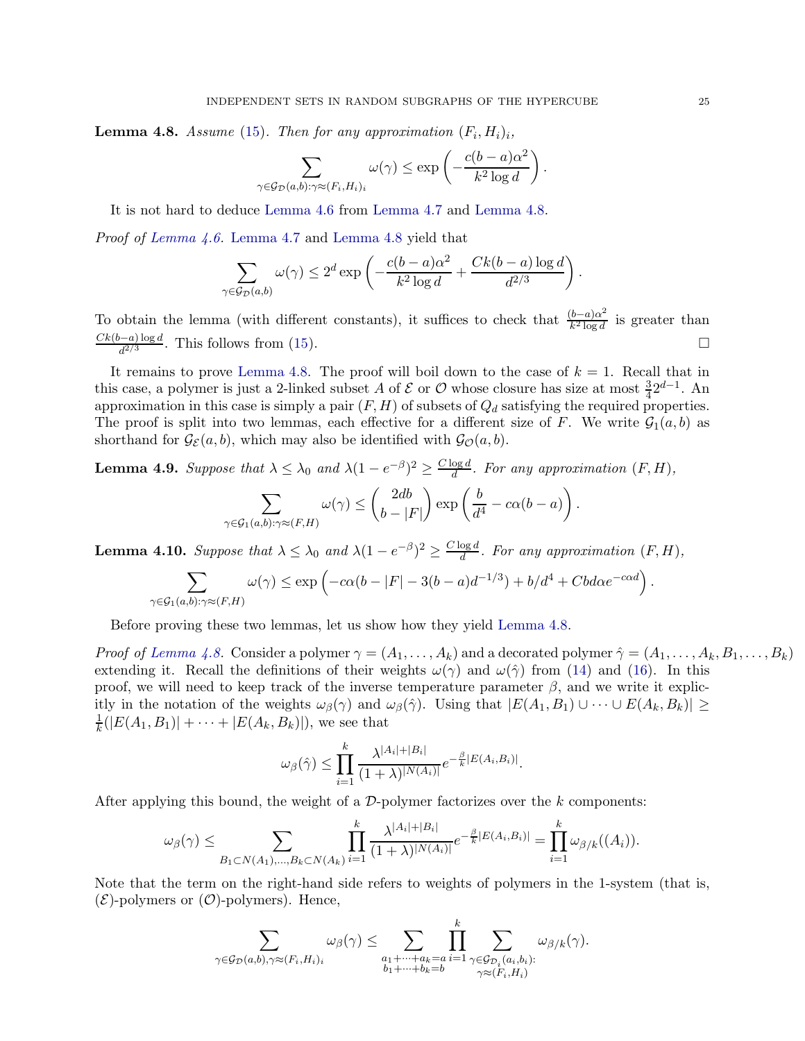**Lemma 4.8.** *Assume (15). Then for any approximation $(F_i, H_i)_i$,*

$$\sum_{\gamma \in \mathcal{G}_{\mathcal{D}}(a,b) : \gamma \approx (F_i,H_i)_i} \omega(\gamma) \le \exp\left( - \frac{c(b-a)\alpha^2}{k^2 \log d} \right).$$

It is not hard to deduce Lemma 4.6 from Lemma 4.7 and Lemma 4.8.

*Proof of Lemma 4.6.* Lemma 4.7 and Lemma 4.8 yield that

$$\sum_{\gamma \in \mathcal{G}_{\mathcal{D}}(a,b)} \omega(\gamma) \le 2^d \exp\left( - \frac{c(b-a)\alpha^2}{k^2 \log d} + \frac{Ck(b-a)\log d}{d^{2/3}} \right).$$

To obtain the lemma (with different constants), it suffices to check that $\frac{(b-a)\alpha^2}{k^2 \log d}$ is greater than $\frac{Ck(b-a)\log d}{d^{2/3}}$. This follows from (15). □

It remains to prove Lemma 4.8. The proof will boil down to the case of $k = 1$. Recall that in this case, a polymer is just a 2-linked subset $A$ of $\mathcal{E}$ or $\mathcal{O}$ whose closure has size at most $\frac{3}{4}2^{d-1}$. An approximation in this case is simply a pair $(F, H)$ of subsets of $Q_d$ satisfying the required properties. The proof is split into two lemmas, each effective for a different size of $F$. We write $\mathcal{G}_1(a,b)$ as shorthand for $\mathcal{G}_{\mathcal{E}}(a,b)$, which may also be identified with $\mathcal{G}_{\mathcal{O}}(a,b)$.

**Lemma 4.9.** *Suppose that $\lambda \le \lambda_0$ and $\lambda(1-e^{-\beta})^2 \ge \frac{C \log d}{d}$. For any approximation $(F, H)$,*

$$\sum_{\gamma \in \mathcal{G}_1(a,b) : \gamma \approx (F,H)} \omega(\gamma) \le \binom{2db}{b - |F|} \exp\left( \frac{b}{d^4} - c\alpha(b-a) \right).$$

**Lemma 4.10.** *Suppose that $\lambda \le \lambda_0$ and $\lambda(1-e^{-\beta})^2 \ge \frac{C \log d}{d}$. For any approximation $(F, H)$,*

$$\sum_{\gamma \in \mathcal{G}_1(a,b) : \gamma \approx (F,H)} \omega(\gamma) \le \exp\left( -c\alpha(b - |F| - 3(b-a)d^{-1/3}) + b/d^4 + Cbd\alpha e^{-c\alpha d} \right).$$

Before proving these two lemmas, let us show how they yield Lemma 4.8.

*Proof of Lemma 4.8.* Consider a polymer $\gamma = (A_1, \dots, A_k)$ and a decorated polymer $\hat{\gamma} = (A_1, \dots, A_k, B_1, \dots, B_k)$ extending it. Recall the definitions of their weights $\omega(\gamma)$ and $\omega(\hat{\gamma})$ from (14) and (16). In this proof, we will need to keep track of the inverse temperature parameter $\beta$, and we write it explicitly in the notation of the weights $\omega_\beta(\gamma)$ and $\omega_\beta(\hat{\gamma})$. Using that $|E(A_1, B_1) \cup \dots \cup E(A_k, B_k)| \ge \frac{1}{k}(|E(A_1,B_1)| + \dots + |E(A_k,B_k)|)$, we see that

$$\omega_\beta(\hat{\gamma}) \le \prod_{i=1}^k \frac{\lambda^{|A_i|+|B_i|}}{(1+\lambda)^{|N(A_i)|}} e^{-\frac{\beta}{k}|E(A_i,B_i)|}.$$

After applying this bound, the weight of a $\mathcal{D}$-polymer factorizes over the $k$ components:

$$\omega_\beta(\gamma) \le \sum_{B_1 \subset N(A_1), \dots, B_k \subset N(A_k)} \prod_{i=1}^k \frac{\lambda^{|A_i|+|B_i|}}{(1+\lambda)^{|N(A_i)|}} e^{-\frac{\beta}{k}|E(A_i,B_i)|} = \prod_{i=1}^k \omega_{\beta/k}((A_i)).$$

Note that the term on the right-hand side refers to weights of polymers in the 1-system (that is, $(\mathcal{E})$-polymers or $(\mathcal{O})$-polymers). Hence,

$$\sum_{\gamma \in \mathcal{G}_{\mathcal{D}}(a,b), \gamma \approx (F_i,H_i)_i} \omega_\beta(\gamma) \le \sum_{\substack{a_1 + \dots + a_k = a \\ b_1 + \dots + b_k = b}} \prod_{i=1}^k \sum_{\substack{\gamma \in \mathcal{G}_{\mathcal{D}_i}(a_i,b_i): \\ \gamma \approx (F_i,H_i)}} \omega_{\beta/k}(\gamma).$$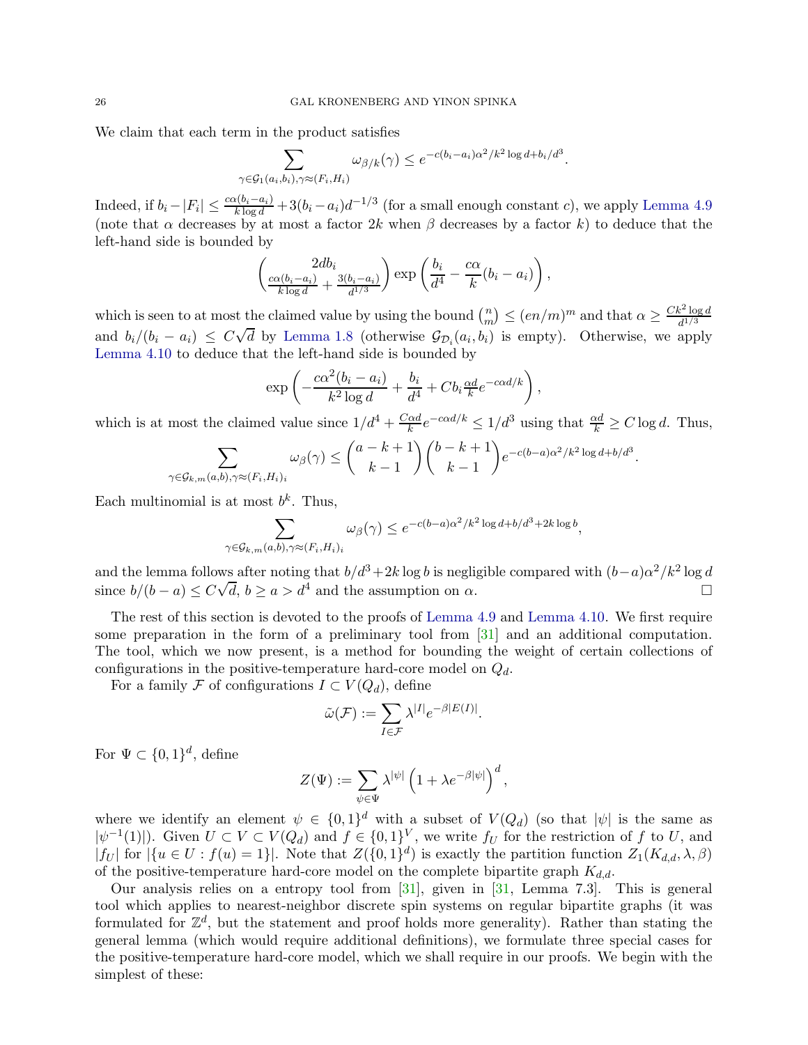We claim that each term in the product satisfies

$$\sum_{\gamma \in \mathcal{G}_1(a_i,b_i), \gamma \approx (F_i,H_i)} \omega_{\beta/k}(\gamma) \leq e^{-c(b_i-a_i)\alpha^2/k^2 \log d + b_i/d^3}.$$

Indeed, if $b_i - |F_i| \leq \frac{c\alpha(b_i-a_i)}{k \log d} + 3(b_i - a_i)d^{-1/3}$ (for a small enough constant $c$), we apply Lemma 4.9 (note that $\alpha$ decreases by at most a factor $2k$ when $\beta$ decreases by a factor $k$) to deduce that the left-hand side is bounded by

$$\binom{2db_i}{\frac{c\alpha(b_i-a_i)}{k\log d} + \frac{3(b_i-a_i)}{d^{1/3}}} \exp\left(\frac{b_i}{d^4} - \frac{c\alpha}{k}(b_i - a_i)\right),$$

which is seen to at most the claimed value by using the bound $\binom{n}{m} \leq (en/m)^m$ and that $\alpha \geq \frac{Ck^2 \log d}{d^{1/3}}$ and $b_i/(b_i - a_i) \leq C\sqrt{d}$ by Lemma 1.8 (otherwise $\mathcal{G}_{\mathcal{D}_i}(a_i, b_i)$ is empty). Otherwise, we apply Lemma 4.10 to deduce that the left-hand side is bounded by

$$\exp\left(-\frac{c\alpha^2(b_i-a_i)}{k^2 \log d} + \frac{b_i}{d^4} + Cb_i\frac{\alpha d}{k}e^{-c\alpha d/k}\right),$$

which is at most the claimed value since $1/d^4 + \frac{C\alpha d}{k}e^{-c\alpha d/k} \leq 1/d^3$ using that $\frac{\alpha d}{k} \geq C \log d$. Thus,

$$\sum_{\gamma \in \mathcal{G}_{k,m}(a,b), \gamma \approx (F_i,H_i)_i} \omega_\beta(\gamma) \leq \binom{a-k+1}{k-1}\binom{b-k+1}{k-1} e^{-c(b-a)\alpha^2/k^2 \log d + b/d^3}.$$

Each multinomial is at most $b^k$. Thus,

$$\sum_{\gamma \in \mathcal{G}_{k,m}(a,b), \gamma \approx (F_i,H_i)_i} \omega_\beta(\gamma) \leq e^{-c(b-a)\alpha^2/k^2 \log d + b/d^3 + 2k \log b},$$

and the lemma follows after noting that $b/d^3 + 2k \log b$ is negligible compared with $(b-a)\alpha^2/k^2 \log d$ since $b/(b-a) \leq C\sqrt{d}$, $b \geq a > d^4$ and the assumption on $\alpha$. $\square$

The rest of this section is devoted to the proofs of Lemma 4.9 and Lemma 4.10. We first require some preparation in the form of a preliminary tool from [31] and an additional computation. The tool, which we now present, is a method for bounding the weight of certain collections of configurations in the positive-temperature hard-core model on $Q_d$.

For a family $\mathcal{F}$ of configurations $I \subset V(Q_d)$, define

$$\tilde{\omega}(\mathcal{F}) := \sum_{I \in \mathcal{F}} \lambda^{|I|} e^{-\beta|E(I)|}.$$

For $\Psi \subset \{0,1\}^d$, define

$$Z(\Psi) := \sum_{\psi \in \Psi} \lambda^{|\psi|} \left(1 + \lambda e^{-\beta|\psi|}\right)^d,$$

where we identify an element $\psi \in \{0,1\}^d$ with a subset of $V(Q_d)$ (so that $|\psi|$ is the same as $|\psi^{-1}(1)|$). Given $U \subset V \subset V(Q_d)$ and $f \in \{0,1\}^V$, we write $f_U$ for the restriction of $f$ to $U$, and $|f_U|$ for $|\{u \in U : f(u) = 1\}|$. Note that $Z(\{0,1\}^d)$ is exactly the partition function $Z_1(K_{d,d}, \lambda, \beta)$ of the positive-temperature hard-core model on the complete bipartite graph $K_{d,d}$.

Our analysis relies on a entropy tool from [31], given in [31, Lemma 7.3]. This is general tool which applies to nearest-neighbor discrete spin systems on regular bipartite graphs (it was formulated for $\mathbb{Z}^d$, but the statement and proof holds more generality). Rather than stating the general lemma (which would require additional definitions), we formulate three special cases for the positive-temperature hard-core model, which we shall require in our proofs. We begin with the simplest of these: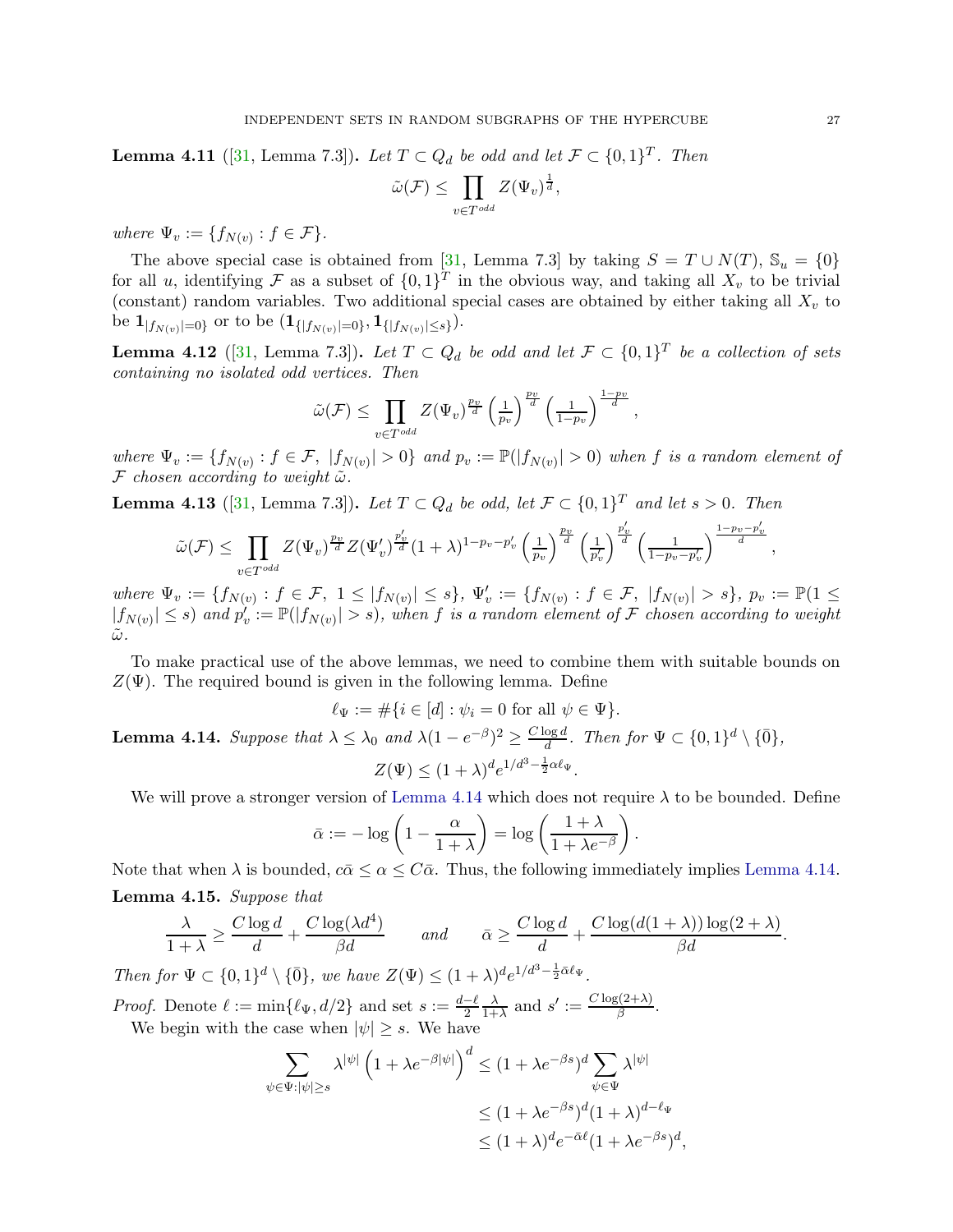**Lemma 4.11** ([31, Lemma 7.3])**.** *Let $T \subset Q_d$ be odd and let $\mathcal{F} \subset \{0,1\}^T$. Then*

$$\tilde{\omega}(\mathcal{F}) \leq \prod_{v \in T^{odd}} Z(\Psi_v)^{\frac{1}{d}},$$

*where $\Psi_v := \{f_{N(v)} : f \in \mathcal{F}\}$.*

The above special case is obtained from [31, Lemma 7.3] by taking $S = T \cup N(T)$, $\mathbb{S}_u = \{0\}$ for all $u$, identifying $\mathcal{F}$ as a subset of $\{0,1\}^T$ in the obvious way, and taking all $X_v$ to be trivial (constant) random variables. Two additional special cases are obtained by either taking all $X_v$ to be $\mathbf{1}_{|f_{N(v)}|=0}$ or to be $(\mathbf{1}_{\{|f_{N(v)}|=0\}}, \mathbf{1}_{\{|f_{N(v)}| \leq s\}})$.

**Lemma 4.12** ([31, Lemma 7.3])**.** *Let $T \subset Q_d$ be odd and let $\mathcal{F} \subset \{0,1\}^T$ be a collection of sets containing no isolated odd vertices. Then*

$$\tilde{\omega}(\mathcal{F}) \leq \prod_{v \in T^{odd}} Z(\Psi_v)^{\frac{p_v}{d}} \left(\tfrac{1}{p_v}\right)^{\frac{p_v}{d}} \left(\tfrac{1}{1-p_v}\right)^{\frac{1-p_v}{d}},$$

*where $\Psi_v := \{f_{N(v)} : f \in \mathcal{F},\ |f_{N(v)}| > 0\}$ and $p_v := \mathbb{P}(|f_{N(v)}| > 0)$ when $f$ is a random element of $\mathcal{F}$ chosen according to weight $\tilde{\omega}$.*

**Lemma 4.13** ([31, Lemma 7.3])**.** *Let $T \subset Q_d$ be odd, let $\mathcal{F} \subset \{0,1\}^T$ and let $s > 0$. Then*

$$\tilde{\omega}(\mathcal{F}) \leq \prod_{v \in T^{odd}} Z(\Psi_v)^{\frac{p_v}{d}} Z(\Psi'_v)^{\frac{p'_v}{d}} (1+\lambda)^{1-p_v-p'_v} \left(\tfrac{1}{p_v}\right)^{\frac{p_v}{d}} \left(\tfrac{1}{p'_v}\right)^{\frac{p'_v}{d}} \left(\tfrac{1}{1-p_v-p'_v}\right)^{\frac{1-p_v-p'_v}{d}},$$

*where $\Psi_v := \{f_{N(v)} : f \in \mathcal{F},\ 1 \leq |f_{N(v)}| \leq s\}$, $\Psi'_v := \{f_{N(v)} : f \in \mathcal{F},\ |f_{N(v)}| > s\}$, $p_v := \mathbb{P}(1 \leq |f_{N(v)}| \leq s)$ and $p'_v := \mathbb{P}(|f_{N(v)}| > s)$, when $f$ is a random element of $\mathcal{F}$ chosen according to weight $\tilde{\omega}$.*

To make practical use of the above lemmas, we need to combine them with suitable bounds on $Z(\Psi)$. The required bound is given in the following lemma. Define

$$\ell_\Psi := \#\{i \in [d] : \psi_i = 0 \text{ for all } \psi \in \Psi\}.$$

**Lemma 4.14.** *Suppose that $\lambda \leq \lambda_0$ and $\lambda(1-e^{-\beta})^2 \geq \frac{C \log d}{d}$. Then for $\Psi \subset \{0,1\}^d \setminus \{\bar{0}\}$,*

$$Z(\Psi) \leq (1+\lambda)^d e^{1/d^3 - \frac{1}{2}\alpha \ell_\Psi}.$$

We will prove a stronger version of Lemma 4.14 which does not require $\lambda$ to be bounded. Define

$$\bar{\alpha} := -\log\left(1 - \frac{\alpha}{1+\lambda}\right) = \log\left(\frac{1+\lambda}{1+\lambda e^{-\beta}}\right).$$

Note that when $\lambda$ is bounded, $c\bar{\alpha} \leq \alpha \leq C\bar{\alpha}$. Thus, the following immediately implies Lemma 4.14.

**Lemma 4.15.** *Suppose that*

$$\frac{\lambda}{1+\lambda} \geq \frac{C \log d}{d} + \frac{C \log(\lambda d^4)}{\beta d} \qquad \text{and} \qquad \bar{\alpha} \geq \frac{C \log d}{d} + \frac{C \log(d(1+\lambda)) \log(2+\lambda)}{\beta d}.$$

*Then for $\Psi \subset \{0,1\}^d \setminus \{\bar{0}\}$, we have $Z(\Psi) \leq (1+\lambda)^d e^{1/d^3 - \frac{1}{2}\bar{\alpha}\ell_\Psi}$.*

*Proof.* Denote $\ell := \min\{\ell_\Psi, d/2\}$ and set $s := \frac{d-\ell}{2}\frac{\lambda}{1+\lambda}$ and $s' := \frac{C\log(2+\lambda)}{\beta}$.

We begin with the case when $|\psi| \geq s$. We have

$$\begin{aligned}
\sum_{\psi \in \Psi : |\psi| \geq s} \lambda^{|\psi|} \left(1 + \lambda e^{-\beta|\psi|}\right)^d &\leq (1+\lambda e^{-\beta s})^d \sum_{\psi \in \Psi} \lambda^{|\psi|} \\
&\leq (1+\lambda e^{-\beta s})^d (1+\lambda)^{d-\ell_\Psi} \\
&\leq (1+\lambda)^d e^{-\bar{\alpha}\ell} (1+\lambda e^{-\beta s})^d,
\end{aligned}$$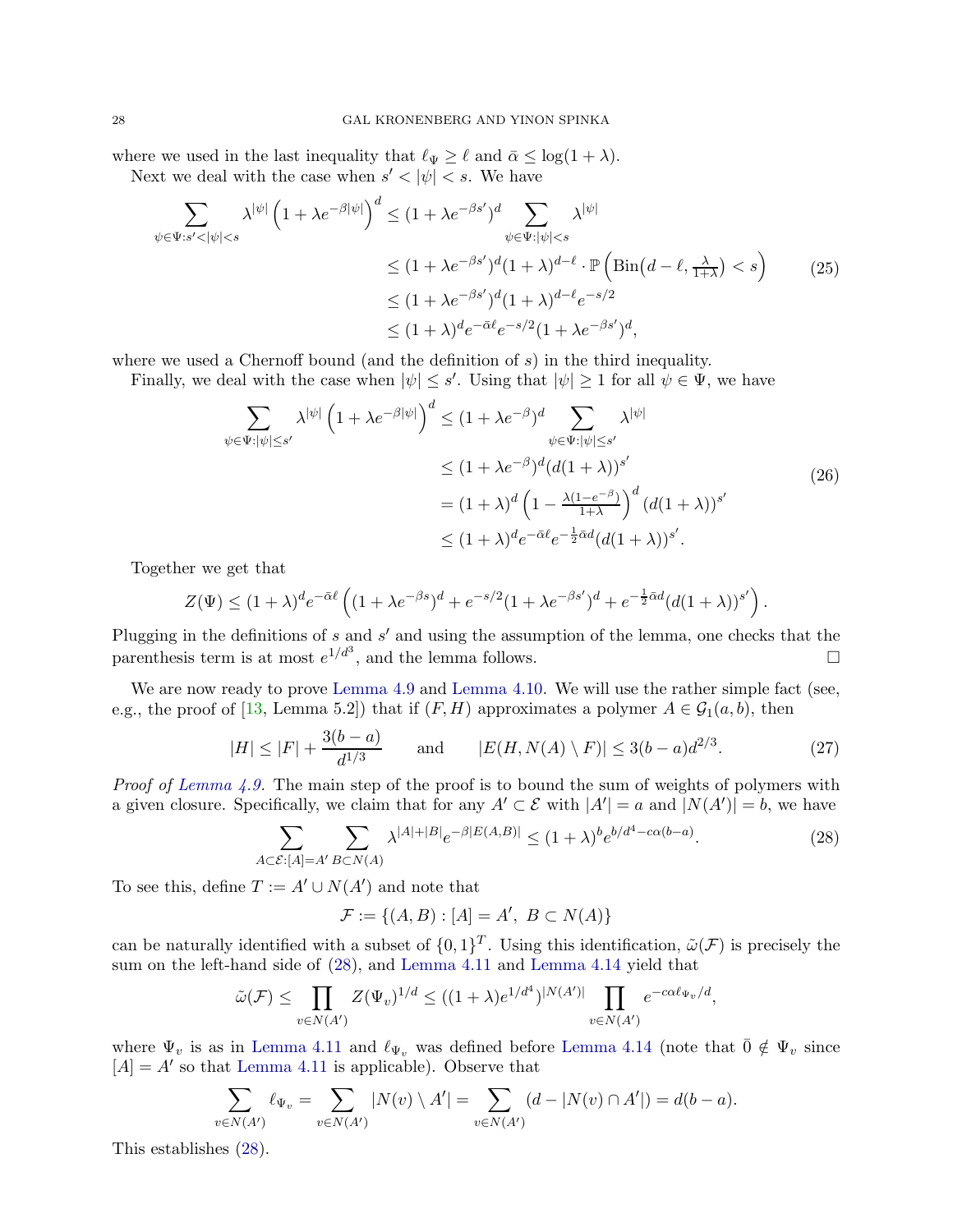where we used in the last inequality that $\ell_\Psi \geq \ell$ and $\bar{\alpha} \leq \log(1+\lambda)$.

Next we deal with the case when $s' < |\psi| < s$. We have

$$
\begin{aligned}
\sum_{\psi \in \Psi : s' < |\psi| < s} \lambda^{|\psi|} \left(1 + \lambda e^{-\beta|\psi|}\right)^d &\leq (1+\lambda e^{-\beta s'})^d \sum_{\psi \in \Psi : |\psi| < s} \lambda^{|\psi|} \\
&\leq (1+\lambda e^{-\beta s'})^d (1+\lambda)^{d-\ell} \cdot \mathbb{P}\left(\mathrm{Bin}\big(d-\ell, \tfrac{\lambda}{1+\lambda}\big) < s\right) \\
&\leq (1+\lambda e^{-\beta s'})^d (1+\lambda)^{d-\ell} e^{-s/2} \\
&\leq (1+\lambda)^d e^{-\bar{\alpha}\ell} e^{-s/2} (1+\lambda e^{-\beta s'})^d,
\end{aligned}
\tag{25}
$$

where we used a Chernoff bound (and the definition of $s$) in the third inequality.

Finally, we deal with the case when $|\psi| \leq s'$. Using that $|\psi| \geq 1$ for all $\psi \in \Psi$, we have

$$
\begin{aligned}
\sum_{\psi \in \Psi : |\psi| \leq s'} \lambda^{|\psi|} \left(1 + \lambda e^{-\beta|\psi|}\right)^d &\leq (1+\lambda e^{-\beta})^d \sum_{\psi \in \Psi : |\psi| \leq s'} \lambda^{|\psi|} \\
&\leq (1+\lambda e^{-\beta})^d (d(1+\lambda))^{s'} \\
&= (1+\lambda)^d \left(1 - \tfrac{\lambda(1-e^{-\beta})}{1+\lambda}\right)^d (d(1+\lambda))^{s'} \\
&\leq (1+\lambda)^d e^{-\bar{\alpha}\ell} e^{-\frac{1}{2}\bar{\alpha} d} (d(1+\lambda))^{s'}.
\end{aligned}
\tag{26}
$$

Together we get that

$$
Z(\Psi) \leq (1+\lambda)^d e^{-\bar{\alpha}\ell} \left( (1+\lambda e^{-\beta s})^d + e^{-s/2}(1+\lambda e^{-\beta s'})^d + e^{-\frac{1}{2}\bar{\alpha} d}(d(1+\lambda))^{s'} \right).
$$

Plugging in the definitions of $s$ and $s'$ and using the assumption of the lemma, one checks that the parenthesis term is at most $e^{1/d^3}$, and the lemma follows. $\square$

We are now ready to prove Lemma 4.9 and Lemma 4.10. We will use the rather simple fact (see, e.g., the proof of [13, Lemma 5.2]) that if $(F, H)$ approximates a polymer $A \in \mathcal{G}_1(a, b)$, then

$$
|H| \leq |F| + \frac{3(b-a)}{d^{1/3}} \qquad \text{and} \qquad |E(H, N(A) \setminus F)| \leq 3(b-a)d^{2/3}. \tag{27}
$$

*Proof of Lemma 4.9.* The main step of the proof is to bound the sum of weights of polymers with a given closure. Specifically, we claim that for any $A' \subset \mathcal{E}$ with $|A'| = a$ and $|N(A')| = b$, we have

$$
\sum_{A \subset \mathcal{E} : [A] = A'} \sum_{B \subset N(A)} \lambda^{|A|+|B|} e^{-\beta|E(A,B)|} \leq (1+\lambda)^b e^{b/d^4 - c\alpha(b-a)}. \tag{28}
$$

To see this, define $T := A' \cup N(A')$ and note that

$$
\mathcal{F} := \{(A, B) : [A] = A',\ B \subset N(A)\}
$$

can be naturally identified with a subset of $\{0,1\}^T$. Using this identification, $\tilde{\omega}(\mathcal{F})$ is precisely the sum on the left-hand side of (28), and Lemma 4.11 and Lemma 4.14 yield that

$$
\tilde{\omega}(\mathcal{F}) \leq \prod_{v \in N(A')} Z(\Psi_v)^{1/d} \leq ((1+\lambda)e^{1/d^4})^{|N(A')|} \prod_{v \in N(A')} e^{-c\alpha \ell_{\Psi_v}/d},
$$

where $\Psi_v$ is as in Lemma 4.11 and $\ell_{\Psi_v}$ was defined before Lemma 4.14 (note that $\bar{0} \notin \Psi_v$ since $[A] = A'$ so that Lemma 4.11 is applicable). Observe that

$$
\sum_{v \in N(A')} \ell_{\Psi_v} = \sum_{v \in N(A')} |N(v) \setminus A'| = \sum_{v \in N(A')} (d - |N(v) \cap A'|) = d(b-a).
$$

This establishes (28).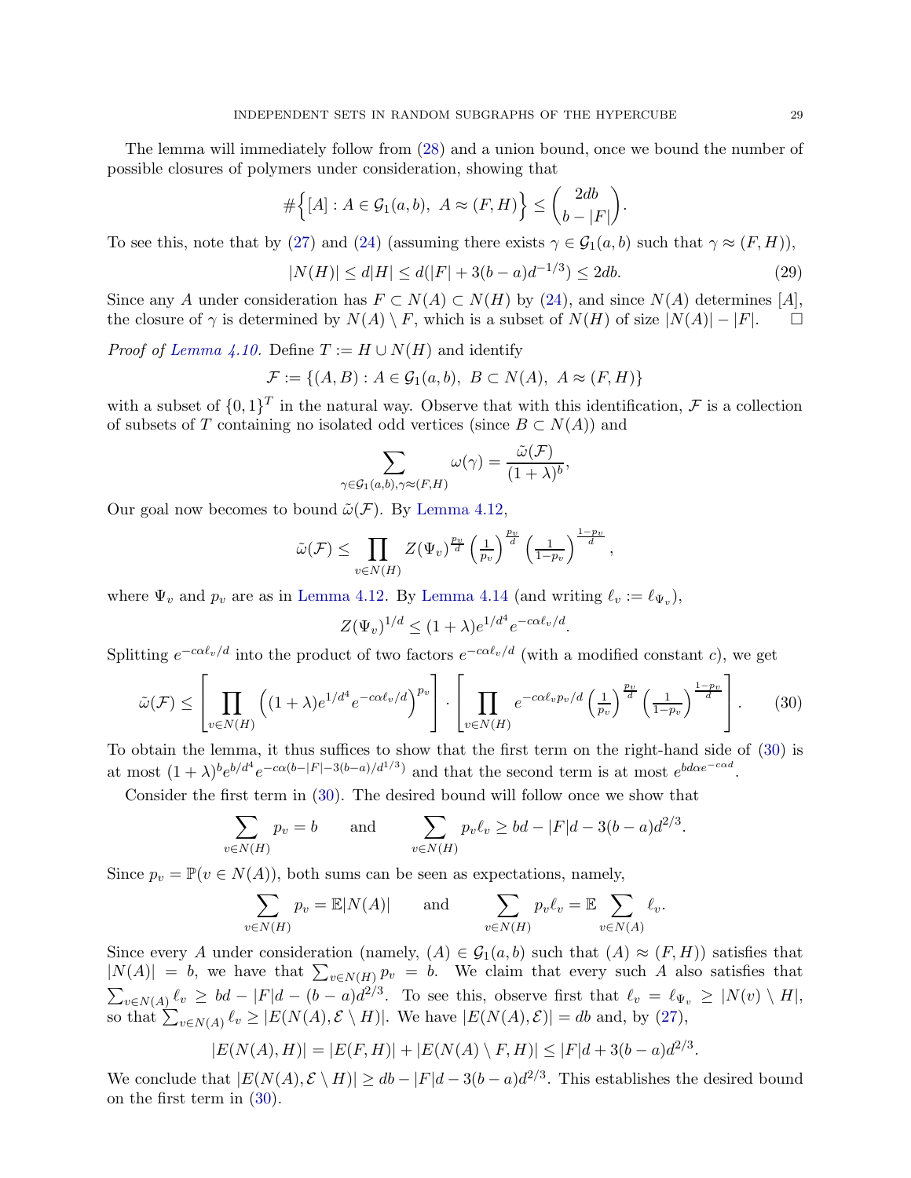The lemma will immediately follow from (28) and a union bound, once we bound the number of possible closures of polymers under consideration, showing that

$$\#\Big\{[A] : A \in \mathcal{G}_1(a,b),\ A \approx (F,H)\Big\} \le \binom{2db}{b-|F|}.$$

To see this, note that by (27) and (24) (assuming there exists $\gamma \in \mathcal{G}_1(a,b)$ such that $\gamma \approx (F,H)$),

$$|N(H)| \le d|H| \le d(|F| + 3(b-a)d^{-1/3}) \le 2db. \tag{29}$$

Since any $A$ under consideration has $F \subset N(A) \subset N(H)$ by (24), and since $N(A)$ determines $[A]$, the closure of $\gamma$ is determined by $N(A) \setminus F$, which is a subset of $N(H)$ of size $|N(A)| - |F|$. $\square$

*Proof of Lemma 4.10.* Define $T := H \cup N(H)$ and identify

$$\mathcal{F} := \{(A,B) : A \in \mathcal{G}_1(a,b),\ B \subset N(A),\ A \approx (F,H)\}$$

with a subset of $\{0,1\}^T$ in the natural way. Observe that with this identification, $\mathcal{F}$ is a collection of subsets of $T$ containing no isolated odd vertices (since $B \subset N(A)$) and

$$\sum_{\gamma \in \mathcal{G}_1(a,b), \gamma \approx (F,H)} \omega(\gamma) = \frac{\tilde{\omega}(\mathcal{F})}{(1+\lambda)^b},$$

Our goal now becomes to bound $\tilde{\omega}(\mathcal{F})$. By Lemma 4.12,

$$\tilde{\omega}(\mathcal{F}) \le \prod_{v \in N(H)} Z(\Psi_v)^{\frac{p_v}{d}} \left(\tfrac{1}{p_v}\right)^{\frac{p_v}{d}} \left(\tfrac{1}{1-p_v}\right)^{\frac{1-p_v}{d}},$$

where $\Psi_v$ and $p_v$ are as in Lemma 4.12. By Lemma 4.14 (and writing $\ell_v := \ell_{\Psi_v}$),

$$Z(\Psi_v)^{1/d} \le (1+\lambda)e^{1/d^4} e^{-c\alpha \ell_v/d}.$$

Splitting $e^{-c\alpha\ell_v/d}$ into the product of two factors $e^{-c\alpha\ell_v/d}$ (with a modified constant $c$), we get

$$\tilde{\omega}(\mathcal{F}) \le \left[\prod_{v \in N(H)} \left((1+\lambda)e^{1/d^4} e^{-c\alpha\ell_v/d}\right)^{p_v}\right] \cdot \left[\prod_{v \in N(H)} e^{-c\alpha\ell_v p_v/d} \left(\tfrac{1}{p_v}\right)^{\frac{p_v}{d}} \left(\tfrac{1}{1-p_v}\right)^{\frac{1-p_v}{d}}\right]. \tag{30}$$

To obtain the lemma, it thus suffices to show that the first term on the right-hand side of (30) is at most $(1+\lambda)^b e^{b/d^4} e^{-c\alpha(b-|F|-3(b-a)/d^{1/3})}$ and that the second term is at most $e^{bd\alpha e^{-c\alpha d}}$.

Consider the first term in (30). The desired bound will follow once we show that

$$\sum_{v \in N(H)} p_v = b \qquad \text{and} \qquad \sum_{v \in N(H)} p_v \ell_v \ge bd - |F|d - 3(b-a)d^{2/3}.$$

Since $p_v = \mathbb{P}(v \in N(A))$, both sums can be seen as expectations, namely,

$$\sum_{v \in N(H)} p_v = \mathbb{E}|N(A)| \qquad \text{and} \qquad \sum_{v \in N(H)} p_v \ell_v = \mathbb{E} \sum_{v \in N(A)} \ell_v.$$

Since every $A$ under consideration (namely, $(A) \in \mathcal{G}_1(a,b)$ such that $(A) \approx (F,H)$) satisfies that $|N(A)| = b$, we have that $\sum_{v \in N(H)} p_v = b$. We claim that every such $A$ also satisfies that $\sum_{v \in N(A)} \ell_v \ge bd - |F|d - (b-a)d^{2/3}$. To see this, observe first that $\ell_v = \ell_{\Psi_v} \ge |N(v) \setminus H|$, so that $\sum_{v \in N(A)} \ell_v \ge |E(N(A), \mathcal{E} \setminus H)|$. We have $|E(N(A), \mathcal{E})| = db$ and, by (27),

$$|E(N(A), H)| = |E(F,H)| + |E(N(A) \setminus F, H)| \le |F|d + 3(b-a)d^{2/3}.$$

We conclude that $|E(N(A), \mathcal{E} \setminus H)| \ge db - |F|d - 3(b-a)d^{2/3}$. This establishes the desired bound on the first term in (30).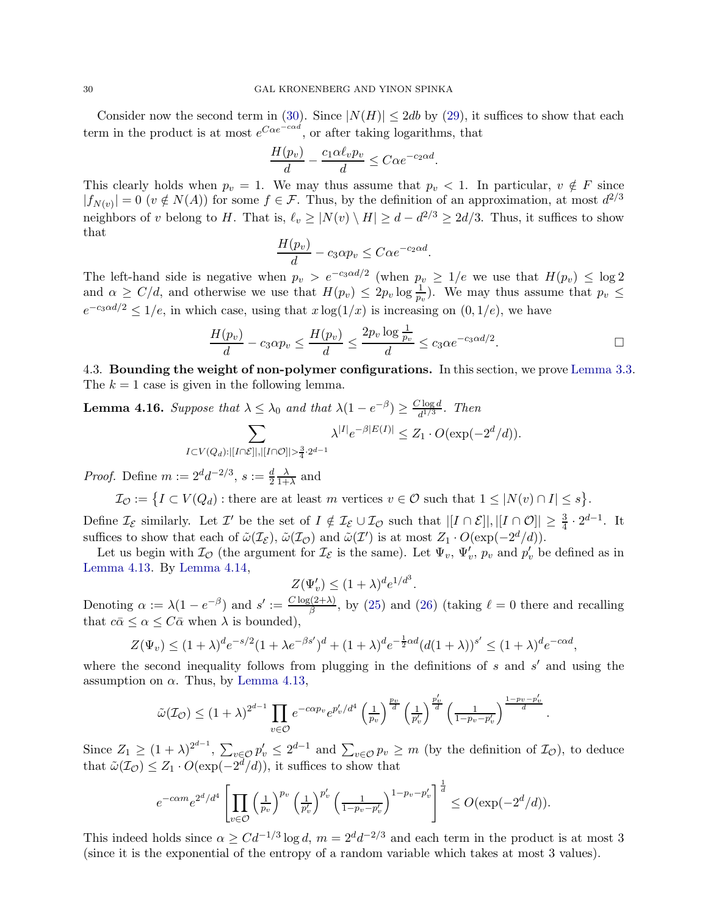Consider now the second term in (30). Since $|N(H)| \le 2db$ by (29), it suffices to show that each term in the product is at most $e^{C\alpha e^{-c\alpha d}}$, or after taking logarithms, that

$$\frac{H(p_v)}{d} - \frac{c_1 \alpha \ell_v p_v}{d} \le C\alpha e^{-c_2\alpha d}.$$

This clearly holds when $p_v = 1$. We may thus assume that $p_v < 1$. In particular, $v \notin F$ since $|f_{N(v)}| = 0$ ($v \notin N(A)$) for some $f \in \mathcal{F}$. Thus, by the definition of an approximation, at most $d^{2/3}$ neighbors of $v$ belong to $H$. That is, $\ell_v \ge |N(v) \setminus H| \ge d - d^{2/3} \ge 2d/3$. Thus, it suffices to show that

$$\frac{H(p_v)}{d} - c_3 \alpha p_v \le C\alpha e^{-c_2\alpha d}.$$

The left-hand side is negative when $p_v > e^{-c_3\alpha d/2}$ (when $p_v \ge 1/e$ we use that $H(p_v) \le \log 2$ and $\alpha \ge C/d$, and otherwise we use that $H(p_v) \le 2p_v \log \frac{1}{p_v}$). We may thus assume that $p_v \le e^{-c_3\alpha d/2} \le 1/e$, in which case, using that $x\log(1/x)$ is increasing on $(0, 1/e)$, we have

$$\frac{H(p_v)}{d} - c_3\alpha p_v \le \frac{H(p_v)}{d} \le \frac{2p_v \log \frac{1}{p_v}}{d} \le c_3 \alpha e^{-c_3\alpha d/2}. \qquad \square$$

### 4.3. Bounding the weight of non-polymer configurations.

In this section, we prove Lemma 3.3. The $k = 1$ case is given in the following lemma.

**Lemma 4.16.** *Suppose that $\lambda \le \lambda_0$ and that $\lambda(1 - e^{-\beta}) \ge \frac{C \log d}{d^{1/3}}$. Then*

$$\sum_{I \subset V(Q_d) : |[I \cap \mathcal{E}]|, |[I \cap \mathcal{O}]| > \frac{3}{4}\cdot 2^{d-1}} \lambda^{|I|} e^{-\beta|E(I)|} \le Z_1 \cdot O(\exp(-2^d/d)).$$

*Proof.* Define $m := 2^d d^{-2/3}$, $s := \frac{d}{2}\frac{\lambda}{1+\lambda}$ and

$$\mathcal{I}_{\mathcal{O}} := \{ I \subset V(Q_d) : \text{there are at least } m \text{ vertices } v \in \mathcal{O} \text{ such that } 1 \le |N(v) \cap I| \le s \}.$$

Define $\mathcal{I}_{\mathcal{E}}$ similarly. Let $\mathcal{I}'$ be the set of $I \notin \mathcal{I}_{\mathcal{E}} \cup \mathcal{I}_{\mathcal{O}}$ such that $|[I \cap \mathcal{E}]|, |[I \cap \mathcal{O}]| \ge \frac{3}{4} \cdot 2^{d-1}$. It suffices to show that each of $\tilde{\omega}(\mathcal{I}_{\mathcal{E}})$, $\tilde{\omega}(\mathcal{I}_{\mathcal{O}})$ and $\tilde{\omega}(\mathcal{I}')$ is at most $Z_1 \cdot O(\exp(-2^d/d))$.

Let us begin with $\mathcal{I}_{\mathcal{O}}$ (the argument for $\mathcal{I}_{\mathcal{E}}$ is the same). Let $\Psi_v$, $\Psi'_v$, $p_v$ and $p'_v$ be defined as in Lemma 4.13. By Lemma 4.14,

$$Z(\Psi'_v) \le (1+\lambda)^d e^{1/d^3}.$$

Denoting $\alpha := \lambda(1 - e^{-\beta})$ and $s' := \frac{C\log(2+\lambda)}{\beta}$, by (25) and (26) (taking $\ell = 0$ there and recalling that $c\bar{\alpha} \le \alpha \le C\bar{\alpha}$ when $\lambda$ is bounded),

$$Z(\Psi_v) \le (1+\lambda)^d e^{-s/2}(1 + \lambda e^{-\beta s'})^d + (1+\lambda)^d e^{-\frac{1}{2}\alpha d}(d(1+\lambda))^{s'} \le (1+\lambda)^d e^{-c\alpha d},$$

where the second inequality follows from plugging in the definitions of $s$ and $s'$ and using the assumption on $\alpha$. Thus, by Lemma 4.13,

$$\tilde{\omega}(\mathcal{I}_{\mathcal{O}}) \le (1+\lambda)^{2^{d-1}} \prod_{v \in \mathcal{O}} e^{-c\alpha p_v} e^{p'_v/d^4} \left(\tfrac{1}{p_v}\right)^{\frac{p_v}{d}} \left(\tfrac{1}{p'_v}\right)^{\frac{p'_v}{d}} \left(\tfrac{1}{1-p_v-p'_v}\right)^{\frac{1-p_v-p'_v}{d}}.$$

Since $Z_1 \ge (1+\lambda)^{2^{d-1}}$, $\sum_{v\in\mathcal{O}} p'_v \le 2^{d-1}$ and $\sum_{v \in \mathcal{O}} p_v \ge m$ (by the definition of $\mathcal{I}_{\mathcal{O}}$), to deduce that $\tilde{\omega}(\mathcal{I}_{\mathcal{O}}) \le Z_1 \cdot O(\exp(-2^d/d))$, it suffices to show that

$$e^{-c\alpha m} e^{2^d/d^4} \left[ \prod_{v \in \mathcal{O}} \left(\tfrac{1}{p_v}\right)^{p_v} \left(\tfrac{1}{p'_v}\right)^{p'_v} \left(\tfrac{1}{1-p_v-p'_v}\right)^{1-p_v-p'_v} \right]^{\frac{1}{d}} \le O(\exp(-2^d/d)).$$

This indeed holds since $\alpha \ge Cd^{-1/3}\log d$, $m = 2^d d^{-2/3}$ and each term in the product is at most 3 (since it is the exponential of the entropy of a random variable which takes at most 3 values).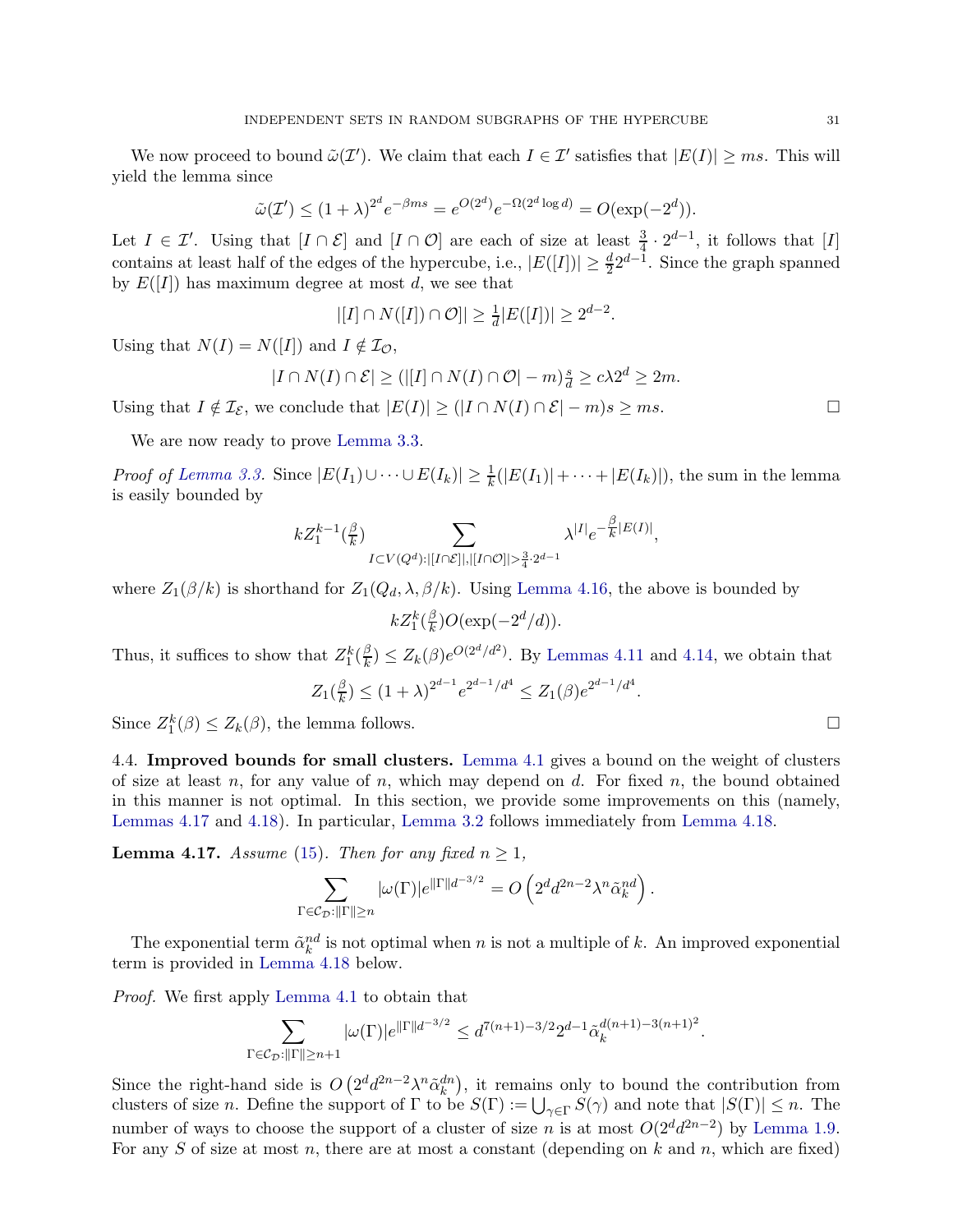We now proceed to bound $\tilde{\omega}(\mathcal{I}')$. We claim that each $I \in \mathcal{I}'$ satisfies that $|E(I)| \geq ms$. This will yield the lemma since

$$\tilde{\omega}(\mathcal{I}') \leq (1+\lambda)^{2^d} e^{-\beta ms} = e^{O(2^d)} e^{-\Omega(2^d \log d)} = O(\exp(-2^d)).$$

Let $I \in \mathcal{I}'$. Using that $[I \cap \mathcal{E}]$ and $[I \cap \mathcal{O}]$ are each of size at least $\frac{3}{4} \cdot 2^{d-1}$, it follows that $[I]$ contains at least half of the edges of the hypercube, i.e., $|E([I])| \geq \frac{d}{2} 2^{d-1}$. Since the graph spanned by $E([I])$ has maximum degree at most $d$, we see that

$$|[I] \cap N([I]) \cap \mathcal{O}| \geq \tfrac{1}{d}|E([I])| \geq 2^{d-2}.$$

Using that $N(I) = N([I])$ and $I \notin \mathcal{I}_{\mathcal{O}}$,

$$|I \cap N(I) \cap \mathcal{E}| \geq (|[I] \cap N(I) \cap \mathcal{O}| - m)\tfrac{s}{d} \geq c\lambda 2^d \geq 2m.$$

Using that $I \notin \mathcal{I}_{\mathcal{E}}$, we conclude that $|E(I)| \geq (|I \cap N(I) \cap \mathcal{E}| - m)s \geq ms$. □

We are now ready to prove Lemma 3.3.

*Proof of Lemma 3.3.* Since $|E(I_1) \cup \cdots \cup E(I_k)| \geq \frac{1}{k}(|E(I_1)| + \cdots + |E(I_k)|)$, the sum in the lemma is easily bounded by

$$kZ_1^{k-1}(\tfrac{\beta}{k}) \sum_{I \subset V(Q^d) : |[I \cap \mathcal{E}]|, |[I \cap \mathcal{O}]| > \frac{3}{4} \cdot 2^{d-1}} \lambda^{|I|} e^{-\frac{\beta}{k}|E(I)|},$$

where $Z_1(\beta/k)$ is shorthand for $Z_1(Q_d, \lambda, \beta/k)$. Using Lemma 4.16, the above is bounded by

$$kZ_1^k(\tfrac{\beta}{k}) O(\exp(-2^d/d)).$$

Thus, it suffices to show that $Z_1^k(\frac{\beta}{k}) \leq Z_k(\beta) e^{O(2^d/d^2)}$. By Lemmas 4.11 and 4.14, we obtain that

$$Z_1(\tfrac{\beta}{k}) \leq (1+\lambda)^{2^{d-1}} e^{2^{d-1}/d^4} \leq Z_1(\beta) e^{2^{d-1}/d^4}.$$

Since $Z_1^k(\beta) \leq Z_k(\beta)$, the lemma follows. □

4.4. **Improved bounds for small clusters.** Lemma 4.1 gives a bound on the weight of clusters of size at least $n$, for any value of $n$, which may depend on $d$. For fixed $n$, the bound obtained in this manner is not optimal. In this section, we provide some improvements on this (namely, Lemmas 4.17 and 4.18). In particular, Lemma 3.2 follows immediately from Lemma 4.18.

**Lemma 4.17.** *Assume* (15). *Then for any fixed* $n \geq 1$,

$$\sum_{\Gamma \in \mathcal{C}_{\mathcal{D}} : \|\Gamma\| \geq n} |\omega(\Gamma)| e^{\|\Gamma\| d^{-3/2}} = O\left(2^d d^{2n-2} \lambda^n \tilde{\alpha}_k^{nd}\right).$$

The exponential term $\tilde{\alpha}_k^{nd}$ is not optimal when $n$ is not a multiple of $k$. An improved exponential term is provided in Lemma 4.18 below.

*Proof.* We first apply Lemma 4.1 to obtain that

$$\sum_{\Gamma \in \mathcal{C}_{\mathcal{D}} : \|\Gamma\| \geq n+1} |\omega(\Gamma)| e^{\|\Gamma\| d^{-3/2}} \leq d^{7(n+1)-3/2} 2^{d-1} \tilde{\alpha}_k^{d(n+1)-3(n+1)^2}.$$

Since the right-hand side is $O\left(2^d d^{2n-2} \lambda^n \tilde{\alpha}_k^{dn}\right)$, it remains only to bound the contribution from clusters of size $n$. Define the support of $\Gamma$ to be $S(\Gamma) := \bigcup_{\gamma \in \Gamma} S(\gamma)$ and note that $|S(\Gamma)| \leq n$. The number of ways to choose the support of a cluster of size $n$ is at most $O(2^d d^{2n-2})$ by Lemma 1.9. For any $S$ of size at most $n$, there are at most a constant (depending on $k$ and $n$, which are fixed)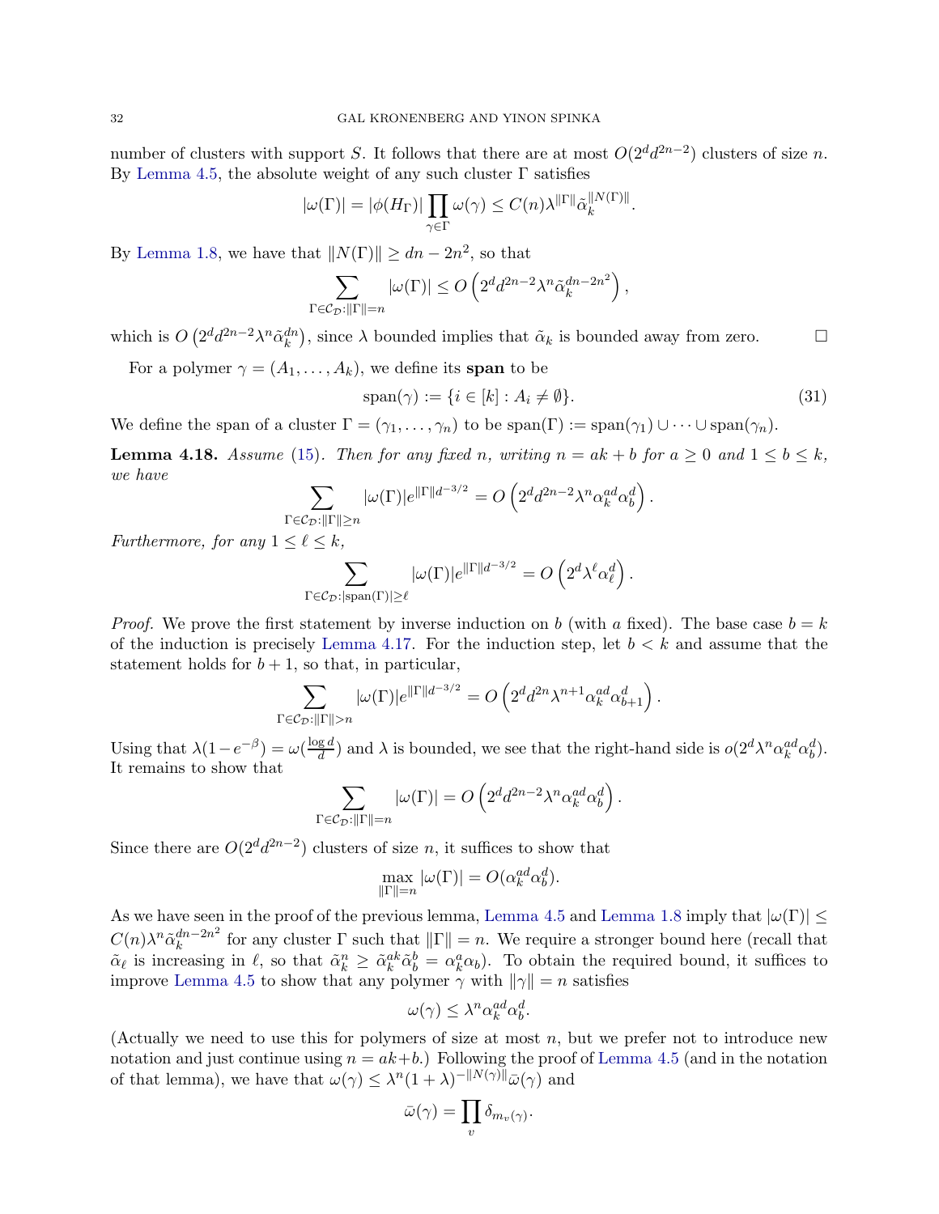number of clusters with support $S$. It follows that there are at most $O(2^d d^{2n-2})$ clusters of size $n$. By Lemma 4.5, the absolute weight of any such cluster $\Gamma$ satisfies

$$|\omega(\Gamma)| = |\phi(H_\Gamma)| \prod_{\gamma \in \Gamma} \omega(\gamma) \le C(n) \lambda^{\|\Gamma\|} \tilde{\alpha}_k^{\|N(\Gamma)\|}.$$

By Lemma 1.8, we have that $\|N(\Gamma)\| \ge dn - 2n^2$, so that

$$\sum_{\Gamma \in \mathcal{C}_\mathcal{D} : \|\Gamma\| = n} |\omega(\Gamma)| \le O\left(2^d d^{2n-2} \lambda^n \tilde{\alpha}_k^{dn - 2n^2}\right),$$

which is $O\left(2^d d^{2n-2} \lambda^n \tilde{\alpha}_k^{dn}\right)$, since $\lambda$ bounded implies that $\tilde{\alpha}_k$ is bounded away from zero. $\square$

For a polymer $\gamma = (A_1, \dots, A_k)$, we define its **span** to be

$$\operatorname{span}(\gamma) := \{i \in [k] : A_i \ne \emptyset\}. \tag{31}$$

We define the span of a cluster $\Gamma = (\gamma_1, \dots, \gamma_n)$ to be $\operatorname{span}(\Gamma) := \operatorname{span}(\gamma_1) \cup \dots \cup \operatorname{span}(\gamma_n)$.

**Lemma 4.18.** *Assume* (15). *Then for any fixed $n$, writing $n = ak + b$ for $a \ge 0$ and $1 \le b \le k$, we have*

$$\sum_{\Gamma \in \mathcal{C}_\mathcal{D} : \|\Gamma\| \ge n} |\omega(\Gamma)| e^{\|\Gamma\| d^{-3/2}} = O\left(2^d d^{2n-2} \lambda^n \alpha_k^{ad} \alpha_b^d\right).$$

*Furthermore, for any $1 \le \ell \le k$,*

$$\sum_{\Gamma \in \mathcal{C}_\mathcal{D} : |\operatorname{span}(\Gamma)| \ge \ell} |\omega(\Gamma)| e^{\|\Gamma\| d^{-3/2}} = O\left(2^d \lambda^\ell \alpha_\ell^d\right).$$

*Proof.* We prove the first statement by inverse induction on $b$ (with $a$ fixed). The base case $b = k$ of the induction is precisely Lemma 4.17. For the induction step, let $b < k$ and assume that the statement holds for $b + 1$, so that, in particular,

$$\sum_{\Gamma \in \mathcal{C}_\mathcal{D} : \|\Gamma\| > n} |\omega(\Gamma)| e^{\|\Gamma\| d^{-3/2}} = O\left(2^d d^{2n} \lambda^{n+1} \alpha_k^{ad} \alpha_{b+1}^d\right).$$

Using that $\lambda(1 - e^{-\beta}) = \omega(\frac{\log d}{d})$ and $\lambda$ is bounded, we see that the right-hand side is $o(2^d \lambda^n \alpha_k^{ad} \alpha_b^d)$. It remains to show that

$$\sum_{\Gamma \in \mathcal{C}_\mathcal{D} : \|\Gamma\| = n} |\omega(\Gamma)| = O\left(2^d d^{2n-2} \lambda^n \alpha_k^{ad} \alpha_b^d\right).$$

Since there are $O(2^d d^{2n-2})$ clusters of size $n$, it suffices to show that

$$\max_{\|\Gamma\| = n} |\omega(\Gamma)| = O(\alpha_k^{ad} \alpha_b^d).$$

As we have seen in the proof of the previous lemma, Lemma 4.5 and Lemma 1.8 imply that $|\omega(\Gamma)| \le C(n) \lambda^n \tilde{\alpha}_k^{dn - 2n^2}$ for any cluster $\Gamma$ such that $\|\Gamma\| = n$. We require a stronger bound here (recall that $\tilde{\alpha}_\ell$ is increasing in $\ell$, so that $\tilde{\alpha}_k^n \ge \tilde{\alpha}_k^{ak} \tilde{\alpha}_b^b = \alpha_k^a \alpha_b$). To obtain the required bound, it suffices to improve Lemma 4.5 to show that any polymer $\gamma$ with $\|\gamma\| = n$ satisfies

$$\omega(\gamma) \le \lambda^n \alpha_k^{ad} \alpha_b^d.$$

(Actually we need to use this for polymers of size at most $n$, but we prefer not to introduce new notation and just continue using $n = ak + b$.) Following the proof of Lemma 4.5 (and in the notation of that lemma), we have that $\omega(\gamma) \le \lambda^n (1 + \lambda)^{-\|N(\gamma)\|} \bar{\omega}(\gamma)$ and

$$\bar{\omega}(\gamma) = \prod_v \delta_{m_v(\gamma)}.$$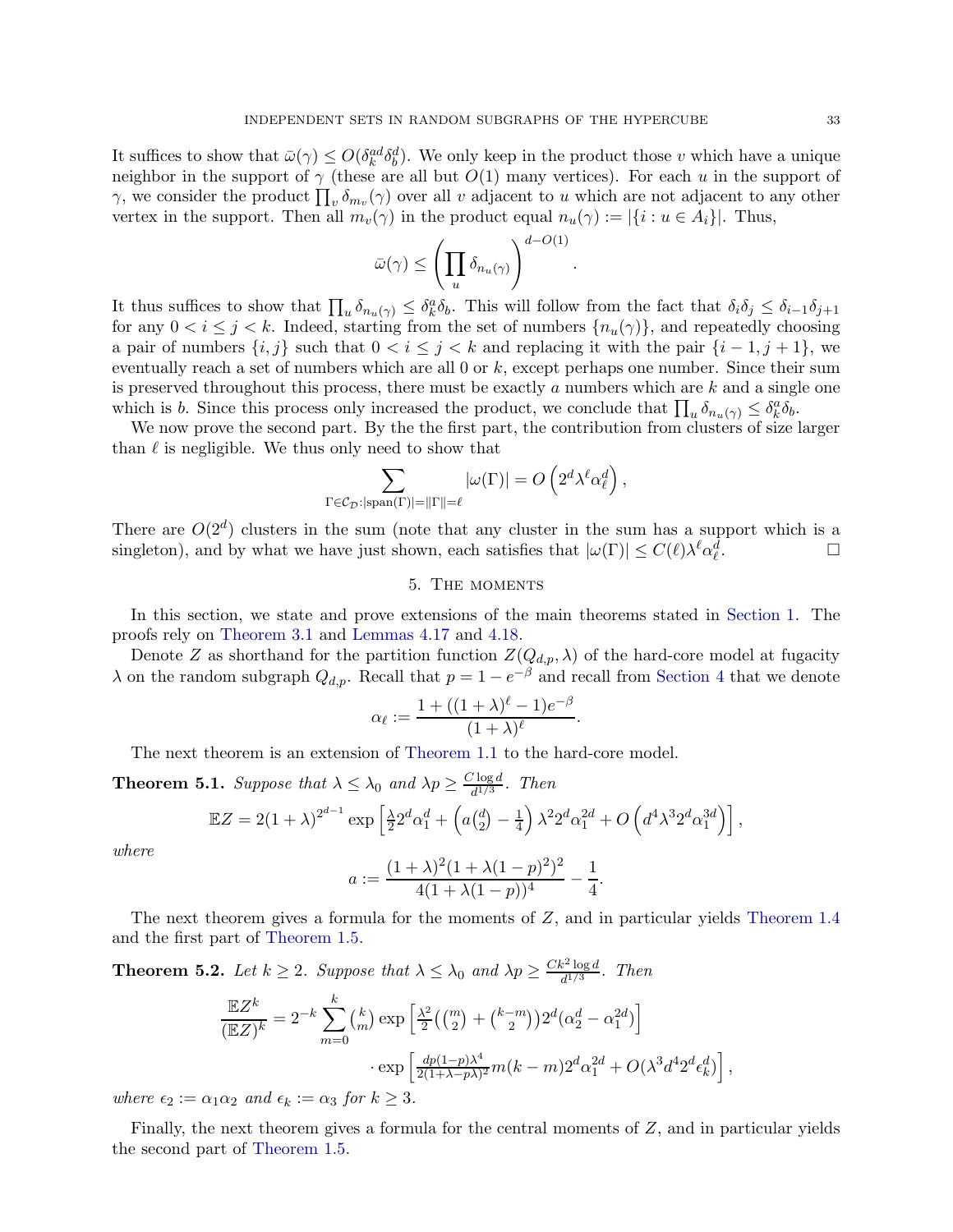It suffices to show that $\bar{\omega}(\gamma) \le O(\delta_k^{ad}\delta_b^d)$. We only keep in the product those $v$ which have a unique neighbor in the support of $\gamma$ (these are all but $O(1)$ many vertices). For each $u$ in the support of $\gamma$, we consider the product $\prod_v \delta_{m_v}(\gamma)$ over all $v$ adjacent to $u$ which are not adjacent to any other vertex in the support. Then all $m_v(\gamma)$ in the product equal $n_u(\gamma) := |\{i : u \in A_i\}|$. Thus,

$$\bar{\omega}(\gamma) \le \left(\prod_u \delta_{n_u(\gamma)}\right)^{d-O(1)}.$$

It thus suffices to show that $\prod_u \delta_{n_u(\gamma)} \le \delta_k^a \delta_b$. This will follow from the fact that $\delta_i\delta_j \le \delta_{i-1}\delta_{j+1}$ for any $0 < i \le j < k$. Indeed, starting from the set of numbers $\{n_u(\gamma)\}$, and repeatedly choosing a pair of numbers $\{i, j\}$ such that $0 < i \le j < k$ and replacing it with the pair $\{i-1, j+1\}$, we eventually reach a set of numbers which are all 0 or $k$, except perhaps one number. Since their sum is preserved throughout this process, there must be exactly $a$ numbers which are $k$ and a single one which is $b$. Since this process only increased the product, we conclude that $\prod_u \delta_{n_u(\gamma)} \le \delta_k^a \delta_b$.

We now prove the second part. By the the first part, the contribution from clusters of size larger than $\ell$ is negligible. We thus only need to show that

$$\sum_{\Gamma \in \mathcal{C}_{\mathcal{D}} : |\mathrm{span}(\Gamma)| = \|\Gamma\| = \ell} |\omega(\Gamma)| = O\left(2^d \lambda^\ell \alpha_\ell^d\right),$$

There are $O(2^d)$ clusters in the sum (note that any cluster in the sum has a support which is a singleton), and by what we have just shown, each satisfies that $|\omega(\Gamma)| \le C(\ell)\lambda^\ell \alpha_\ell^d$. $\square$

## 5. The moments

In this section, we state and prove extensions of the main theorems stated in Section 1. The proofs rely on Theorem 3.1 and Lemmas 4.17 and 4.18.

Denote $Z$ as shorthand for the partition function $Z(Q_{d,p}, \lambda)$ of the hard-core model at fugacity $\lambda$ on the random subgraph $Q_{d,p}$. Recall that $p = 1 - e^{-\beta}$ and recall from Section 4 that we denote

$$\alpha_\ell := \frac{1 + ((1+\lambda)^\ell - 1)e^{-\beta}}{(1+\lambda)^\ell}.$$

The next theorem is an extension of Theorem 1.1 to the hard-core model.

**Theorem 5.1.** *Suppose that $\lambda \le \lambda_0$ and $\lambda p \ge \frac{C \log d}{d^{1/3}}$. Then*

$$\mathbb{E}Z = 2(1+\lambda)^{2^{d-1}} \exp\left[\tfrac{\lambda}{2} 2^d \alpha_1^d + \left(a\tbinom{d}{2} - \tfrac{1}{4}\right)\lambda^2 2^d \alpha_1^{2d} + O\left(d^4 \lambda^3 2^d \alpha_1^{3d}\right)\right],$$

*where*

$$a := \frac{(1+\lambda)^2(1+\lambda(1-p)^2)^2}{4(1+\lambda(1-p))^4} - \frac{1}{4}.$$

The next theorem gives a formula for the moments of $Z$, and in particular yields Theorem 1.4 and the first part of Theorem 1.5.

**Theorem 5.2.** *Let $k \ge 2$. Suppose that $\lambda \le \lambda_0$ and $\lambda p \ge \frac{Ck^2 \log d}{d^{1/3}}$. Then*

$$\begin{aligned}\frac{\mathbb{E}Z^k}{(\mathbb{E}Z)^k} = 2^{-k} \sum_{m=0}^{k} \tbinom{k}{m} &\exp\left[\tfrac{\lambda^2}{2}\left(\tbinom{m}{2} + \tbinom{k-m}{2}\right)2^d(\alpha_2^d - \alpha_1^{2d})\right] \\ &\cdot \exp\left[\tfrac{dp(1-p)\lambda^4}{2(1+\lambda-p\lambda)^2} m(k-m) 2^d \alpha_1^{2d} + O(\lambda^3 d^4 2^d \epsilon_k^d)\right],\end{aligned}$$

*where $\epsilon_2 := \alpha_1\alpha_2$ and $\epsilon_k := \alpha_3$ for $k \ge 3$.*

Finally, the next theorem gives a formula for the central moments of $Z$, and in particular yields the second part of Theorem 1.5.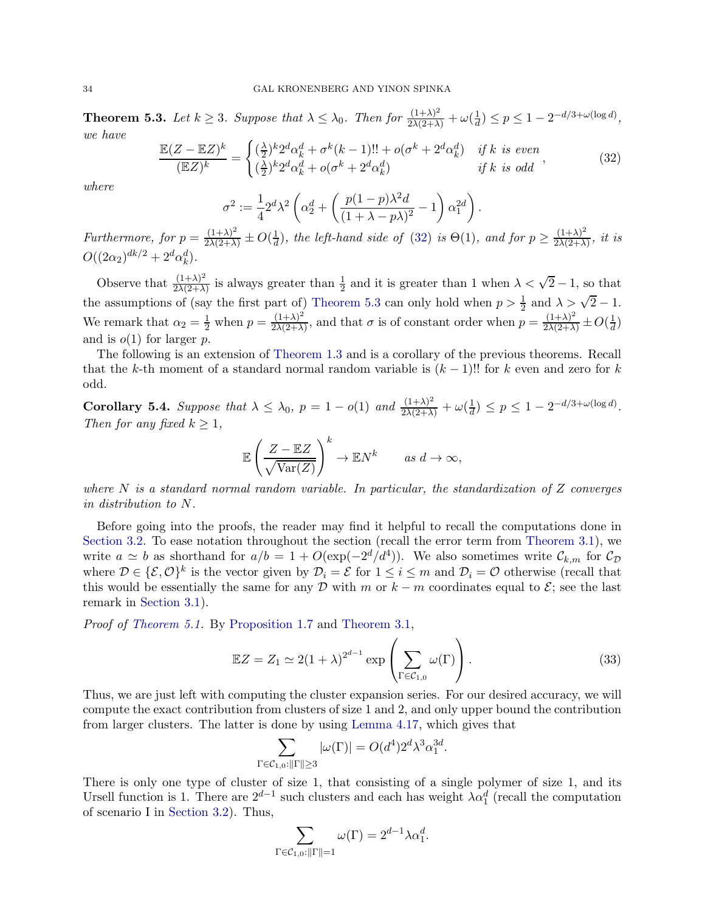**Theorem 5.3.** *Let $k \geq 3$. Suppose that $\lambda \leq \lambda_0$. Then for $\frac{(1+\lambda)^2}{2\lambda(2+\lambda)} + \omega(\frac{1}{d}) \leq p \leq 1 - 2^{-d/3+\omega(\log d)}$, we have*

$$\frac{\mathbb{E}(Z - \mathbb{E}Z)^k}{(\mathbb{E}Z)^k} = \begin{cases} (\frac{\lambda}{2})^k 2^d \alpha_k^d + \sigma^k (k-1)!! + o(\sigma^k + 2^d \alpha_k^d) & \text{if } k \text{ is even} \\ (\frac{\lambda}{2})^k 2^d \alpha_k^d + o(\sigma^k + 2^d \alpha_k^d) & \text{if } k \text{ is odd} \end{cases}, \tag{32}$$

*where*

$$\sigma^2 := \frac{1}{4} 2^d \lambda^2 \left( \alpha_2^d + \left( \frac{p(1-p)\lambda^2 d}{(1+\lambda-p\lambda)^2} - 1 \right) \alpha_1^{2d} \right).$$

*Furthermore, for $p = \frac{(1+\lambda)^2}{2\lambda(2+\lambda)} \pm O(\frac{1}{d})$, the left-hand side of (32) is $\Theta(1)$, and for $p \geq \frac{(1+\lambda)^2}{2\lambda(2+\lambda)}$, it is $O((2\alpha_2)^{dk/2} + 2^d \alpha_k^d)$.*

Observe that $\frac{(1+\lambda)^2}{2\lambda(2+\lambda)}$ is always greater than $\frac{1}{2}$ and it is greater than 1 when $\lambda < \sqrt{2} - 1$, so that the assumptions of (say the first part of) Theorem 5.3 can only hold when $p > \frac{1}{2}$ and $\lambda > \sqrt{2} - 1$. We remark that $\alpha_2 = \frac{1}{2}$ when $p = \frac{(1+\lambda)^2}{2\lambda(2+\lambda)}$, and that $\sigma$ is of constant order when $p = \frac{(1+\lambda)^2}{2\lambda(2+\lambda)} \pm O(\frac{1}{d})$ and is $o(1)$ for larger $p$.

The following is an extension of Theorem 1.3 and is a corollary of the previous theorems. Recall that the $k$-th moment of a standard normal random variable is $(k-1)!!$ for $k$ even and zero for $k$ odd.

**Corollary 5.4.** *Suppose that $\lambda \leq \lambda_0$, $p = 1 - o(1)$ and $\frac{(1+\lambda)^2}{2\lambda(2+\lambda)} + \omega(\frac{1}{d}) \leq p \leq 1 - 2^{-d/3+\omega(\log d)}$. Then for any fixed $k \geq 1$,*

$$\mathbb{E}\left( \frac{Z - \mathbb{E}Z}{\sqrt{\operatorname{Var}(Z)}} \right)^k \to \mathbb{E}N^k \qquad \text{as } d \to \infty,$$

*where $N$ is a standard normal random variable. In particular, the standardization of $Z$ converges in distribution to $N$.*

Before going into the proofs, the reader may find it helpful to recall the computations done in Section 3.2. To ease notation throughout the section (recall the error term from Theorem 3.1), we write $a \simeq b$ as shorthand for $a/b = 1 + O(\exp(-2^d/d^4))$. We also sometimes write $\mathcal{C}_{k,m}$ for $\mathcal{C}_{\mathcal{D}}$ where $\mathcal{D} \in \{\mathcal{E}, \mathcal{O}\}^k$ is the vector given by $\mathcal{D}_i = \mathcal{E}$ for $1 \leq i \leq m$ and $\mathcal{D}_i = \mathcal{O}$ otherwise (recall that this would be essentially the same for any $\mathcal{D}$ with $m$ or $k - m$ coordinates equal to $\mathcal{E}$; see the last remark in Section 3.1).

*Proof of Theorem 5.1.* By Proposition 1.7 and Theorem 3.1,

$$\mathbb{E}Z = Z_1 \simeq 2(1+\lambda)^{2^{d-1}} \exp\left( \sum_{\Gamma \in \mathcal{C}_{1,0}} \omega(\Gamma) \right). \tag{33}$$

Thus, we are just left with computing the cluster expansion series. For our desired accuracy, we will compute the exact contribution from clusters of size 1 and 2, and only upper bound the contribution from larger clusters. The latter is done by using Lemma 4.17, which gives that

$$\sum_{\Gamma \in \mathcal{C}_{1,0} : \|\Gamma\| \geq 3} |\omega(\Gamma)| = O(d^4) 2^d \lambda^3 \alpha_1^{3d}.$$

There is only one type of cluster of size 1, that consisting of a single polymer of size 1, and its Ursell function is 1. There are $2^{d-1}$ such clusters and each has weight $\lambda \alpha_1^d$ (recall the computation of scenario I in Section 3.2). Thus,

$$\sum_{\Gamma \in \mathcal{C}_{1,0} : \|\Gamma\| = 1} \omega(\Gamma) = 2^{d-1} \lambda \alpha_1^d.$$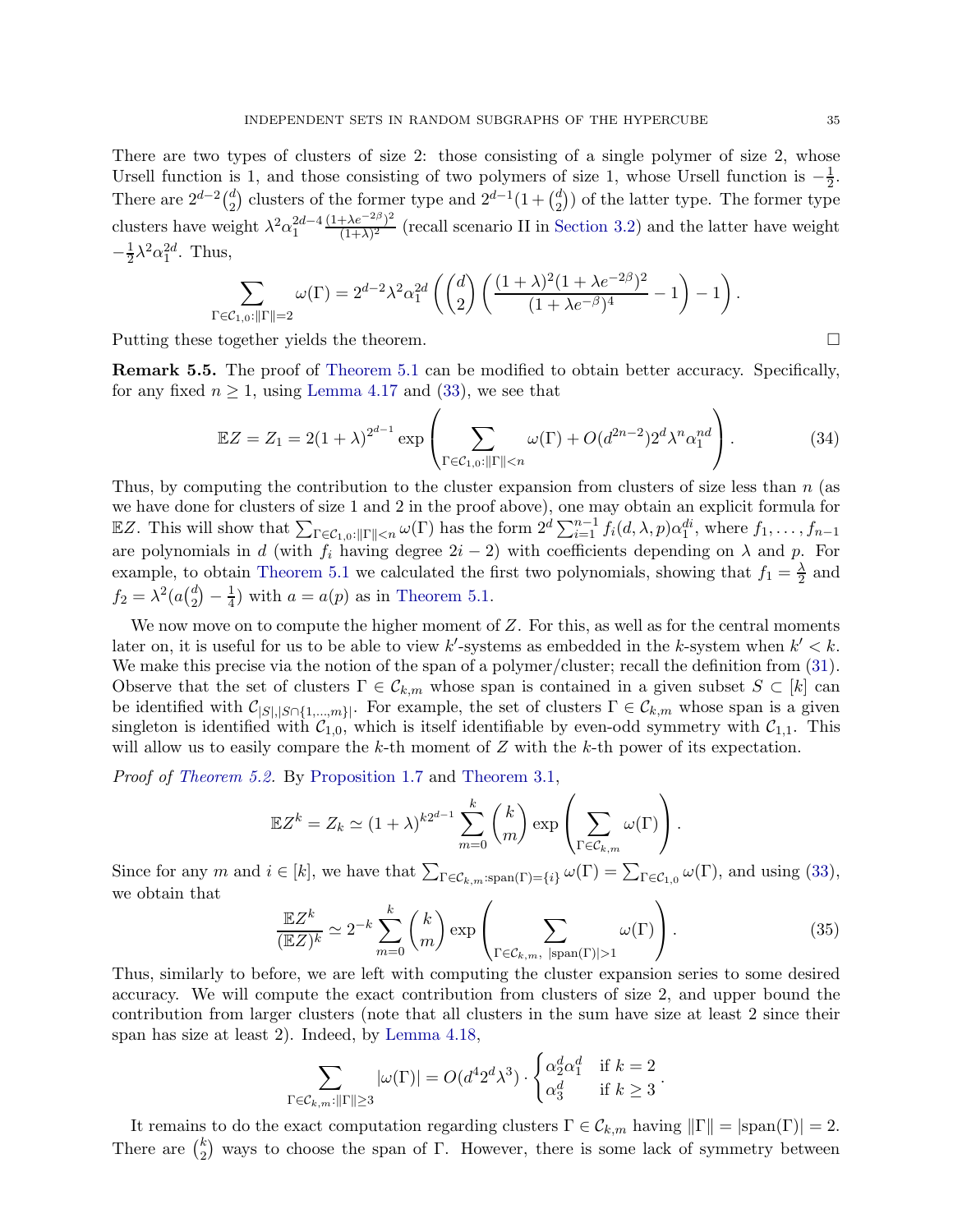There are two types of clusters of size 2: those consisting of a single polymer of size 2, whose Ursell function is 1, and those consisting of two polymers of size 1, whose Ursell function is $-\frac{1}{2}$. There are $2^{d-2}\binom{d}{2}$ clusters of the former type and $2^{d-1}(1+\binom{d}{2})$ of the latter type. The former type clusters have weight $\lambda^2\alpha_1^{2d-4}\frac{(1+\lambda e^{-2\beta})^2}{(1+\lambda)^2}$ (recall scenario II in Section 3.2) and the latter have weight $-\frac{1}{2}\lambda^2\alpha_1^{2d}$. Thus,

$$\sum_{\Gamma\in\mathcal{C}_{1,0}:\|\Gamma\|=2}\omega(\Gamma) = 2^{d-2}\lambda^2\alpha_1^{2d}\left(\binom{d}{2}\left(\frac{(1+\lambda)^2(1+\lambda e^{-2\beta})^2}{(1+\lambda e^{-\beta})^4}-1\right)-1\right).$$

Putting these together yields the theorem. $\square$

**Remark 5.5.** The proof of Theorem 5.1 can be modified to obtain better accuracy. Specifically, for any fixed $n \geq 1$, using Lemma 4.17 and (33), we see that

$$\mathbb{E}Z = Z_1 = 2(1+\lambda)^{2^{d-1}}\exp\left(\sum_{\Gamma\in\mathcal{C}_{1,0}:\|\Gamma\|<n}\omega(\Gamma) + O(d^{2n-2})2^d\lambda^n\alpha_1^{nd}\right). \tag{34}$$

Thus, by computing the contribution to the cluster expansion from clusters of size less than $n$ (as we have done for clusters of size 1 and 2 in the proof above), one may obtain an explicit formula for $\mathbb{E}Z$. This will show that $\sum_{\Gamma\in\mathcal{C}_{1,0}:\|\Gamma\|<n}\omega(\Gamma)$ has the form $2^d\sum_{i=1}^{n-1}f_i(d,\lambda,p)\alpha_1^{di}$, where $f_1,\dots,f_{n-1}$ are polynomials in $d$ (with $f_i$ having degree $2i-2$) with coefficients depending on $\lambda$ and $p$. For example, to obtain Theorem 5.1 we calculated the first two polynomials, showing that $f_1 = \frac{\lambda}{2}$ and $f_2 = \lambda^2(a\binom{d}{2}-\frac{1}{4})$ with $a = a(p)$ as in Theorem 5.1.

We now move on to compute the higher moment of $Z$. For this, as well as for the central moments later on, it is useful for us to be able to view $k'$-systems as embedded in the $k$-system when $k' < k$. We make this precise via the notion of the span of a polymer/cluster; recall the definition from (31). Observe that the set of clusters $\Gamma \in \mathcal{C}_{k,m}$ whose span is contained in a given subset $S \subset [k]$ can be identified with $\mathcal{C}_{|S|,|S\cap\{1,\dots,m\}|}$. For example, the set of clusters $\Gamma\in\mathcal{C}_{k,m}$ whose span is a given singleton is identified with $\mathcal{C}_{1,0}$, which is itself identifiable by even-odd symmetry with $\mathcal{C}_{1,1}$. This will allow us to easily compare the $k$-th moment of $Z$ with the $k$-th power of its expectation.

*Proof of Theorem 5.2.* By Proposition 1.7 and Theorem 3.1,

$$\mathbb{E}Z^k = Z_k \simeq (1+\lambda)^{k2^{d-1}}\sum_{m=0}^{k}\binom{k}{m}\exp\left(\sum_{\Gamma\in\mathcal{C}_{k,m}}\omega(\Gamma)\right).$$

Since for any $m$ and $i \in [k]$, we have that $\sum_{\Gamma\in\mathcal{C}_{k,m}:\text{span}(\Gamma)=\{i\}}\omega(\Gamma) = \sum_{\Gamma\in\mathcal{C}_{1,0}}\omega(\Gamma)$, and using (33), we obtain that

$$\frac{\mathbb{E}Z^k}{(\mathbb{E}Z)^k} \simeq 2^{-k}\sum_{m=0}^{k}\binom{k}{m}\exp\left(\sum_{\Gamma\in\mathcal{C}_{k,m},\ |\text{span}(\Gamma)|>1}\omega(\Gamma)\right). \tag{35}$$

Thus, similarly to before, we are left with computing the cluster expansion series to some desired accuracy. We will compute the exact contribution from clusters of size 2, and upper bound the contribution from larger clusters (note that all clusters in the sum have size at least 2 since their span has size at least 2). Indeed, by Lemma 4.18,

$$\sum_{\Gamma\in\mathcal{C}_{k,m}:\|\Gamma\|\geq 3}|\omega(\Gamma)| = O(d^4 2^d\lambda^3)\cdot\begin{cases}\alpha_2^d\alpha_1^d & \text{if } k=2\\ \alpha_3^d & \text{if } k\geq 3\end{cases}.$$

It remains to do the exact computation regarding clusters $\Gamma\in\mathcal{C}_{k,m}$ having $\|\Gamma\| = |\text{span}(\Gamma)| = 2$. There are $\binom{k}{2}$ ways to choose the span of $\Gamma$. However, there is some lack of symmetry between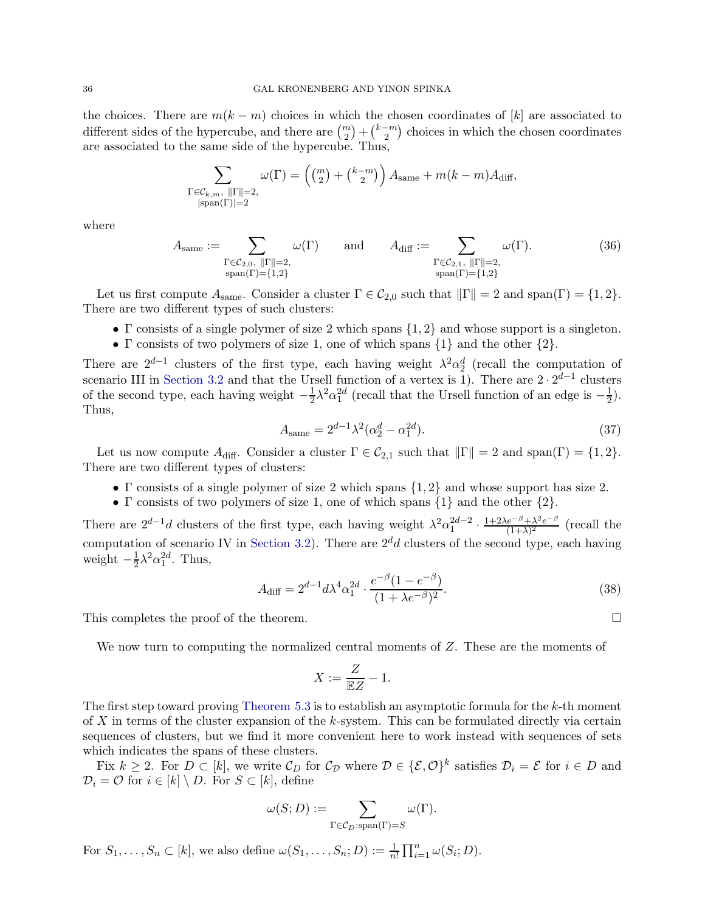the choices. There are $m(k-m)$ choices in which the chosen coordinates of $[k]$ are associated to different sides of the hypercube, and there are $\binom{m}{2}+\binom{k-m}{2}$ choices in which the chosen coordinates are associated to the same side of the hypercube. Thus,

$$\sum_{\substack{\Gamma\in\mathcal{C}_{k,m},\ \|\Gamma\|=2,\\ |\mathrm{span}(\Gamma)|=2}} \omega(\Gamma) = \left(\binom{m}{2}+\binom{k-m}{2}\right) A_{\mathrm{same}} + m(k-m)A_{\mathrm{diff}},$$

where

$$A_{\mathrm{same}} := \sum_{\substack{\Gamma\in\mathcal{C}_{2,0},\ \|\Gamma\|=2,\\ \mathrm{span}(\Gamma)=\{1,2\}}} \omega(\Gamma) \qquad \text{and} \qquad A_{\mathrm{diff}} := \sum_{\substack{\Gamma\in\mathcal{C}_{2,1},\ \|\Gamma\|=2,\\ \mathrm{span}(\Gamma)=\{1,2\}}} \omega(\Gamma). \tag{36}$$

Let us first compute $A_{\mathrm{same}}$. Consider a cluster $\Gamma\in\mathcal{C}_{2,0}$ such that $\|\Gamma\|=2$ and $\mathrm{span}(\Gamma)=\{1,2\}$. There are two different types of such clusters:

- $\Gamma$ consists of a single polymer of size 2 which spans $\{1,2\}$ and whose support is a singleton.
- $\Gamma$ consists of two polymers of size 1, one of which spans $\{1\}$ and the other $\{2\}$.

There are $2^{d-1}$ clusters of the first type, each having weight $\lambda^2\alpha_2^d$ (recall the computation of scenario III in Section 3.2 and that the Ursell function of a vertex is 1). There are $2\cdot 2^{d-1}$ clusters of the second type, each having weight $-\frac{1}{2}\lambda^2\alpha_1^{2d}$ (recall that the Ursell function of an edge is $-\frac{1}{2}$). Thus,

$$A_{\mathrm{same}} = 2^{d-1}\lambda^2(\alpha_2^d - \alpha_1^{2d}). \tag{37}$$

Let us now compute $A_{\mathrm{diff}}$. Consider a cluster $\Gamma\in\mathcal{C}_{2,1}$ such that $\|\Gamma\|=2$ and $\mathrm{span}(\Gamma)=\{1,2\}$. There are two different types of clusters:

- $\Gamma$ consists of a single polymer of size 2 which spans $\{1,2\}$ and whose support has size 2.
- $\Gamma$ consists of two polymers of size 1, one of which spans $\{1\}$ and the other $\{2\}$.

There are $2^{d-1}d$ clusters of the first type, each having weight $\lambda^2\alpha_1^{2d-2}\cdot\frac{1+2\lambda e^{-\beta}+\lambda^2 e^{-\beta}}{(1+\lambda)^2}$ (recall the computation of scenario IV in Section 3.2). There are $2^d d$ clusters of the second type, each having weight $-\frac{1}{2}\lambda^2\alpha_1^{2d}$. Thus,

$$A_{\mathrm{diff}} = 2^{d-1}d\lambda^4\alpha_1^{2d}\cdot\frac{e^{-\beta}(1-e^{-\beta})}{(1+\lambda e^{-\beta})^2}. \tag{38}$$

This completes the proof of the theorem. $\square$

We now turn to computing the normalized central moments of $Z$. These are the moments of

$$X := \frac{Z}{\mathbb{E}Z} - 1.$$

The first step toward proving Theorem 5.3 is to establish an asymptotic formula for the $k$-th moment of $X$ in terms of the cluster expansion of the $k$-system. This can be formulated directly via certain sequences of clusters, but we find it more convenient here to work instead with sequences of sets which indicates the spans of these clusters.

Fix $k\ge 2$. For $D\subset[k]$, we write $\mathcal{C}_D$ for $\mathcal{C}_{\mathcal{D}}$ where $\mathcal{D}\in\{\mathcal{E},\mathcal{O}\}^k$ satisfies $\mathcal{D}_i=\mathcal{E}$ for $i\in D$ and $\mathcal{D}_i=\mathcal{O}$ for $i\in[k]\setminus D$. For $S\subset[k]$, define

$$\omega(S;D) := \sum_{\Gamma\in\mathcal{C}_D:\mathrm{span}(\Gamma)=S} \omega(\Gamma).$$

For $S_1,\dots,S_n\subset[k]$, we also define $\omega(S_1,\dots,S_n;D) := \frac{1}{n!}\prod_{i=1}^n \omega(S_i;D)$.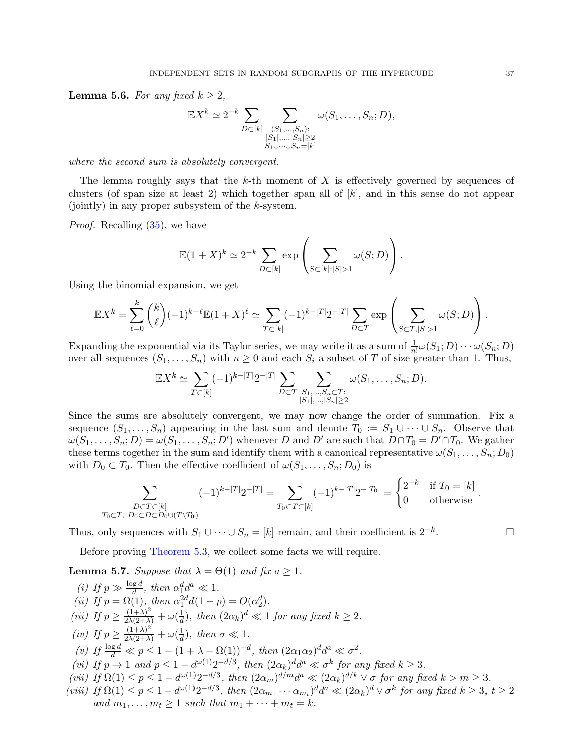**Lemma 5.6.** *For any fixed $k \geq 2$,*

$$\mathbb{E}X^k \simeq 2^{-k} \sum_{D \subset [k]} \sum_{\substack{(S_1,\dots,S_n): \\ |S_1|,\dots,|S_n| \geq 2 \\ S_1 \cup \dots \cup S_n = [k]}} \omega(S_1, \dots, S_n; D),$$

*where the second sum is absolutely convergent.*

The lemma roughly says that the $k$-th moment of $X$ is effectively governed by sequences of clusters (of span size at least 2) which together span all of $[k]$, and in this sense do not appear (jointly) in any proper subsystem of the $k$-system.

*Proof.* Recalling (35), we have

$$\mathbb{E}(1+X)^k \simeq 2^{-k} \sum_{D \subset [k]} \exp\left( \sum_{S \subset [k]: |S| > 1} \omega(S; D) \right).$$

Using the binomial expansion, we get

$$\mathbb{E}X^k = \sum_{\ell=0}^{k} \binom{k}{\ell} (-1)^{k-\ell} \mathbb{E}(1+X)^\ell \simeq \sum_{T \subset [k]} (-1)^{k-|T|} 2^{-|T|} \sum_{D \subset T} \exp\left( \sum_{S \subset T, |S|>1} \omega(S; D) \right).$$

Expanding the exponential via its Taylor series, we may write it as a sum of $\frac{1}{n!}\omega(S_1; D) \cdots \omega(S_n; D)$ over all sequences $(S_1, \dots, S_n)$ with $n \geq 0$ and each $S_i$ a subset of $T$ of size greater than 1. Thus,

$$\mathbb{E}X^k \simeq \sum_{T \subset [k]} (-1)^{k-|T|} 2^{-|T|} \sum_{D \subset T} \sum_{\substack{S_1,\dots,S_n \subset T: \\ |S_1|,\dots,|S_n| \geq 2}} \omega(S_1, \dots, S_n; D).$$

Since the sums are absolutely convergent, we may now change the order of summation. Fix a sequence $(S_1, \dots, S_n)$ appearing in the last sum and denote $T_0 := S_1 \cup \dots \cup S_n$. Observe that $\omega(S_1, \dots, S_n; D) = \omega(S_1, \dots, S_n; D')$ whenever $D$ and $D'$ are such that $D \cap T_0 = D' \cap T_0$. We gather these terms together in the sum and identify them with a canonical representative $\omega(S_1, \dots, S_n; D_0)$ with $D_0 \subset T_0$. Then the effective coefficient of $\omega(S_1, \dots, S_n; D_0)$ is

$$\sum_{\substack{D \subset T \subset [k] \\ T_0 \subset T,\ D_0 \subset D \subset D_0 \cup (T \setminus T_0)}} (-1)^{k-|T|} 2^{-|T|} = \sum_{T_0 \subset T \subset [k]} (-1)^{k-|T|} 2^{-|T_0|} = \begin{cases} 2^{-k} & \text{if } T_0 = [k] \\ 0 & \text{otherwise} \end{cases}.$$

Thus, only sequences with $S_1 \cup \dots \cup S_n = [k]$ remain, and their coefficient is $2^{-k}$. $\square$

Before proving Theorem 5.3, we collect some facts we will require.

**Lemma 5.7.** *Suppose that $\lambda = \Theta(1)$ and fix $a \geq 1$.*

*(i) If $p \gg \frac{\log d}{d}$, then $\alpha_1^d d^a \ll 1$.*
*(ii) If $p = \Omega(1)$, then $\alpha_1^{2d} d(1-p) = O(\alpha_2^d)$.*
*(iii) If $p \geq \frac{(1+\lambda)^2}{2\lambda(2+\lambda)} + \omega(\frac{1}{d})$, then $(2\alpha_k)^d \ll 1$ for any fixed $k \geq 2$.*
*(iv) If $p \geq \frac{(1+\lambda)^2}{2\lambda(2+\lambda)} + \omega(\frac{1}{d})$, then $\sigma \ll 1$.*
*(v) If $\frac{\log d}{d} \ll p \leq 1 - (1 + \lambda - \Omega(1))^{-d}$, then $(2\alpha_1\alpha_2)^d d^a \ll \sigma^2$.*
*(vi) If $p \to 1$ and $p \leq 1 - d^{\omega(1)} 2^{-d/3}$, then $(2\alpha_k)^d d^a \ll \sigma^k$ for any fixed $k \geq 3$.*
*(vii) If $\Omega(1) \leq p \leq 1 - d^{\omega(1)} 2^{-d/3}$, then $(2\alpha_m)^{d/m} d^a \ll (2\alpha_k)^{d/k} \vee \sigma$ for any fixed $k > m \geq 3$.*
*(viii) If $\Omega(1) \leq p \leq 1 - d^{\omega(1)} 2^{-d/3}$, then $(2\alpha_{m_1} \cdots \alpha_{m_t})^d d^a \ll (2\alpha_k)^d \vee \sigma^k$ for any fixed $k \geq 3$, $t \geq 2$ and $m_1, \dots, m_t \geq 1$ such that $m_1 + \dots + m_t = k$.*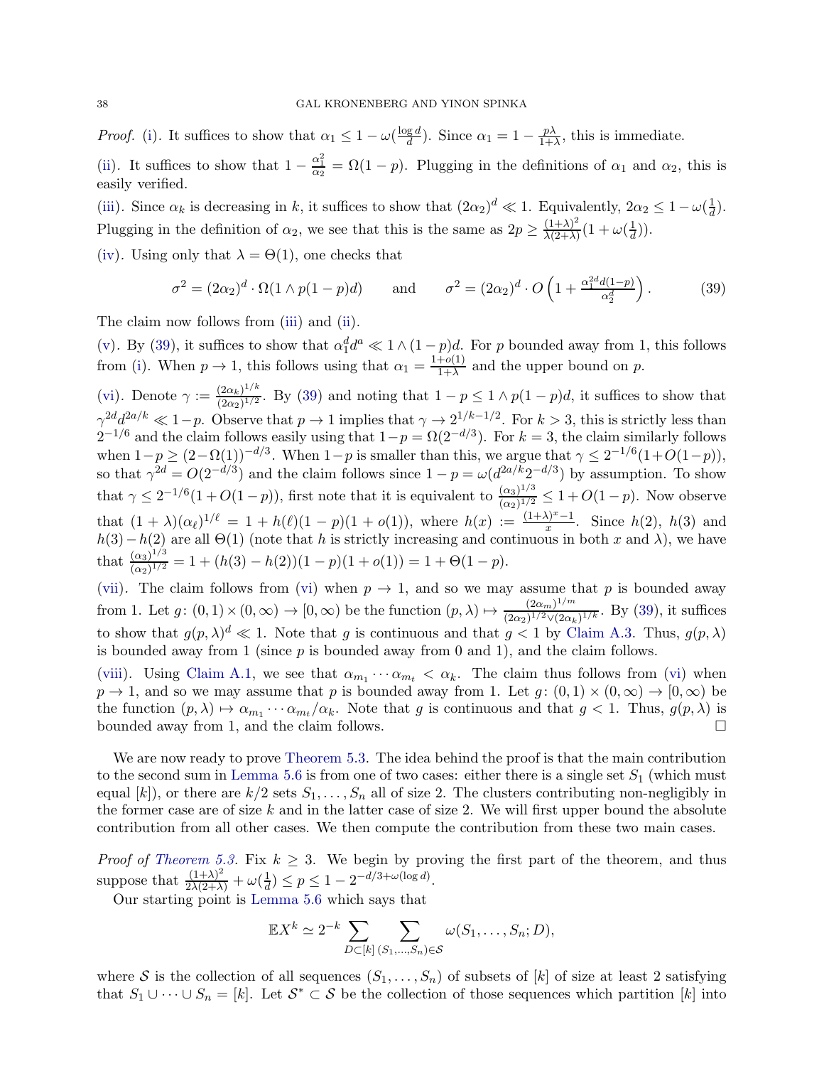*Proof.* (i). It suffices to show that $\alpha_1 \leq 1 - \omega(\frac{\log d}{d})$. Since $\alpha_1 = 1 - \frac{p\lambda}{1+\lambda}$, this is immediate.

(ii). It suffices to show that $1 - \frac{\alpha_1^2}{\alpha_2} = \Omega(1-p)$. Plugging in the definitions of $\alpha_1$ and $\alpha_2$, this is easily verified.

(iii). Since $\alpha_k$ is decreasing in $k$, it suffices to show that $(2\alpha_2)^d \ll 1$. Equivalently, $2\alpha_2 \leq 1 - \omega(\frac{1}{d})$. Plugging in the definition of $\alpha_2$, we see that this is the same as $2p \geq \frac{(1+\lambda)^2}{\lambda(2+\lambda)}(1+\omega(\frac{1}{d}))$.

(iv). Using only that $\lambda = \Theta(1)$, one checks that

$$\sigma^2 = (2\alpha_2)^d \cdot \Omega(1 \wedge p(1-p)d) \qquad \text{and} \qquad \sigma^2 = (2\alpha_2)^d \cdot O\left(1 + \tfrac{\alpha_1^{2d} d(1-p)}{\alpha_2^d}\right). \tag{39}$$

The claim now follows from (iii) and (ii).

(v). By (39), it suffices to show that $\alpha_1^d d^a \ll 1 \wedge (1-p)d$. For $p$ bounded away from 1, this follows from (i). When $p \to 1$, this follows using that $\alpha_1 = \frac{1+o(1)}{1+\lambda}$ and the upper bound on $p$.

(vi). Denote $\gamma := \frac{(2\alpha_k)^{1/k}}{(2\alpha_2)^{1/2}}$. By (39) and noting that $1-p \leq 1 \wedge p(1-p)d$, it suffices to show that $\gamma^{2d} d^{2a/k} \ll 1-p$. Observe that $p \to 1$ implies that $\gamma \to 2^{1/k-1/2}$. For $k > 3$, this is strictly less than $2^{-1/6}$ and the claim follows easily using that $1-p = \Omega(2^{-d/3})$. For $k=3$, the claim similarly follows when $1-p \geq (2-\Omega(1))^{-d/3}$. When $1-p$ is smaller than this, we argue that $\gamma \leq 2^{-1/6}(1+O(1-p))$, so that $\gamma^{2d} = O(2^{-d/3})$ and the claim follows since $1-p = \omega(d^{2a/k}2^{-d/3})$ by assumption. To show that $\gamma \leq 2^{-1/6}(1+O(1-p))$, first note that it is equivalent to $\frac{(\alpha_3)^{1/3}}{(\alpha_2)^{1/2}} \leq 1 + O(1-p)$. Now observe that $(1+\lambda)(\alpha_\ell)^{1/\ell} = 1 + h(\ell)(1-p)(1+o(1))$, where $h(x) := \frac{(1+\lambda)^x - 1}{x}$. Since $h(2)$, $h(3)$ and $h(3)-h(2)$ are all $\Theta(1)$ (note that $h$ is strictly increasing and continuous in both $x$ and $\lambda$), we have that $\frac{(\alpha_3)^{1/3}}{(\alpha_2)^{1/2}} = 1 + (h(3)-h(2))(1-p)(1+o(1)) = 1 + \Theta(1-p)$.

(vii). The claim follows from (vi) when $p \to 1$, and so we may assume that $p$ is bounded away from 1. Let $g\colon (0,1)\times(0,\infty) \to [0,\infty)$ be the function $(p,\lambda) \mapsto \frac{(2\alpha_m)^{1/m}}{(2\alpha_2)^{1/2} \vee (2\alpha_k)^{1/k}}$. By (39), it suffices to show that $g(p,\lambda)^d \ll 1$. Note that $g$ is continuous and that $g < 1$ by Claim A.3. Thus, $g(p,\lambda)$ is bounded away from 1 (since $p$ is bounded away from 0 and 1), and the claim follows.

(viii). Using Claim A.1, we see that $\alpha_{m_1} \cdots \alpha_{m_t} < \alpha_k$. The claim thus follows from (vi) when $p \to 1$, and so we may assume that $p$ is bounded away from 1. Let $g\colon (0,1)\times(0,\infty) \to [0,\infty)$ be the function $(p,\lambda) \mapsto \alpha_{m_1}\cdots\alpha_{m_t}/\alpha_k$. Note that $g$ is continuous and that $g < 1$. Thus, $g(p,\lambda)$ is bounded away from 1, and the claim follows. $\square$

We are now ready to prove Theorem 5.3. The idea behind the proof is that the main contribution to the second sum in Lemma 5.6 is from one of two cases: either there is a single set $S_1$ (which must equal $[k]$), or there are $k/2$ sets $S_1, \dots, S_n$ all of size 2. The clusters contributing non-negligibly in the former case are of size $k$ and in the latter case of size 2. We will first upper bound the absolute contribution from all other cases. We then compute the contribution from these two main cases.

*Proof of Theorem 5.3.* Fix $k \geq 3$. We begin by proving the first part of the theorem, and thus suppose that $\frac{(1+\lambda)^2}{2\lambda(2+\lambda)} + \omega(\frac{1}{d}) \leq p \leq 1 - 2^{-d/3+\omega(\log d)}$.

Our starting point is Lemma 5.6 which says that

$$\mathbb{E}X^k \simeq 2^{-k} \sum_{D \subset [k]} \sum_{(S_1,\dots,S_n)\in\mathcal{S}} \omega(S_1,\dots,S_n; D),$$

where $\mathcal{S}$ is the collection of all sequences $(S_1,\dots,S_n)$ of subsets of $[k]$ of size at least 2 satisfying that $S_1 \cup \dots \cup S_n = [k]$. Let $\mathcal{S}^* \subset \mathcal{S}$ be the collection of those sequences which partition $[k]$ into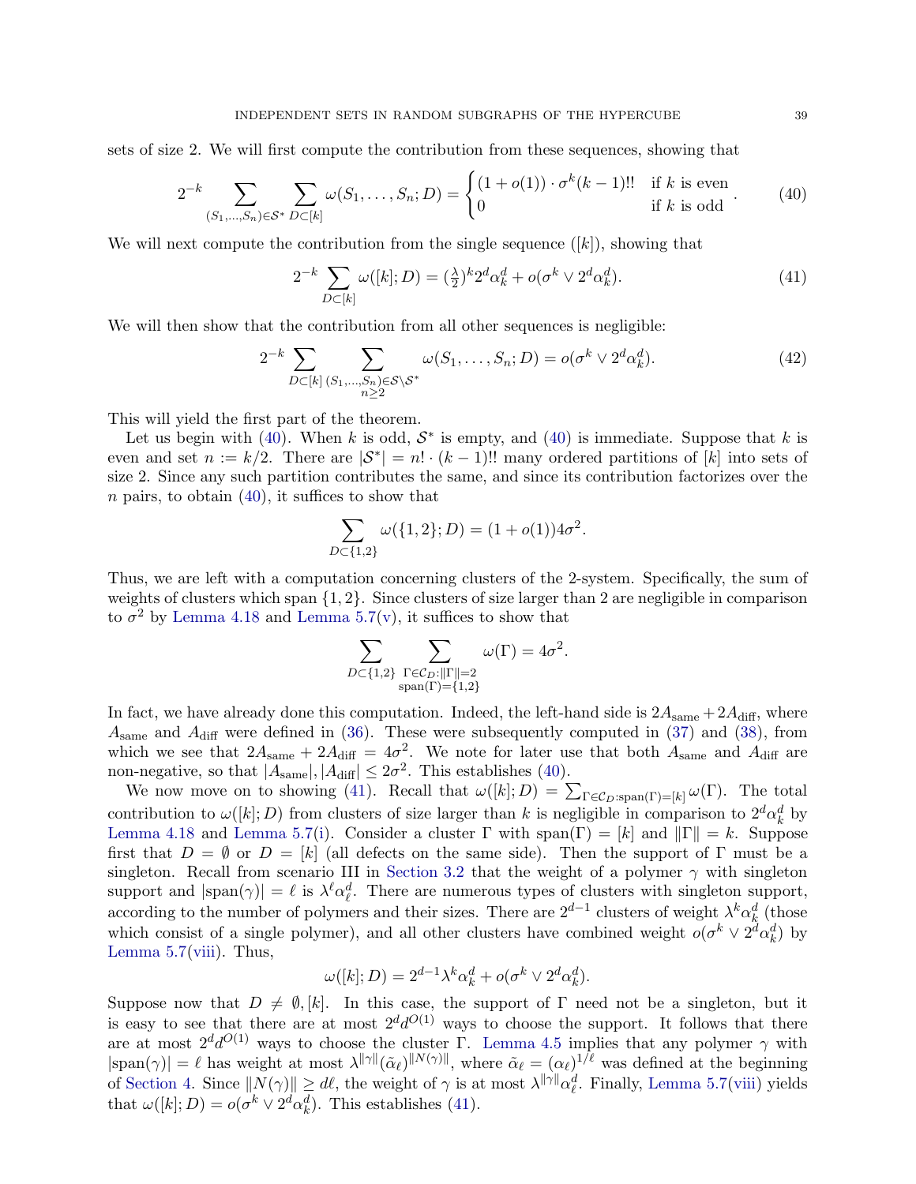sets of size 2. We will first compute the contribution from these sequences, showing that

$$2^{-k} \sum_{(S_1,\dots,S_n)\in\mathcal{S}^*} \sum_{D\subset[k]} \omega(S_1,\dots,S_n;D) = \begin{cases} (1+o(1))\cdot\sigma^k(k-1)!! & \text{if } k \text{ is even} \\ 0 & \text{if } k \text{ is odd} \end{cases}. \tag{40}$$

We will next compute the contribution from the single sequence $([k])$, showing that

$$2^{-k}\sum_{D\subset[k]} \omega([k];D) = (\tfrac{\lambda}{2})^k 2^d \alpha_k^d + o(\sigma^k \vee 2^d\alpha_k^d). \tag{41}$$

We will then show that the contribution from all other sequences is negligible:

$$2^{-k}\sum_{D\subset[k]} \sum_{\substack{(S_1,\dots,S_n)\in\mathcal{S}\setminus\mathcal{S}^* \\ n\ge 2}} \omega(S_1,\dots,S_n;D) = o(\sigma^k\vee 2^d\alpha_k^d). \tag{42}$$

This will yield the first part of the theorem.

Let us begin with (40). When $k$ is odd, $\mathcal{S}^*$ is empty, and (40) is immediate. Suppose that $k$ is even and set $n := k/2$. There are $|\mathcal{S}^*| = n!\cdot(k-1)!!$ many ordered partitions of $[k]$ into sets of size 2. Since any such partition contributes the same, and since its contribution factorizes over the $n$ pairs, to obtain (40), it suffices to show that

$$\sum_{D\subset\{1,2\}} \omega(\{1,2\};D) = (1+o(1))4\sigma^2.$$

Thus, we are left with a computation concerning clusters of the 2-system. Specifically, the sum of weights of clusters which span $\{1,2\}$. Since clusters of size larger than 2 are negligible in comparison to $\sigma^2$ by Lemma 4.18 and Lemma 5.7(v), it suffices to show that

$$\sum_{D\subset\{1,2\}} \sum_{\substack{\Gamma\in\mathcal{C}_D:\|\Gamma\|=2 \\ \mathrm{span}(\Gamma)=\{1,2\}}} \omega(\Gamma) = 4\sigma^2.$$

In fact, we have already done this computation. Indeed, the left-hand side is $2A_{\mathrm{same}} + 2A_{\mathrm{diff}}$, where $A_{\mathrm{same}}$ and $A_{\mathrm{diff}}$ were defined in (36). These were subsequently computed in (37) and (38), from which we see that $2A_{\mathrm{same}} + 2A_{\mathrm{diff}} = 4\sigma^2$. We note for later use that both $A_{\mathrm{same}}$ and $A_{\mathrm{diff}}$ are non-negative, so that $|A_{\mathrm{same}}|, |A_{\mathrm{diff}}| \le 2\sigma^2$. This establishes (40).

We now move on to showing (41). Recall that $\omega([k];D) = \sum_{\Gamma\in\mathcal{C}_D:\mathrm{span}(\Gamma)=[k]} \omega(\Gamma)$. The total contribution to $\omega([k];D)$ from clusters of size larger than $k$ is negligible in comparison to $2^d\alpha_k^d$ by Lemma 4.18 and Lemma 5.7(i). Consider a cluster $\Gamma$ with $\mathrm{span}(\Gamma)=[k]$ and $\|\Gamma\| = k$. Suppose first that $D=\emptyset$ or $D=[k]$ (all defects on the same side). Then the support of $\Gamma$ must be a singleton. Recall from scenario III in Section 3.2 that the weight of a polymer $\gamma$ with singleton support and $|\mathrm{span}(\gamma)| = \ell$ is $\lambda^\ell\alpha_\ell^d$. There are numerous types of clusters with singleton support, according to the number of polymers and their sizes. There are $2^{d-1}$ clusters of weight $\lambda^k\alpha_k^d$ (those which consist of a single polymer), and all other clusters have combined weight $o(\sigma^k\vee 2^d\alpha_k^d)$ by Lemma 5.7(viii). Thus,

$$\omega([k];D) = 2^{d-1}\lambda^k\alpha_k^d + o(\sigma^k\vee 2^d\alpha_k^d).$$

Suppose now that $D\ne\emptyset,[k]$. In this case, the support of $\Gamma$ need not be a singleton, but it is easy to see that there are at most $2^d d^{O(1)}$ ways to choose the support. It follows that there are at most $2^d d^{O(1)}$ ways to choose the cluster $\Gamma$. Lemma 4.5 implies that any polymer $\gamma$ with $|\mathrm{span}(\gamma)|=\ell$ has weight at most $\lambda^{\|\gamma\|}(\tilde\alpha_\ell)^{\|N(\gamma)\|}$, where $\tilde\alpha_\ell = (\alpha_\ell)^{1/\ell}$ was defined at the beginning of Section 4. Since $\|N(\gamma)\|\ge d\ell$, the weight of $\gamma$ is at most $\lambda^{\|\gamma\|}\alpha_\ell^d$. Finally, Lemma 5.7(viii) yields that $\omega([k];D) = o(\sigma^k\vee 2^d\alpha_k^d)$. This establishes (41).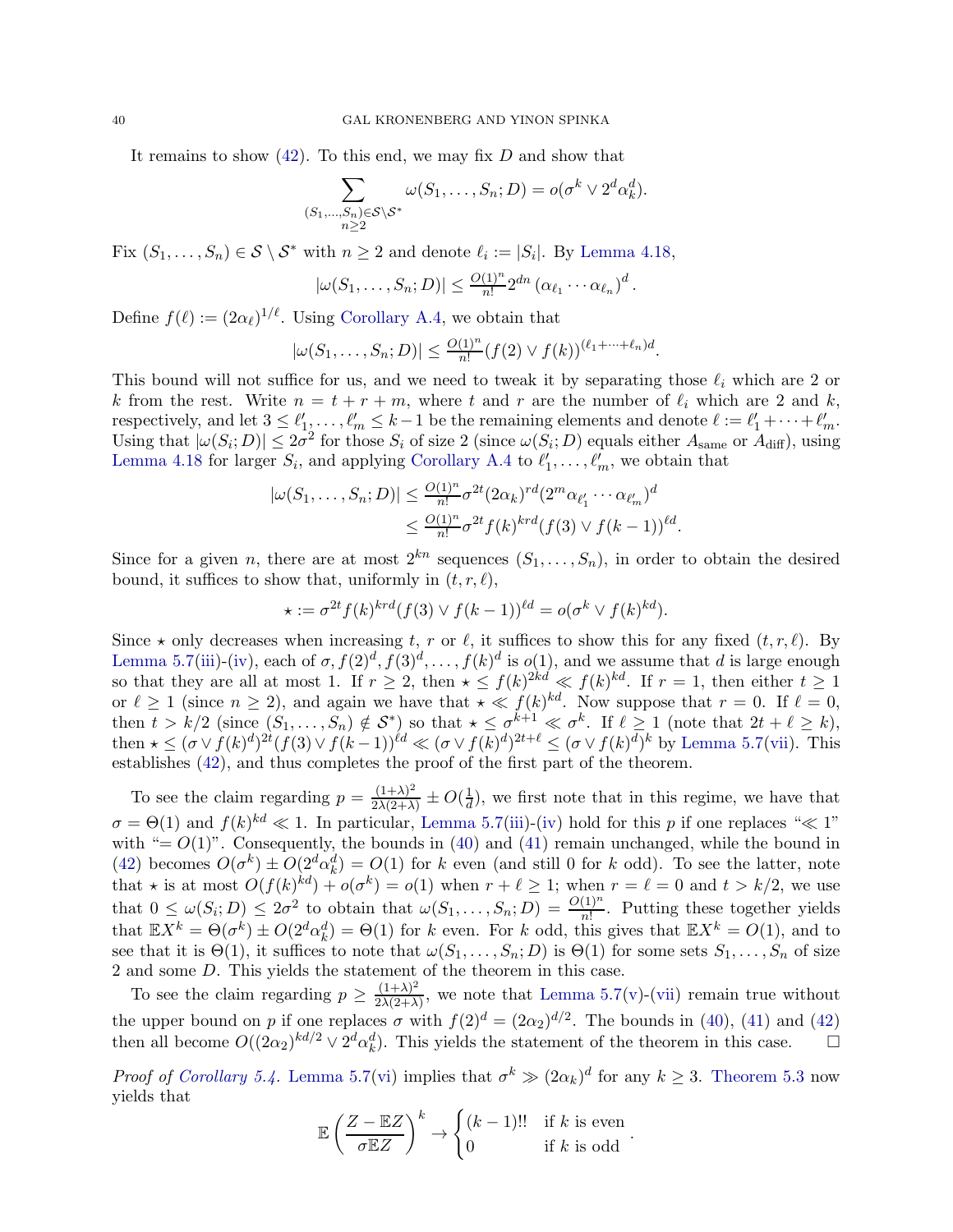It remains to show (42). To this end, we may fix $D$ and show that

$$\sum_{\substack{(S_1,\dots,S_n)\in\mathcal{S}\setminus\mathcal{S}^*\\ n\ge 2}} \omega(S_1,\dots,S_n;D) = o(\sigma^k \vee 2^d\alpha_k^d).$$

Fix $(S_1,\dots,S_n)\in\mathcal{S}\setminus\mathcal{S}^*$ with $n\ge 2$ and denote $\ell_i := |S_i|$. By Lemma 4.18,

$$|\omega(S_1,\dots,S_n;D)| \le \tfrac{O(1)^n}{n!}2^{dn}\left(\alpha_{\ell_1}\cdots\alpha_{\ell_n}\right)^d.$$

Define $f(\ell) := (2\alpha_\ell)^{1/\ell}$. Using Corollary A.4, we obtain that

$$|\omega(S_1,\dots,S_n;D)| \le \tfrac{O(1)^n}{n!}(f(2)\vee f(k))^{(\ell_1+\cdots+\ell_n)d}.$$

This bound will not suffice for us, and we need to tweak it by separating those $\ell_i$ which are 2 or $k$ from the rest. Write $n = t+r+m$, where $t$ and $r$ are the number of $\ell_i$ which are 2 and $k$, respectively, and let $3\le \ell'_1,\dots,\ell'_m\le k-1$ be the remaining elements and denote $\ell := \ell'_1+\cdots+\ell'_m$. Using that $|\omega(S_i;D)|\le 2\sigma^2$ for those $S_i$ of size 2 (since $\omega(S_i;D)$ equals either $A_{\text{same}}$ or $A_{\text{diff}}$), using Lemma 4.18 for larger $S_i$, and applying Corollary A.4 to $\ell'_1,\dots,\ell'_m$, we obtain that

$$\begin{aligned}|\omega(S_1,\dots,S_n;D)| &\le \tfrac{O(1)^n}{n!}\sigma^{2t}(2\alpha_k)^{rd}(2^m\alpha_{\ell'_1}\cdots\alpha_{\ell'_m})^d\\ &\le \tfrac{O(1)^n}{n!}\sigma^{2t}f(k)^{krd}(f(3)\vee f(k-1))^{\ell d}.\end{aligned}$$

Since for a given $n$, there are at most $2^{kn}$ sequences $(S_1,\dots,S_n)$, in order to obtain the desired bound, it suffices to show that, uniformly in $(t,r,\ell)$,

$$\star := \sigma^{2t}f(k)^{krd}(f(3)\vee f(k-1))^{\ell d} = o(\sigma^k\vee f(k)^{kd}).$$

Since $\star$ only decreases when increasing $t$, $r$ or $\ell$, it suffices to show this for any fixed $(t,r,\ell)$. By Lemma 5.7(iii)-(iv), each of $\sigma, f(2)^d, f(3)^d,\dots,f(k)^d$ is $o(1)$, and we assume that $d$ is large enough so that they are all at most 1. If $r\ge 2$, then $\star\le f(k)^{2kd}\ll f(k)^{kd}$. If $r=1$, then either $t\ge 1$ or $\ell\ge 1$ (since $n\ge 2$), and again we have that $\star\ll f(k)^{kd}$. Now suppose that $r=0$. If $\ell=0$, then $t>k/2$ (since $(S_1,\dots,S_n)\notin\mathcal{S}^*$) so that $\star\le\sigma^{k+1}\ll\sigma^k$. If $\ell\ge 1$ (note that $2t+\ell\ge k$), then $\star\le(\sigma\vee f(k)^d)^{2t}(f(3)\vee f(k-1))^{\ell d}\ll(\sigma\vee f(k)^d)^{2t+\ell}\le(\sigma\vee f(k)^d)^k$ by Lemma 5.7(vii). This establishes (42), and thus completes the proof of the first part of the theorem.

To see the claim regarding $p=\frac{(1+\lambda)^2}{2\lambda(2+\lambda)}\pm O(\frac{1}{d})$, we first note that in this regime, we have that $\sigma=\Theta(1)$ and $f(k)^{kd}\ll 1$. In particular, Lemma 5.7(iii)-(iv) hold for this $p$ if one replaces "$\ll 1$" with "$=O(1)$". Consequently, the bounds in (40) and (41) remain unchanged, while the bound in (42) becomes $O(\sigma^k)\pm O(2^d\alpha_k^d)=O(1)$ for $k$ even (and still 0 for $k$ odd). To see the latter, note that $\star$ is at most $O(f(k)^{kd})+o(\sigma^k)=o(1)$ when $r+\ell\ge 1$; when $r=\ell=0$ and $t>k/2$, we use that $0\le\omega(S_i;D)\le 2\sigma^2$ to obtain that $\omega(S_1,\dots,S_n;D)=\frac{O(1)^n}{n!}$. Putting these together yields that $\mathbb{E}X^k=\Theta(\sigma^k)\pm O(2^d\alpha_k^d)=\Theta(1)$ for $k$ even. For $k$ odd, this gives that $\mathbb{E}X^k=O(1)$, and to see that it is $\Theta(1)$, it suffices to note that $\omega(S_1,\dots,S_n;D)$ is $\Theta(1)$ for some sets $S_1,\dots,S_n$ of size 2 and some $D$. This yields the statement of the theorem in this case.

To see the claim regarding $p\ge\frac{(1+\lambda)^2}{2\lambda(2+\lambda)}$, we note that Lemma 5.7(v)-(vii) remain true without the upper bound on $p$ if one replaces $\sigma$ with $f(2)^d=(2\alpha_2)^{d/2}$. The bounds in (40), (41) and (42) then all become $O((2\alpha_2)^{kd/2}\vee 2^d\alpha_k^d)$. This yields the statement of the theorem in this case. $\square$

*Proof of Corollary 5.4.* Lemma 5.7(vi) implies that $\sigma^k\gg(2\alpha_k)^d$ for any $k\ge 3$. Theorem 5.3 now yields that

$$\mathbb{E}\left(\frac{Z-\mathbb{E}Z}{\sigma\mathbb{E}Z}\right)^k\to\begin{cases}(k-1)!! & \text{if } k \text{ is even}\\ 0 & \text{if } k \text{ is odd}\end{cases}.$$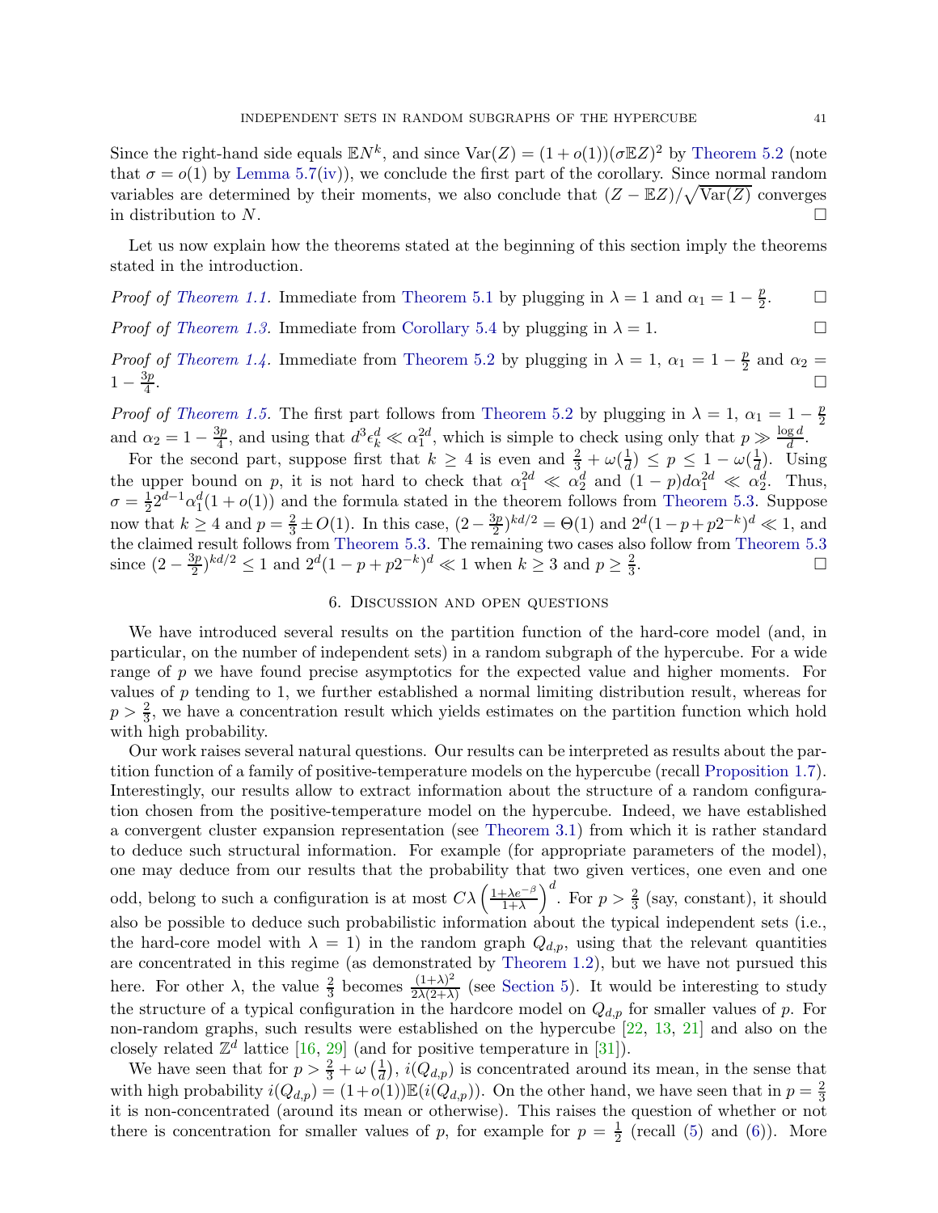Since the right-hand side equals $\mathbb{E}N^k$, and since $\mathrm{Var}(Z) = (1+o(1))(\sigma \mathbb{E}Z)^2$ by Theorem 5.2 (note that $\sigma = o(1)$ by Lemma 5.7(iv)), we conclude the first part of the corollary. Since normal random variables are determined by their moments, we also conclude that $(Z - \mathbb{E}Z)/\sqrt{\mathrm{Var}(Z)}$ converges in distribution to $N$. $\square$

Let us now explain how the theorems stated at the beginning of this section imply the theorems stated in the introduction.

*Proof of Theorem 1.1.* Immediate from Theorem 5.1 by plugging in $\lambda = 1$ and $\alpha_1 = 1 - \frac{p}{2}$. $\square$

*Proof of Theorem 1.3.* Immediate from Corollary 5.4 by plugging in $\lambda = 1$. $\square$

*Proof of Theorem 1.4.* Immediate from Theorem 5.2 by plugging in $\lambda = 1$, $\alpha_1 = 1 - \frac{p}{2}$ and $\alpha_2 = 1 - \frac{3p}{4}$. $\square$

*Proof of Theorem 1.5.* The first part follows from Theorem 5.2 by plugging in $\lambda = 1$, $\alpha_1 = 1 - \frac{p}{2}$ and $\alpha_2 = 1 - \frac{3p}{4}$, and using that $d^3 \epsilon_k^d \ll \alpha_1^{2d}$, which is simple to check using only that $p \gg \frac{\log d}{d}$.

For the second part, suppose first that $k \geq 4$ is even and $\frac{2}{3} + \omega(\frac{1}{d}) \leq p \leq 1 - \omega(\frac{1}{d})$. Using the upper bound on $p$, it is not hard to check that $\alpha_1^{2d} \ll \alpha_2^d$ and $(1-p)d\alpha_1^{2d} \ll \alpha_2^d$. Thus, $\sigma = \frac{1}{2}2^{d-1}\alpha_1^d(1+o(1))$ and the formula stated in the theorem follows from Theorem 5.3. Suppose now that $k \geq 4$ and $p = \frac{2}{3} \pm O(1)$. In this case, $(2 - \frac{3p}{2})^{kd/2} = \Theta(1)$ and $2^d(1-p+p2^{-k})^d \ll 1$, and the claimed result follows from Theorem 5.3. The remaining two cases also follow from Theorem 5.3 since $(2 - \frac{3p}{2})^{kd/2} \leq 1$ and $2^d(1-p+p2^{-k})^d \ll 1$ when $k \geq 3$ and $p \geq \frac{2}{3}$. $\square$

## 6. Discussion and open questions

We have introduced several results on the partition function of the hard-core model (and, in particular, on the number of independent sets) in a random subgraph of the hypercube. For a wide range of $p$ we have found precise asymptotics for the expected value and higher moments. For values of $p$ tending to 1, we further established a normal limiting distribution result, whereas for $p > \frac{2}{3}$, we have a concentration result which yields estimates on the partition function which hold with high probability.

Our work raises several natural questions. Our results can be interpreted as results about the partition function of a family of positive-temperature models on the hypercube (recall Proposition 1.7). Interestingly, our results allow to extract information about the structure of a random configuration chosen from the positive-temperature model on the hypercube. Indeed, we have established a convergent cluster expansion representation (see Theorem 3.1) from which it is rather standard to deduce such structural information. For example (for appropriate parameters of the model), one may deduce from our results that the probability that two given vertices, one even and one odd, belong to such a configuration is at most $C\lambda\left(\frac{1+\lambda e^{-\beta}}{1+\lambda}\right)^d$. For $p > \frac{2}{3}$ (say, constant), it should also be possible to deduce such probabilistic information about the typical independent sets (i.e., the hard-core model with $\lambda = 1$) in the random graph $Q_{d,p}$, using that the relevant quantities are concentrated in this regime (as demonstrated by Theorem 1.2), but we have not pursued this here. For other $\lambda$, the value $\frac{2}{3}$ becomes $\frac{(1+\lambda)^2}{2\lambda(2+\lambda)}$ (see Section 5). It would be interesting to study the structure of a typical configuration in the hardcore model on $Q_{d,p}$ for smaller values of $p$. For non-random graphs, such results were established on the hypercube [22, 13, 21] and also on the closely related $\mathbb{Z}^d$ lattice [16, 29] (and for positive temperature in [31]).

We have seen that for $p > \frac{2}{3} + \omega\left(\frac{1}{d}\right)$, $i(Q_{d,p})$ is concentrated around its mean, in the sense that with high probability $i(Q_{d,p}) = (1+o(1))\mathbb{E}(i(Q_{d,p}))$. On the other hand, we have seen that in $p = \frac{2}{3}$ it is non-concentrated (around its mean or otherwise). This raises the question of whether or not there is concentration for smaller values of $p$, for example for $p = \frac{1}{2}$ (recall (5) and (6)). More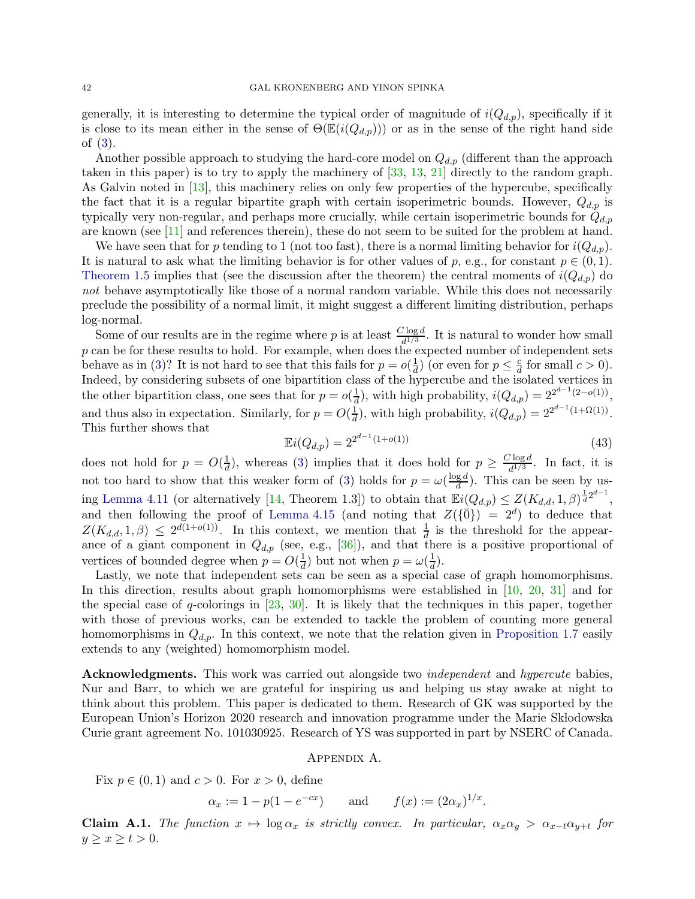generally, it is interesting to determine the typical order of magnitude of $i(Q_{d,p})$, specifically if it is close to its mean either in the sense of $\Theta(\mathbb{E}(i(Q_{d,p})))$ or as in the sense of the right hand side of (3).

Another possible approach to studying the hard-core model on $Q_{d,p}$ (different than the approach taken in this paper) is to try to apply the machinery of [33, 13, 21] directly to the random graph. As Galvin noted in [13], this machinery relies on only few properties of the hypercube, specifically the fact that it is a regular bipartite graph with certain isoperimetric bounds. However, $Q_{d,p}$ is typically very non-regular, and perhaps more crucially, while certain isoperimetric bounds for $Q_{d,p}$ are known (see [11] and references therein), these do not seem to be suited for the problem at hand.

We have seen that for $p$ tending to 1 (not too fast), there is a normal limiting behavior for $i(Q_{d,p})$. It is natural to ask what the limiting behavior is for other values of $p$, e.g., for constant $p \in (0,1)$. Theorem 1.5 implies that (see the discussion after the theorem) the central moments of $i(Q_{d,p})$ do *not* behave asymptotically like those of a normal random variable. While this does not necessarily preclude the possibility of a normal limit, it might suggest a different limiting distribution, perhaps log-normal.

Some of our results are in the regime where $p$ is at least $\frac{C \log d}{d^{1/3}}$. It is natural to wonder how small $p$ can be for these results to hold. For example, when does the expected number of independent sets behave as in (3)? It is not hard to see that this fails for $p = o(\frac{1}{d})$ (or even for $p \le \frac{c}{d}$ for small $c > 0$). Indeed, by considering subsets of one bipartition class of the hypercube and the isolated vertices in the other bipartition class, one sees that for $p = o(\frac{1}{d})$, with high probability, $i(Q_{d,p}) = 2^{2^{d-1}(2-o(1))}$, and thus also in expectation. Similarly, for $p = O(\frac{1}{d})$, with high probability, $i(Q_{d,p}) = 2^{2^{d-1}(1+\Omega(1))}$. This further shows that

$$\mathbb{E}i(Q_{d,p}) = 2^{2^{d-1}(1+o(1))} \tag{43}$$

does not hold for $p = O(\frac{1}{d})$, whereas (3) implies that it does hold for $p \ge \frac{C \log d}{d^{1/3}}$. In fact, it is not too hard to show that this weaker form of (3) holds for $p = \omega(\frac{\log d}{d})$. This can be seen by using Lemma 4.11 (or alternatively [14, Theorem 1.3]) to obtain that $\mathbb{E}i(Q_{d,p}) \le Z(K_{d,d}, 1, \beta)^{\frac{1}{d}2^{d-1}}$, and then following the proof of Lemma 4.15 (and noting that $Z(\{\bar{0}\}) = 2^d$) to deduce that $Z(K_{d,d}, 1, \beta) \le 2^{d(1+o(1))}$. In this context, we mention that $\frac{1}{d}$ is the threshold for the appearance of a giant component in $Q_{d,p}$ (see, e.g., [36]), and that there is a positive proportional of vertices of bounded degree when $p = O(\frac{1}{d})$ but not when $p = \omega(\frac{1}{d})$.

Lastly, we note that independent sets can be seen as a special case of graph homomorphisms. In this direction, results about graph homomorphisms were established in [10, 20, 31] and for the special case of $q$-colorings in [23, 30]. It is likely that the techniques in this paper, together with those of previous works, can be extended to tackle the problem of counting more general homomorphisms in $Q_{d,p}$. In this context, we note that the relation given in Proposition 1.7 easily extends to any (weighted) homomorphism model.

**Acknowledgments.** This work was carried out alongside two *independent* and *hypercute* babies, Nur and Barr, to which we are grateful for inspiring us and helping us stay awake at night to think about this problem. This paper is dedicated to them. Research of GK was supported by the European Union's Horizon 2020 research and innovation programme under the Marie Skłodowska Curie grant agreement No. 101030925. Research of YS was supported in part by NSERC of Canada.

## Appendix A.

Fix $p \in (0,1)$ and $c > 0$. For $x > 0$, define

$$\alpha_x := 1 - p(1 - e^{-cx}) \qquad \text{and} \qquad f(x) := (2\alpha_x)^{1/x}.$$

**Claim A.1.** *The function $x \mapsto \log \alpha_x$ is strictly convex. In particular, $\alpha_x \alpha_y > \alpha_{x-t}\alpha_{y+t}$ for $y \ge x \ge t > 0$.*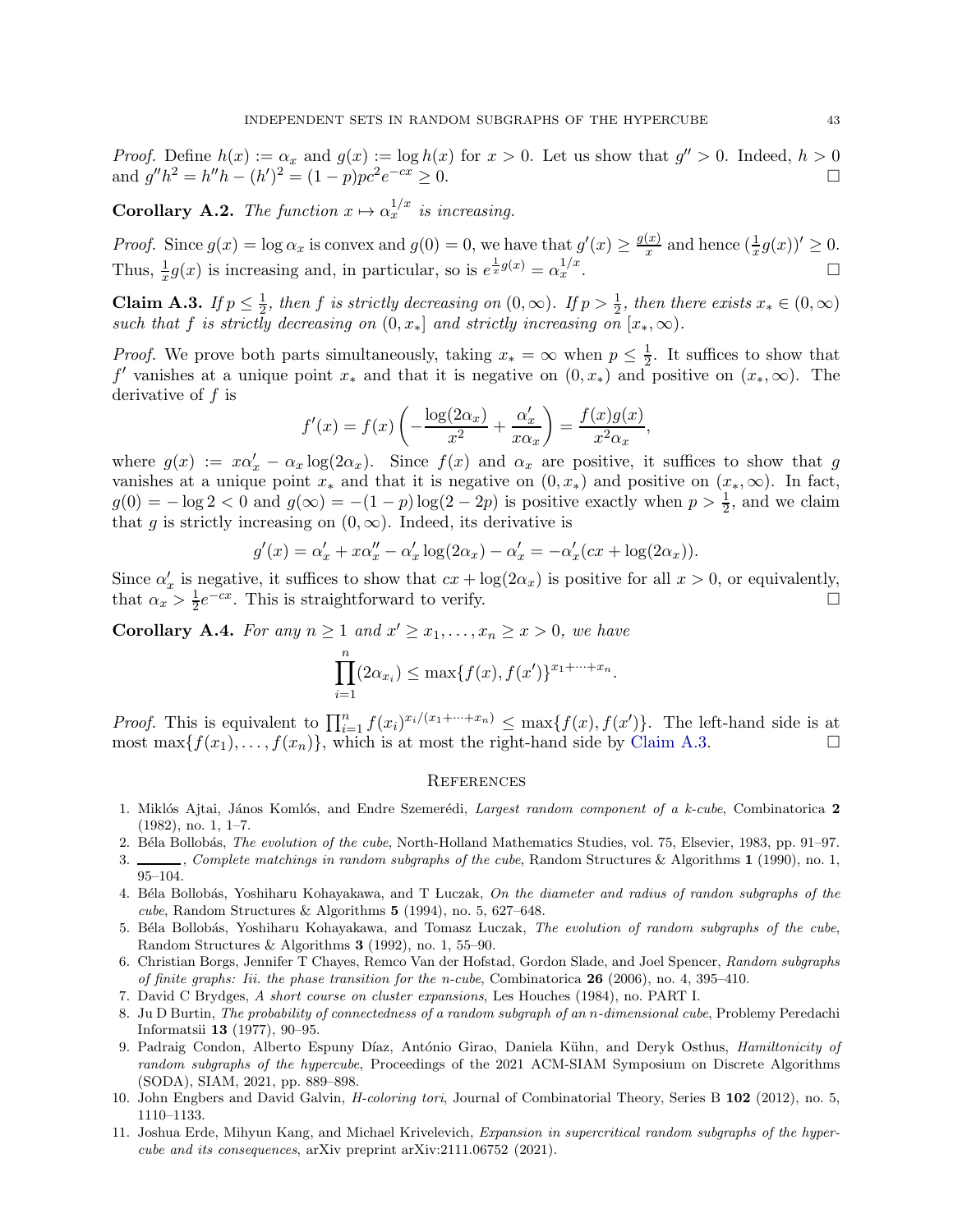*Proof.* Define $h(x) := \alpha_x$ and $g(x) := \log h(x)$ for $x > 0$. Let us show that $g'' > 0$. Indeed, $h > 0$ and $g''h^2 = h''h - (h')^2 = (1-p)pc^2e^{-cx} \geq 0$. □

**Corollary A.2.** *The function $x \mapsto \alpha_x^{1/x}$ is increasing.*

*Proof.* Since $g(x) = \log \alpha_x$ is convex and $g(0) = 0$, we have that $g'(x) \geq \frac{g(x)}{x}$ and hence $(\frac{1}{x}g(x))' \geq 0$. Thus, $\frac{1}{x}g(x)$ is increasing and, in particular, so is $e^{\frac{1}{x}g(x)} = \alpha_x^{1/x}$. □

**Claim A.3.** *If $p \leq \frac{1}{2}$, then $f$ is strictly decreasing on $(0, \infty)$. If $p > \frac{1}{2}$, then there exists $x_* \in (0, \infty)$ such that $f$ is strictly decreasing on $(0, x_*]$ and strictly increasing on $[x_*, \infty)$.*

*Proof.* We prove both parts simultaneously, taking $x_* = \infty$ when $p \leq \frac{1}{2}$. It suffices to show that $f'$ vanishes at a unique point $x_*$ and that it is negative on $(0, x_*)$ and positive on $(x_*, \infty)$. The derivative of $f$ is

$$f'(x) = f(x)\left(-\frac{\log(2\alpha_x)}{x^2} + \frac{\alpha_x'}{x\alpha_x}\right) = \frac{f(x)g(x)}{x^2\alpha_x},$$

where $g(x) := x\alpha_x' - \alpha_x \log(2\alpha_x)$. Since $f(x)$ and $\alpha_x$ are positive, it suffices to show that $g$ vanishes at a unique point $x_*$ and that it is negative on $(0, x_*)$ and positive on $(x_*, \infty)$. In fact, $g(0) = -\log 2 < 0$ and $g(\infty) = -(1-p)\log(2-2p)$ is positive exactly when $p > \frac{1}{2}$, and we claim that $g$ is strictly increasing on $(0, \infty)$. Indeed, its derivative is

$$g'(x) = \alpha_x' + x\alpha_x'' - \alpha_x' \log(2\alpha_x) - \alpha_x' = -\alpha_x'(cx + \log(2\alpha_x)).$$

Since $\alpha_x'$ is negative, it suffices to show that $cx + \log(2\alpha_x)$ is positive for all $x > 0$, or equivalently, that $\alpha_x > \frac{1}{2}e^{-cx}$. This is straightforward to verify. □

**Corollary A.4.** *For any $n \geq 1$ and $x' \geq x_1, \ldots, x_n \geq x > 0$, we have*

$$\prod_{i=1}^{n}(2\alpha_{x_i}) \leq \max\{f(x), f(x')\}^{x_1+\cdots+x_n}.$$

*Proof.* This is equivalent to $\prod_{i=1}^{n} f(x_i)^{x_i/(x_1+\cdots+x_n)} \leq \max\{f(x), f(x')\}$. The left-hand side is at most $\max\{f(x_1), \ldots, f(x_n)\}$, which is at most the right-hand side by Claim A.3. □

## References

1. Miklós Ajtai, János Komlós, and Endre Szemerédi, *Largest random component of a k-cube*, Combinatorica **2** (1982), no. 1, 1–7.
2. Béla Bollobás, *The evolution of the cube*, North-Holland Mathematics Studies, vol. 75, Elsevier, 1983, pp. 91–97.
3. ———, *Complete matchings in random subgraphs of the cube*, Random Structures & Algorithms **1** (1990), no. 1, 95–104.
4. Béla Bollobás, Yoshiharu Kohayakawa, and T Łuczak, *On the diameter and radius of randon subgraphs of the cube*, Random Structures & Algorithms **5** (1994), no. 5, 627–648.
5. Béla Bollobás, Yoshiharu Kohayakawa, and Tomasz Łuczak, *The evolution of random subgraphs of the cube*, Random Structures & Algorithms **3** (1992), no. 1, 55–90.
6. Christian Borgs, Jennifer T Chayes, Remco Van der Hofstad, Gordon Slade, and Joel Spencer, *Random subgraphs of finite graphs: Iii. the phase transition for the n-cube*, Combinatorica **26** (2006), no. 4, 395–410.
7. David C Brydges, *A short course on cluster expansions*, Les Houches (1984), no. PART I.
8. Ju D Burtin, *The probability of connectedness of a random subgraph of an n-dimensional cube*, Problemy Peredachi Informatsii **13** (1977), 90–95.
9. Padraig Condon, Alberto Espuny Díaz, António Girao, Daniela Kühn, and Deryk Osthus, *Hamiltonicity of random subgraphs of the hypercube*, Proceedings of the 2021 ACM-SIAM Symposium on Discrete Algorithms (SODA), SIAM, 2021, pp. 889–898.
10. John Engbers and David Galvin, *H-coloring tori*, Journal of Combinatorial Theory, Series B **102** (2012), no. 5, 1110–1133.
11. Joshua Erde, Mihyun Kang, and Michael Krivelevich, *Expansion in supercritical random subgraphs of the hypercube and its consequences*, arXiv preprint arXiv:2111.06752 (2021).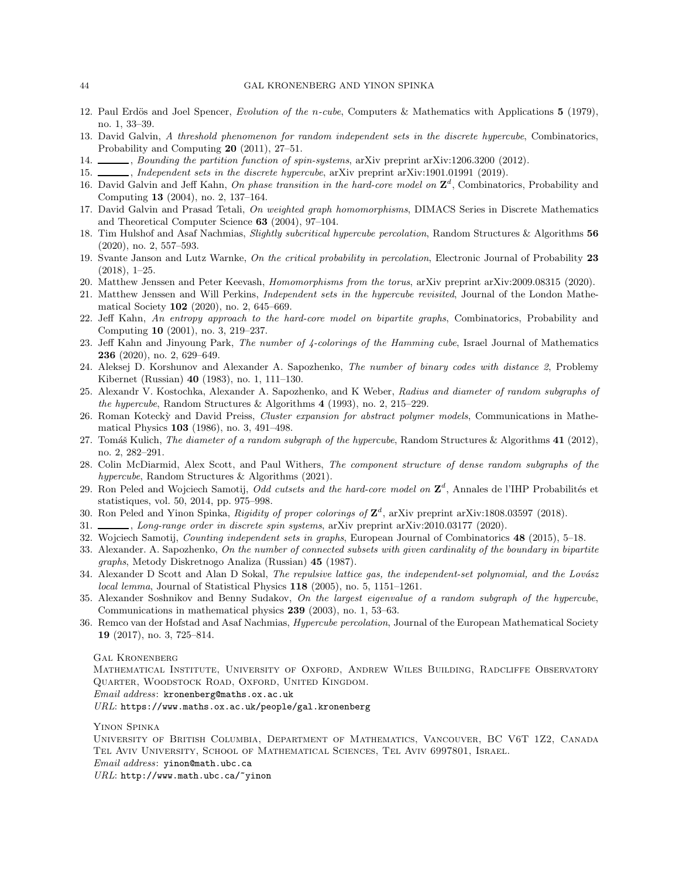12. Paul Erdös and Joel Spencer, *Evolution of the n-cube*, Computers & Mathematics with Applications **5** (1979), no. 1, 33–39.
13. David Galvin, *A threshold phenomenon for random independent sets in the discrete hypercube*, Combinatorics, Probability and Computing **20** (2011), 27–51.
14. ______, *Bounding the partition function of spin-systems*, arXiv preprint arXiv:1206.3200 (2012).
15. ______, *Independent sets in the discrete hypercube*, arXiv preprint arXiv:1901.01991 (2019).
16. David Galvin and Jeff Kahn, *On phase transition in the hard-core model on* $\mathbf{Z}^d$, Combinatorics, Probability and Computing **13** (2004), no. 2, 137–164.
17. David Galvin and Prasad Tetali, *On weighted graph homomorphisms*, DIMACS Series in Discrete Mathematics and Theoretical Computer Science **63** (2004), 97–104.
18. Tim Hulshof and Asaf Nachmias, *Slightly subcritical hypercube percolation*, Random Structures & Algorithms **56** (2020), no. 2, 557–593.
19. Svante Janson and Lutz Warnke, *On the critical probability in percolation*, Electronic Journal of Probability **23** (2018), 1–25.
20. Matthew Jenssen and Peter Keevash, *Homomorphisms from the torus*, arXiv preprint arXiv:2009.08315 (2020).
21. Matthew Jenssen and Will Perkins, *Independent sets in the hypercube revisited*, Journal of the London Mathematical Society **102** (2020), no. 2, 645–669.
22. Jeff Kahn, *An entropy approach to the hard-core model on bipartite graphs*, Combinatorics, Probability and Computing **10** (2001), no. 3, 219–237.
23. Jeff Kahn and Jinyoung Park, *The number of 4-colorings of the Hamming cube*, Israel Journal of Mathematics **236** (2020), no. 2, 629–649.
24. Aleksej D. Korshunov and Alexander A. Sapozhenko, *The number of binary codes with distance 2*, Problemy Kibernet (Russian) **40** (1983), no. 1, 111–130.
25. Alexandr V. Kostochka, Alexander A. Sapozhenko, and K Weber, *Radius and diameter of random subgraphs of the hypercube*, Random Structures & Algorithms **4** (1993), no. 2, 215–229.
26. Roman Koteckỳ and David Preiss, *Cluster expansion for abstract polymer models*, Communications in Mathematical Physics **103** (1986), no. 3, 491–498.
27. Tomáš Kulich, *The diameter of a random subgraph of the hypercube*, Random Structures & Algorithms **41** (2012), no. 2, 282–291.
28. Colin McDiarmid, Alex Scott, and Paul Withers, *The component structure of dense random subgraphs of the hypercube*, Random Structures & Algorithms (2021).
29. Ron Peled and Wojciech Samotij, *Odd cutsets and the hard-core model on* $\mathbf{Z}^d$, Annales de l'IHP Probabilités et statistiques, vol. 50, 2014, pp. 975–998.
30. Ron Peled and Yinon Spinka, *Rigidity of proper colorings of* $\mathbf{Z}^d$, arXiv preprint arXiv:1808.03597 (2018).
31. ______, *Long-range order in discrete spin systems*, arXiv preprint arXiv:2010.03177 (2020).
32. Wojciech Samotij, *Counting independent sets in graphs*, European Journal of Combinatorics **48** (2015), 5–18.
33. Alexander. A. Sapozhenko, *On the number of connected subsets with given cardinality of the boundary in bipartite graphs*, Metody Diskretnogo Analiza (Russian) **45** (1987).
34. Alexander D Scott and Alan D Sokal, *The repulsive lattice gas, the independent-set polynomial, and the Lovász local lemma*, Journal of Statistical Physics **118** (2005), no. 5, 1151–1261.
35. Alexander Soshnikov and Benny Sudakov, *On the largest eigenvalue of a random subgraph of the hypercube*, Communications in mathematical physics **239** (2003), no. 1, 53–63.
36. Remco van der Hofstad and Asaf Nachmias, *Hypercube percolation*, Journal of the European Mathematical Society **19** (2017), no. 3, 725–814.

Gal Kronenberg

Mathematical Institute, University of Oxford, Andrew Wiles Building, Radcliffe Observatory Quarter, Woodstock Road, Oxford, United Kingdom.

*Email address*: kronenberg@maths.ox.ac.uk

*URL*: https://www.maths.ox.ac.uk/people/gal.kronenberg

Yinon Spinka

University of British Columbia, Department of Mathematics, Vancouver, BC V6T 1Z2, Canada

Tel Aviv University, School of Mathematical Sciences, Tel Aviv 6997801, Israel.

*Email address*: yinon@math.ubc.ca

*URL*: http://www.math.ubc.ca/~yinon